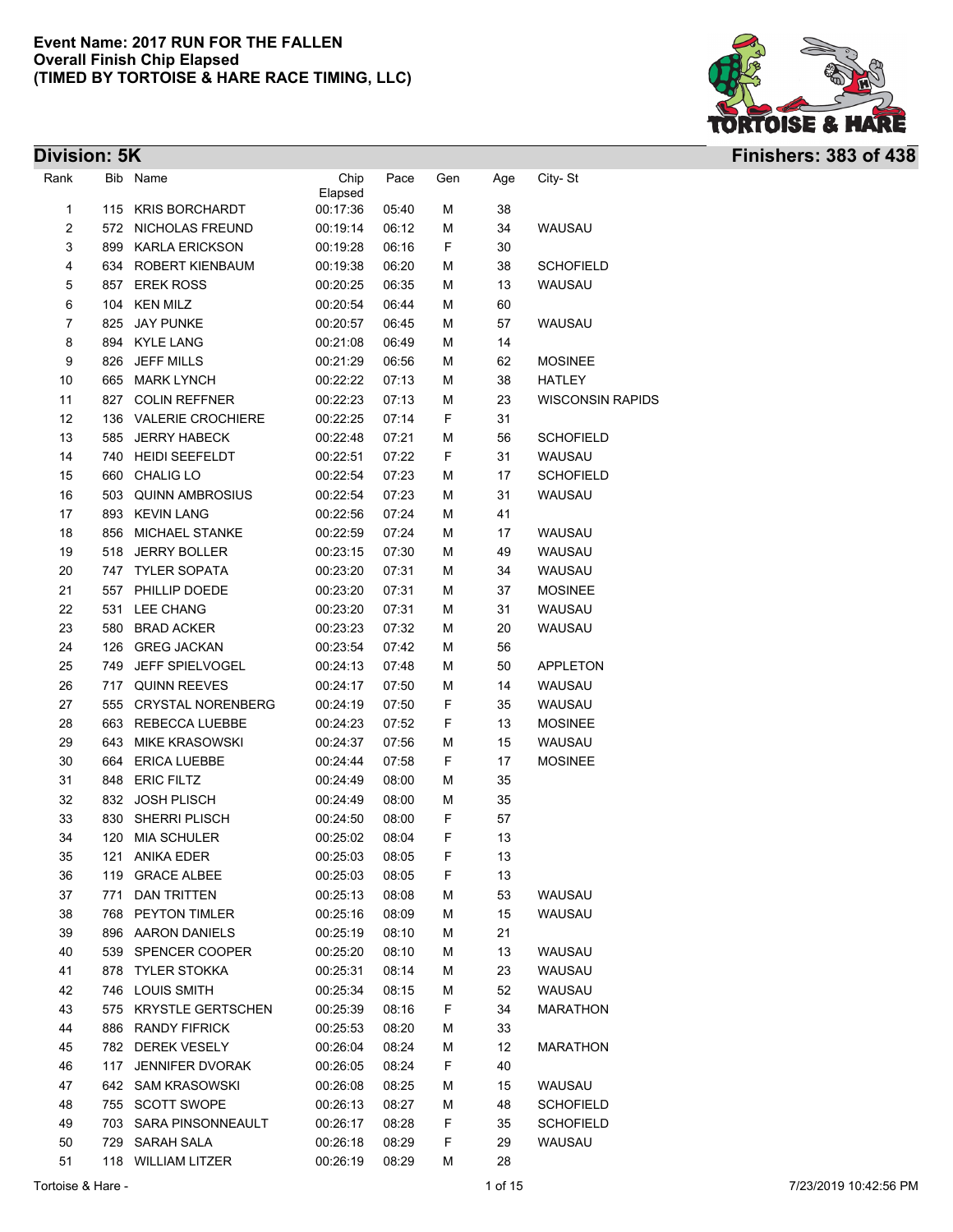**Event Name: 2017 RUN FOR THE FALLEN**
**Overall Finish Chip Elapsed**
**(TIMED BY TORTOISE & HARE RACE TIMING, LLC)**

## Division: 5K

**Finishers: 383 of 438**

| Rank | Bib | Name | Chip Elapsed | Pace | Gen | Age | City- St |
|---|---|---|---|---|---|---|---|
| 1 | 115 | KRIS BORCHARDT | 00:17:36 | 05:40 | M | 38 | |
| 2 | 572 | NICHOLAS FREUND | 00:19:14 | 06:12 | M | 34 | WAUSAU |
| 3 | 899 | KARLA ERICKSON | 00:19:28 | 06:16 | F | 30 | |
| 4 | 634 | ROBERT KIENBAUM | 00:19:38 | 06:20 | M | 38 | SCHOFIELD |
| 5 | 857 | EREK ROSS | 00:20:25 | 06:35 | M | 13 | WAUSAU |
| 6 | 104 | KEN MILZ | 00:20:54 | 06:44 | M | 60 | |
| 7 | 825 | JAY PUNKE | 00:20:57 | 06:45 | M | 57 | WAUSAU |
| 8 | 894 | KYLE LANG | 00:21:08 | 06:49 | M | 14 | |
| 9 | 826 | JEFF MILLS | 00:21:29 | 06:56 | M | 62 | MOSINEE |
| 10 | 665 | MARK LYNCH | 00:22:22 | 07:13 | M | 38 | HATLEY |
| 11 | 827 | COLIN REFFNER | 00:22:23 | 07:13 | M | 23 | WISCONSIN RAPIDS |
| 12 | 136 | VALERIE CROCHIERE | 00:22:25 | 07:14 | F | 31 | |
| 13 | 585 | JERRY HABECK | 00:22:48 | 07:21 | M | 56 | SCHOFIELD |
| 14 | 740 | HEIDI SEEFELDT | 00:22:51 | 07:22 | F | 31 | WAUSAU |
| 15 | 660 | CHALIG LO | 00:22:54 | 07:23 | M | 17 | SCHOFIELD |
| 16 | 503 | QUINN AMBROSIUS | 00:22:54 | 07:23 | M | 31 | WAUSAU |
| 17 | 893 | KEVIN LANG | 00:22:56 | 07:24 | M | 41 | |
| 18 | 856 | MICHAEL STANKE | 00:22:59 | 07:24 | M | 17 | WAUSAU |
| 19 | 518 | JERRY BOLLER | 00:23:15 | 07:30 | M | 49 | WAUSAU |
| 20 | 747 | TYLER SOPATA | 00:23:20 | 07:31 | M | 34 | WAUSAU |
| 21 | 557 | PHILLIP DOEDE | 00:23:20 | 07:31 | M | 37 | MOSINEE |
| 22 | 531 | LEE CHANG | 00:23:20 | 07:31 | M | 31 | WAUSAU |
| 23 | 580 | BRAD ACKER | 00:23:23 | 07:32 | M | 20 | WAUSAU |
| 24 | 126 | GREG JACKAN | 00:23:54 | 07:42 | M | 56 | |
| 25 | 749 | JEFF SPIELVOGEL | 00:24:13 | 07:48 | M | 50 | APPLETON |
| 26 | 717 | QUINN REEVES | 00:24:17 | 07:50 | M | 14 | WAUSAU |
| 27 | 555 | CRYSTAL NORENBERG | 00:24:19 | 07:50 | F | 35 | WAUSAU |
| 28 | 663 | REBECCA LUEBBE | 00:24:23 | 07:52 | F | 13 | MOSINEE |
| 29 | 643 | MIKE KRASOWSKI | 00:24:37 | 07:56 | M | 15 | WAUSAU |
| 30 | 664 | ERICA LUEBBE | 00:24:44 | 07:58 | F | 17 | MOSINEE |
| 31 | 848 | ERIC FILTZ | 00:24:49 | 08:00 | M | 35 | |
| 32 | 832 | JOSH PLISCH | 00:24:49 | 08:00 | M | 35 | |
| 33 | 830 | SHERRI PLISCH | 00:24:50 | 08:00 | F | 57 | |
| 34 | 120 | MIA SCHULER | 00:25:02 | 08:04 | F | 13 | |
| 35 | 121 | ANIKA EDER | 00:25:03 | 08:05 | F | 13 | |
| 36 | 119 | GRACE ALBEE | 00:25:03 | 08:05 | F | 13 | |
| 37 | 771 | DAN TRITTEN | 00:25:13 | 08:08 | M | 53 | WAUSAU |
| 38 | 768 | PEYTON TIMLER | 00:25:16 | 08:09 | M | 15 | WAUSAU |
| 39 | 896 | AARON DANIELS | 00:25:19 | 08:10 | M | 21 | |
| 40 | 539 | SPENCER COOPER | 00:25:20 | 08:10 | M | 13 | WAUSAU |
| 41 | 878 | TYLER STOKKA | 00:25:31 | 08:14 | M | 23 | WAUSAU |
| 42 | 746 | LOUIS SMITH | 00:25:34 | 08:15 | M | 52 | WAUSAU |
| 43 | 575 | KRYSTLE GERTSCHEN | 00:25:39 | 08:16 | F | 34 | MARATHON |
| 44 | 886 | RANDY FIFRICK | 00:25:53 | 08:20 | M | 33 | |
| 45 | 782 | DEREK VESELY | 00:26:04 | 08:24 | M | 12 | MARATHON |
| 46 | 117 | JENNIFER DVORAK | 00:26:05 | 08:24 | F | 40 | |
| 47 | 642 | SAM KRASOWSKI | 00:26:08 | 08:25 | M | 15 | WAUSAU |
| 48 | 755 | SCOTT SWOPE | 00:26:13 | 08:27 | M | 48 | SCHOFIELD |
| 49 | 703 | SARA PINSONNEAULT | 00:26:17 | 08:28 | F | 35 | SCHOFIELD |
| 50 | 729 | SARAH SALA | 00:26:18 | 08:29 | F | 29 | WAUSAU |
| 51 | 118 | WILLIAM LITZER | 00:26:19 | 08:29 | M | 28 | |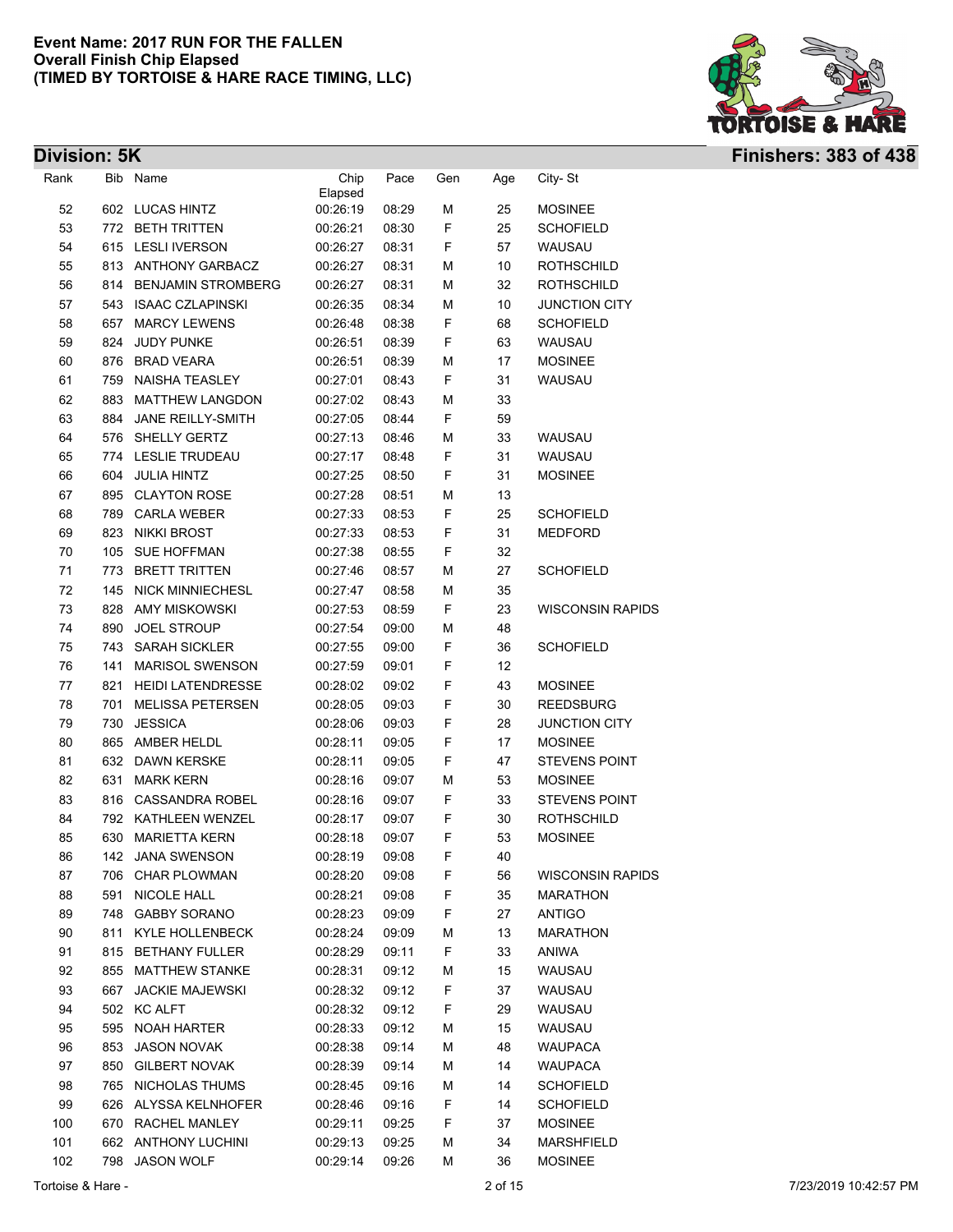**Event Name: 2017 RUN FOR THE FALLEN**
**Overall Finish Chip Elapsed**
**(TIMED BY TORTOISE & HARE RACE TIMING, LLC)**

## Division: 5K

**Finishers: 383 of 438**

| Rank | Bib | Name | Chip Elapsed | Pace | Gen | Age | City- St |
|---|---|---|---|---|---|---|---|
| 52 | 602 | LUCAS HINTZ | 00:26:19 | 08:29 | M | 25 | MOSINEE |
| 53 | 772 | BETH TRITTEN | 00:26:21 | 08:30 | F | 25 | SCHOFIELD |
| 54 | 615 | LESLI IVERSON | 00:26:27 | 08:31 | F | 57 | WAUSAU |
| 55 | 813 | ANTHONY GARBACZ | 00:26:27 | 08:31 | M | 10 | ROTHSCHILD |
| 56 | 814 | BENJAMIN STROMBERG | 00:26:27 | 08:31 | M | 32 | ROTHSCHILD |
| 57 | 543 | ISAAC CZLAPINSKI | 00:26:35 | 08:34 | M | 10 | JUNCTION CITY |
| 58 | 657 | MARCY LEWENS | 00:26:48 | 08:38 | F | 68 | SCHOFIELD |
| 59 | 824 | JUDY PUNKE | 00:26:51 | 08:39 | F | 63 | WAUSAU |
| 60 | 876 | BRAD VEARA | 00:26:51 | 08:39 | M | 17 | MOSINEE |
| 61 | 759 | NAISHA TEASLEY | 00:27:01 | 08:43 | F | 31 | WAUSAU |
| 62 | 883 | MATTHEW LANGDON | 00:27:02 | 08:43 | M | 33 | |
| 63 | 884 | JANE REILLY-SMITH | 00:27:05 | 08:44 | F | 59 | |
| 64 | 576 | SHELLY GERTZ | 00:27:13 | 08:46 | M | 33 | WAUSAU |
| 65 | 774 | LESLIE TRUDEAU | 00:27:17 | 08:48 | F | 31 | WAUSAU |
| 66 | 604 | JULIA HINTZ | 00:27:25 | 08:50 | F | 31 | MOSINEE |
| 67 | 895 | CLAYTON ROSE | 00:27:28 | 08:51 | M | 13 | |
| 68 | 789 | CARLA WEBER | 00:27:33 | 08:53 | F | 25 | SCHOFIELD |
| 69 | 823 | NIKKI BROST | 00:27:33 | 08:53 | F | 31 | MEDFORD |
| 70 | 105 | SUE HOFFMAN | 00:27:38 | 08:55 | F | 32 | |
| 71 | 773 | BRETT TRITTEN | 00:27:46 | 08:57 | M | 27 | SCHOFIELD |
| 72 | 145 | NICK MINNIECHESL | 00:27:47 | 08:58 | M | 35 | |
| 73 | 828 | AMY MISKOWSKI | 00:27:53 | 08:59 | F | 23 | WISCONSIN RAPIDS |
| 74 | 890 | JOEL STROUP | 00:27:54 | 09:00 | M | 48 | |
| 75 | 743 | SARAH SICKLER | 00:27:55 | 09:00 | F | 36 | SCHOFIELD |
| 76 | 141 | MARISOL SWENSON | 00:27:59 | 09:01 | F | 12 | |
| 77 | 821 | HEIDI LATENDRESSE | 00:28:02 | 09:02 | F | 43 | MOSINEE |
| 78 | 701 | MELISSA PETERSEN | 00:28:05 | 09:03 | F | 30 | REEDSBURG |
| 79 | 730 | JESSICA | 00:28:06 | 09:03 | F | 28 | JUNCTION CITY |
| 80 | 865 | AMBER HELDL | 00:28:11 | 09:05 | F | 17 | MOSINEE |
| 81 | 632 | DAWN KERSKE | 00:28:11 | 09:05 | F | 47 | STEVENS POINT |
| 82 | 631 | MARK KERN | 00:28:16 | 09:07 | M | 53 | MOSINEE |
| 83 | 816 | CASSANDRA ROBEL | 00:28:16 | 09:07 | F | 33 | STEVENS POINT |
| 84 | 792 | KATHLEEN WENZEL | 00:28:17 | 09:07 | F | 30 | ROTHSCHILD |
| 85 | 630 | MARIETTA KERN | 00:28:18 | 09:07 | F | 53 | MOSINEE |
| 86 | 142 | JANA SWENSON | 00:28:19 | 09:08 | F | 40 | |
| 87 | 706 | CHAR PLOWMAN | 00:28:20 | 09:08 | F | 56 | WISCONSIN RAPIDS |
| 88 | 591 | NICOLE HALL | 00:28:21 | 09:08 | F | 35 | MARATHON |
| 89 | 748 | GABBY SORANO | 00:28:23 | 09:09 | F | 27 | ANTIGO |
| 90 | 811 | KYLE HOLLENBECK | 00:28:24 | 09:09 | M | 13 | MARATHON |
| 91 | 815 | BETHANY FULLER | 00:28:29 | 09:11 | F | 33 | ANIWA |
| 92 | 855 | MATTHEW STANKE | 00:28:31 | 09:12 | M | 15 | WAUSAU |
| 93 | 667 | JACKIE MAJEWSKI | 00:28:32 | 09:12 | F | 37 | WAUSAU |
| 94 | 502 | KC ALFT | 00:28:32 | 09:12 | F | 29 | WAUSAU |
| 95 | 595 | NOAH HARTER | 00:28:33 | 09:12 | M | 15 | WAUSAU |
| 96 | 853 | JASON NOVAK | 00:28:38 | 09:14 | M | 48 | WAUPACA |
| 97 | 850 | GILBERT NOVAK | 00:28:39 | 09:14 | M | 14 | WAUPACA |
| 98 | 765 | NICHOLAS THUMS | 00:28:45 | 09:16 | M | 14 | SCHOFIELD |
| 99 | 626 | ALYSSA KELNHOFER | 00:28:46 | 09:16 | F | 14 | SCHOFIELD |
| 100 | 670 | RACHEL MANLEY | 00:29:11 | 09:25 | F | 37 | MOSINEE |
| 101 | 662 | ANTHONY LUCHINI | 00:29:13 | 09:25 | M | 34 | MARSHFIELD |
| 102 | 798 | JASON WOLF | 00:29:14 | 09:26 | M | 36 | MOSINEE |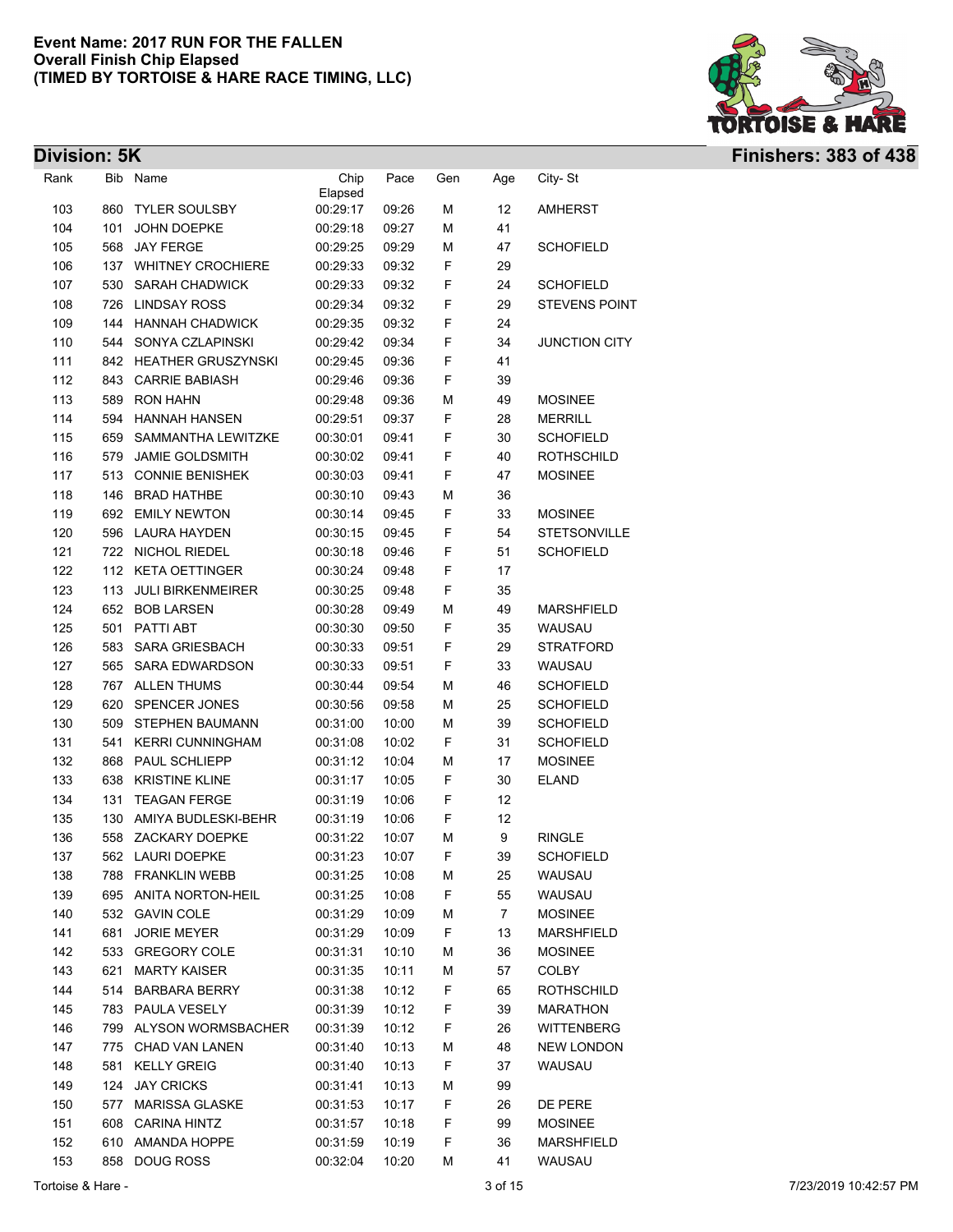**Event Name: 2017 RUN FOR THE FALLEN**
**Overall Finish Chip Elapsed**
**(TIMED BY TORTOISE & HARE RACE TIMING, LLC)**

## Division: 5K

**Finishers: 383 of 438**

| Rank | Bib | Name | Chip Elapsed | Pace | Gen | Age | City- St |
|---|---|---|---|---|---|---|---|
| 103 | 860 | TYLER SOULSBY | 00:29:17 | 09:26 | M | 12 | AMHERST |
| 104 | 101 | JOHN DOEPKE | 00:29:18 | 09:27 | M | 41 | |
| 105 | 568 | JAY FERGE | 00:29:25 | 09:29 | M | 47 | SCHOFIELD |
| 106 | 137 | WHITNEY CROCHIERE | 00:29:33 | 09:32 | F | 29 | |
| 107 | 530 | SARAH CHADWICK | 00:29:33 | 09:32 | F | 24 | SCHOFIELD |
| 108 | 726 | LINDSAY ROSS | 00:29:34 | 09:32 | F | 29 | STEVENS POINT |
| 109 | 144 | HANNAH CHADWICK | 00:29:35 | 09:32 | F | 24 | |
| 110 | 544 | SONYA CZLAPINSKI | 00:29:42 | 09:34 | F | 34 | JUNCTION CITY |
| 111 | 842 | HEATHER GRUSZYNSKI | 00:29:45 | 09:36 | F | 41 | |
| 112 | 843 | CARRIE BABIASH | 00:29:46 | 09:36 | F | 39 | |
| 113 | 589 | RON HAHN | 00:29:48 | 09:36 | M | 49 | MOSINEE |
| 114 | 594 | HANNAH HANSEN | 00:29:51 | 09:37 | F | 28 | MERRILL |
| 115 | 659 | SAMMANTHA LEWITZKE | 00:30:01 | 09:41 | F | 30 | SCHOFIELD |
| 116 | 579 | JAMIE GOLDSMITH | 00:30:02 | 09:41 | F | 40 | ROTHSCHILD |
| 117 | 513 | CONNIE BENISHEK | 00:30:03 | 09:41 | F | 47 | MOSINEE |
| 118 | 146 | BRAD HATHBE | 00:30:10 | 09:43 | M | 36 | |
| 119 | 692 | EMILY NEWTON | 00:30:14 | 09:45 | F | 33 | MOSINEE |
| 120 | 596 | LAURA HAYDEN | 00:30:15 | 09:45 | F | 54 | STETSONVILLE |
| 121 | 722 | NICHOL RIEDEL | 00:30:18 | 09:46 | F | 51 | SCHOFIELD |
| 122 | 112 | KETA OETTINGER | 00:30:24 | 09:48 | F | 17 | |
| 123 | 113 | JULI BIRKENMEIRER | 00:30:25 | 09:48 | F | 35 | |
| 124 | 652 | BOB LARSEN | 00:30:28 | 09:49 | M | 49 | MARSHFIELD |
| 125 | 501 | PATTI ABT | 00:30:30 | 09:50 | F | 35 | WAUSAU |
| 126 | 583 | SARA GRIESBACH | 00:30:33 | 09:51 | F | 29 | STRATFORD |
| 127 | 565 | SARA EDWARDSON | 00:30:33 | 09:51 | F | 33 | WAUSAU |
| 128 | 767 | ALLEN THUMS | 00:30:44 | 09:54 | M | 46 | SCHOFIELD |
| 129 | 620 | SPENCER JONES | 00:30:56 | 09:58 | M | 25 | SCHOFIELD |
| 130 | 509 | STEPHEN BAUMANN | 00:31:00 | 10:00 | M | 39 | SCHOFIELD |
| 131 | 541 | KERRI CUNNINGHAM | 00:31:08 | 10:02 | F | 31 | SCHOFIELD |
| 132 | 868 | PAUL SCHLIEPP | 00:31:12 | 10:04 | M | 17 | MOSINEE |
| 133 | 638 | KRISTINE KLINE | 00:31:17 | 10:05 | F | 30 | ELAND |
| 134 | 131 | TEAGAN FERGE | 00:31:19 | 10:06 | F | 12 | |
| 135 | 130 | AMIYA BUDLESKI-BEHR | 00:31:19 | 10:06 | F | 12 | |
| 136 | 558 | ZACKARY DOEPKE | 00:31:22 | 10:07 | M | 9 | RINGLE |
| 137 | 562 | LAURI DOEPKE | 00:31:23 | 10:07 | F | 39 | SCHOFIELD |
| 138 | 788 | FRANKLIN WEBB | 00:31:25 | 10:08 | M | 25 | WAUSAU |
| 139 | 695 | ANITA NORTON-HEIL | 00:31:25 | 10:08 | F | 55 | WAUSAU |
| 140 | 532 | GAVIN COLE | 00:31:29 | 10:09 | M | 7 | MOSINEE |
| 141 | 681 | JORIE MEYER | 00:31:29 | 10:09 | F | 13 | MARSHFIELD |
| 142 | 533 | GREGORY COLE | 00:31:31 | 10:10 | M | 36 | MOSINEE |
| 143 | 621 | MARTY KAISER | 00:31:35 | 10:11 | M | 57 | COLBY |
| 144 | 514 | BARBARA BERRY | 00:31:38 | 10:12 | F | 65 | ROTHSCHILD |
| 145 | 783 | PAULA VESELY | 00:31:39 | 10:12 | F | 39 | MARATHON |
| 146 | 799 | ALYSON WORMSBACHER | 00:31:39 | 10:12 | F | 26 | WITTENBERG |
| 147 | 775 | CHAD VAN LANEN | 00:31:40 | 10:13 | M | 48 | NEW LONDON |
| 148 | 581 | KELLY GREIG | 00:31:40 | 10:13 | F | 37 | WAUSAU |
| 149 | 124 | JAY CRICKS | 00:31:41 | 10:13 | M | 99 | |
| 150 | 577 | MARISSA GLASKE | 00:31:53 | 10:17 | F | 26 | DE PERE |
| 151 | 608 | CARINA HINTZ | 00:31:57 | 10:18 | F | 99 | MOSINEE |
| 152 | 610 | AMANDA HOPPE | 00:31:59 | 10:19 | F | 36 | MARSHFIELD |
| 153 | 858 | DOUG ROSS | 00:32:04 | 10:20 | M | 41 | WAUSAU |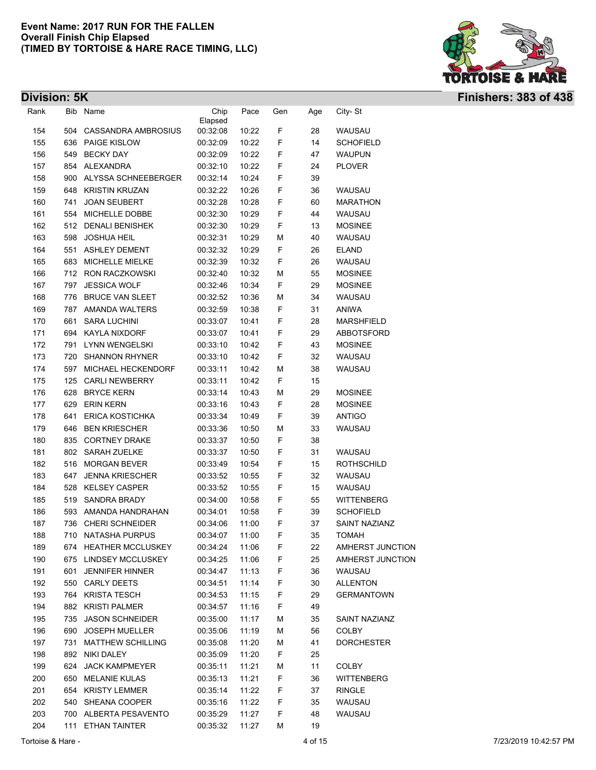**Event Name: 2017 RUN FOR THE FALLEN**
**Overall Finish Chip Elapsed**
**(TIMED BY TORTOISE & HARE RACE TIMING, LLC)**

## Division: 5K

**Finishers: 383 of 438**

| Rank | Bib | Name | Chip Elapsed | Pace | Gen | Age | City- St |
|---|---|---|---|---|---|---|---|
| 154 | 504 | CASSANDRA AMBROSIUS | 00:32:08 | 10:22 | F | 28 | WAUSAU |
| 155 | 636 | PAIGE KISLOW | 00:32:09 | 10:22 | F | 14 | SCHOFIELD |
| 156 | 549 | BECKY DAY | 00:32:09 | 10:22 | F | 47 | WAUPUN |
| 157 | 854 | ALEXANDRA | 00:32:10 | 10:22 | F | 24 | PLOVER |
| 158 | 900 | ALYSSA SCHNEEBERGER | 00:32:14 | 10:24 | F | 39 | |
| 159 | 648 | KRISTIN KRUZAN | 00:32:22 | 10:26 | F | 36 | WAUSAU |
| 160 | 741 | JOAN SEUBERT | 00:32:28 | 10:28 | F | 60 | MARATHON |
| 161 | 554 | MICHELLE DOBBE | 00:32:30 | 10:29 | F | 44 | WAUSAU |
| 162 | 512 | DENALI BENISHEK | 00:32:30 | 10:29 | F | 13 | MOSINEE |
| 163 | 598 | JOSHUA HEIL | 00:32:31 | 10:29 | M | 40 | WAUSAU |
| 164 | 551 | ASHLEY DEMENT | 00:32:32 | 10:29 | F | 26 | ELAND |
| 165 | 683 | MICHELLE MIELKE | 00:32:39 | 10:32 | F | 26 | WAUSAU |
| 166 | 712 | RON RACZKOWSKI | 00:32:40 | 10:32 | M | 55 | MOSINEE |
| 167 | 797 | JESSICA WOLF | 00:32:46 | 10:34 | F | 29 | MOSINEE |
| 168 | 776 | BRUCE VAN SLEET | 00:32:52 | 10:36 | M | 34 | WAUSAU |
| 169 | 787 | AMANDA WALTERS | 00:32:59 | 10:38 | F | 31 | ANIWA |
| 170 | 661 | SARA LUCHINI | 00:33:07 | 10:41 | F | 28 | MARSHFIELD |
| 171 | 694 | KAYLA NIXDORF | 00:33:07 | 10:41 | F | 29 | ABBOTSFORD |
| 172 | 791 | LYNN WENGELSKI | 00:33:10 | 10:42 | F | 43 | MOSINEE |
| 173 | 720 | SHANNON RHYNER | 00:33:10 | 10:42 | F | 32 | WAUSAU |
| 174 | 597 | MICHAEL HECKENDORF | 00:33:11 | 10:42 | M | 38 | WAUSAU |
| 175 | 125 | CARLI NEWBERRY | 00:33:11 | 10:42 | F | 15 | |
| 176 | 628 | BRYCE KERN | 00:33:14 | 10:43 | M | 29 | MOSINEE |
| 177 | 629 | ERIN KERN | 00:33:16 | 10:43 | F | 28 | MOSINEE |
| 178 | 641 | ERICA KOSTICHKA | 00:33:34 | 10:49 | F | 39 | ANTIGO |
| 179 | 646 | BEN KRIESCHER | 00:33:36 | 10:50 | M | 33 | WAUSAU |
| 180 | 835 | CORTNEY DRAKE | 00:33:37 | 10:50 | F | 38 | |
| 181 | 802 | SARAH ZUELKE | 00:33:37 | 10:50 | F | 31 | WAUSAU |
| 182 | 516 | MORGAN BEVER | 00:33:49 | 10:54 | F | 15 | ROTHSCHILD |
| 183 | 647 | JENNA KRIESCHER | 00:33:52 | 10:55 | F | 32 | WAUSAU |
| 184 | 528 | KELSEY CASPER | 00:33:52 | 10:55 | F | 15 | WAUSAU |
| 185 | 519 | SANDRA BRADY | 00:34:00 | 10:58 | F | 55 | WITTENBERG |
| 186 | 593 | AMANDA HANDRAHAN | 00:34:01 | 10:58 | F | 39 | SCHOFIELD |
| 187 | 736 | CHERI SCHNEIDER | 00:34:06 | 11:00 | F | 37 | SAINT NAZIANZ |
| 188 | 710 | NATASHA PURPUS | 00:34:07 | 11:00 | F | 35 | TOMAH |
| 189 | 674 | HEATHER MCCLUSKEY | 00:34:24 | 11:06 | F | 22 | AMHERST JUNCTION |
| 190 | 675 | LINDSEY MCCLUSKEY | 00:34:25 | 11:06 | F | 25 | AMHERST JUNCTION |
| 191 | 601 | JENNIFER HINNER | 00:34:47 | 11:13 | F | 36 | WAUSAU |
| 192 | 550 | CARLY DEETS | 00:34:51 | 11:14 | F | 30 | ALLENTON |
| 193 | 764 | KRISTA TESCH | 00:34:53 | 11:15 | F | 29 | GERMANTOWN |
| 194 | 882 | KRISTI PALMER | 00:34:57 | 11:16 | F | 49 | |
| 195 | 735 | JASON SCHNEIDER | 00:35:00 | 11:17 | M | 35 | SAINT NAZIANZ |
| 196 | 690 | JOSEPH MUELLER | 00:35:06 | 11:19 | M | 56 | COLBY |
| 197 | 731 | MATTHEW SCHILLING | 00:35:08 | 11:20 | M | 41 | DORCHESTER |
| 198 | 892 | NIKI DALEY | 00:35:09 | 11:20 | F | 25 | |
| 199 | 624 | JACK KAMPMEYER | 00:35:11 | 11:21 | M | 11 | COLBY |
| 200 | 650 | MELANIE KULAS | 00:35:13 | 11:21 | F | 36 | WITTENBERG |
| 201 | 654 | KRISTY LEMMER | 00:35:14 | 11:22 | F | 37 | RINGLE |
| 202 | 540 | SHEANA COOPER | 00:35:16 | 11:22 | F | 35 | WAUSAU |
| 203 | 700 | ALBERTA PESAVENTO | 00:35:29 | 11:27 | F | 48 | WAUSAU |
| 204 | 111 | ETHAN TAINTER | 00:35:32 | 11:27 | M | 19 | |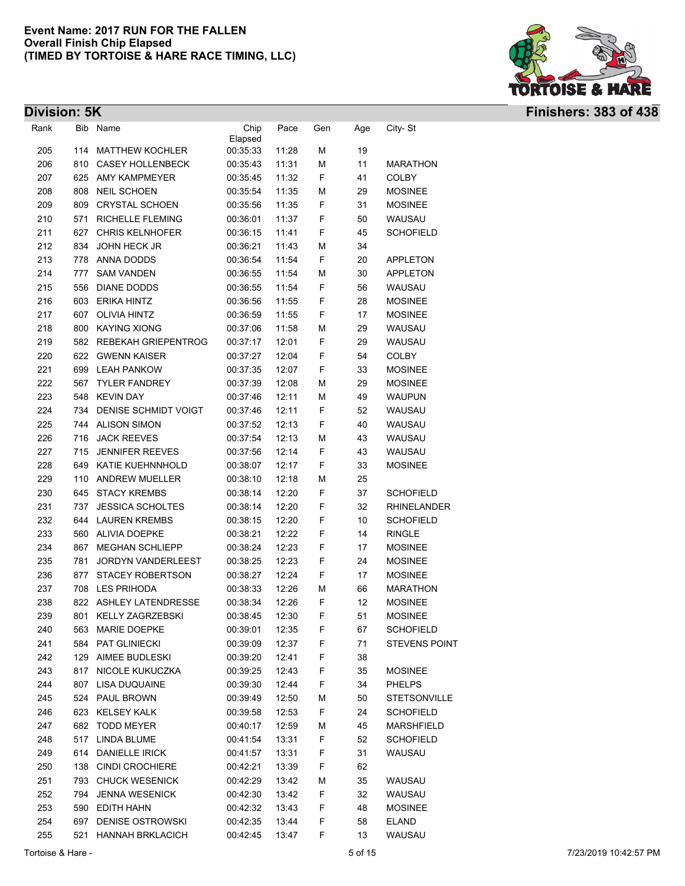**Event Name: 2017 RUN FOR THE FALLEN**
**Overall Finish Chip Elapsed**
**(TIMED BY TORTOISE & HARE RACE TIMING, LLC)**

## Division: 5K

**Finishers: 383 of 438**

| Rank | Bib | Name | Chip Elapsed | Pace | Gen | Age | City- St |
|---|---|---|---|---|---|---|---|
| 205 | 114 | MATTHEW KOCHLER | 00:35:33 | 11:28 | M | 19 | |
| 206 | 810 | CASEY HOLLENBECK | 00:35:43 | 11:31 | M | 11 | MARATHON |
| 207 | 625 | AMY KAMPMEYER | 00:35:45 | 11:32 | F | 41 | COLBY |
| 208 | 808 | NEIL SCHOEN | 00:35:54 | 11:35 | M | 29 | MOSINEE |
| 209 | 809 | CRYSTAL SCHOEN | 00:35:56 | 11:35 | F | 31 | MOSINEE |
| 210 | 571 | RICHELLE FLEMING | 00:36:01 | 11:37 | F | 50 | WAUSAU |
| 211 | 627 | CHRIS KELNHOFER | 00:36:15 | 11:41 | F | 45 | SCHOFIELD |
| 212 | 834 | JOHN HECK JR | 00:36:21 | 11:43 | M | 34 | |
| 213 | 778 | ANNA DODDS | 00:36:54 | 11:54 | F | 20 | APPLETON |
| 214 | 777 | SAM VANDEN | 00:36:55 | 11:54 | M | 30 | APPLETON |
| 215 | 556 | DIANE DODDS | 00:36:55 | 11:54 | F | 56 | WAUSAU |
| 216 | 603 | ERIKA HINTZ | 00:36:56 | 11:55 | F | 28 | MOSINEE |
| 217 | 607 | OLIVIA HINTZ | 00:36:59 | 11:55 | F | 17 | MOSINEE |
| 218 | 800 | KAYING XIONG | 00:37:06 | 11:58 | M | 29 | WAUSAU |
| 219 | 582 | REBEKAH GRIEPENTROG | 00:37:17 | 12:01 | F | 29 | WAUSAU |
| 220 | 622 | GWENN KAISER | 00:37:27 | 12:04 | F | 54 | COLBY |
| 221 | 699 | LEAH PANKOW | 00:37:35 | 12:07 | F | 33 | MOSINEE |
| 222 | 567 | TYLER FANDREY | 00:37:39 | 12:08 | M | 29 | MOSINEE |
| 223 | 548 | KEVIN DAY | 00:37:46 | 12:11 | M | 49 | WAUPUN |
| 224 | 734 | DENISE SCHMIDT VOIGT | 00:37:46 | 12:11 | F | 52 | WAUSAU |
| 225 | 744 | ALISON SIMON | 00:37:52 | 12:13 | F | 40 | WAUSAU |
| 226 | 716 | JACK REEVES | 00:37:54 | 12:13 | M | 43 | WAUSAU |
| 227 | 715 | JENNIFER REEVES | 00:37:56 | 12:14 | F | 43 | WAUSAU |
| 228 | 649 | KATIE KUEHNNHOLD | 00:38:07 | 12:17 | F | 33 | MOSINEE |
| 229 | 110 | ANDREW MUELLER | 00:38:10 | 12:18 | M | 25 | |
| 230 | 645 | STACY KREMBS | 00:38:14 | 12:20 | F | 37 | SCHOFIELD |
| 231 | 737 | JESSICA SCHOLTES | 00:38:14 | 12:20 | F | 32 | RHINELANDER |
| 232 | 644 | LAUREN KREMBS | 00:38:15 | 12:20 | F | 10 | SCHOFIELD |
| 233 | 560 | ALIVIA DOEPKE | 00:38:21 | 12:22 | F | 14 | RINGLE |
| 234 | 867 | MEGHAN SCHLIEPP | 00:38:24 | 12:23 | F | 17 | MOSINEE |
| 235 | 781 | JORDYN VANDERLEEST | 00:38:25 | 12:23 | F | 24 | MOSINEE |
| 236 | 877 | STACEY ROBERTSON | 00:38:27 | 12:24 | F | 17 | MOSINEE |
| 237 | 708 | LES PRIHODA | 00:38:33 | 12:26 | M | 66 | MARATHON |
| 238 | 822 | ASHLEY LATENDRESSE | 00:38:34 | 12:26 | F | 12 | MOSINEE |
| 239 | 801 | KELLY ZAGRZEBSKI | 00:38:45 | 12:30 | F | 51 | MOSINEE |
| 240 | 563 | MARIE DOEPKE | 00:39:01 | 12:35 | F | 67 | SCHOFIELD |
| 241 | 584 | PAT GLINIECKI | 00:39:09 | 12:37 | F | 71 | STEVENS POINT |
| 242 | 129 | AIMEE BUDLESKI | 00:39:20 | 12:41 | F | 38 | |
| 243 | 817 | NICOLE KUKUCZKA | 00:39:25 | 12:43 | F | 35 | MOSINEE |
| 244 | 807 | LISA DUQUAINE | 00:39:30 | 12:44 | F | 34 | PHELPS |
| 245 | 524 | PAUL BROWN | 00:39:49 | 12:50 | M | 50 | STETSONVILLE |
| 246 | 623 | KELSEY KALK | 00:39:58 | 12:53 | F | 24 | SCHOFIELD |
| 247 | 682 | TODD MEYER | 00:40:17 | 12:59 | M | 45 | MARSHFIELD |
| 248 | 517 | LINDA BLUME | 00:41:54 | 13:31 | F | 52 | SCHOFIELD |
| 249 | 614 | DANIELLE IRICK | 00:41:57 | 13:31 | F | 31 | WAUSAU |
| 250 | 138 | CINDI CROCHIERE | 00:42:21 | 13:39 | F | 62 | |
| 251 | 793 | CHUCK WESENICK | 00:42:29 | 13:42 | M | 35 | WAUSAU |
| 252 | 794 | JENNA WESENICK | 00:42:30 | 13:42 | F | 32 | WAUSAU |
| 253 | 590 | EDITH HAHN | 00:42:32 | 13:43 | F | 48 | MOSINEE |
| 254 | 697 | DENISE OSTROWSKI | 00:42:35 | 13:44 | F | 58 | ELAND |
| 255 | 521 | HANNAH BRKLACICH | 00:42:45 | 13:47 | F | 13 | WAUSAU |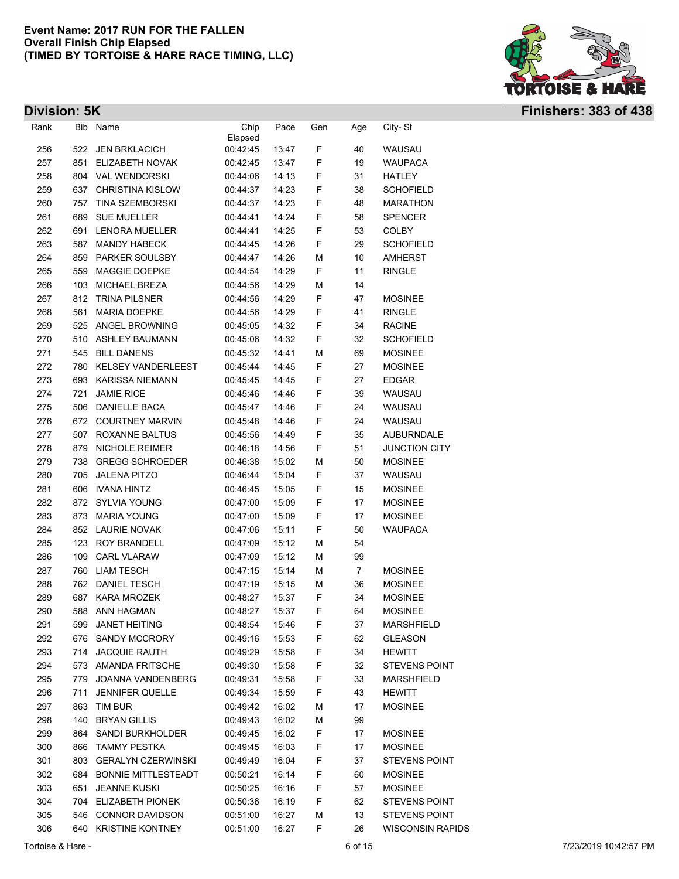**Event Name: 2017 RUN FOR THE FALLEN**
**Overall Finish Chip Elapsed**
**(TIMED BY TORTOISE & HARE RACE TIMING, LLC)**

## Division: 5K

**Finishers: 383 of 438**

| Rank | Bib | Name | Chip Elapsed | Pace | Gen | Age | City- St |
|---|---|---|---|---|---|---|---|
| 256 | 522 | JEN BRKLACICH | 00:42:45 | 13:47 | F | 40 | WAUSAU |
| 257 | 851 | ELIZABETH NOVAK | 00:42:45 | 13:47 | F | 19 | WAUPACA |
| 258 | 804 | VAL WENDORSKI | 00:44:06 | 14:13 | F | 31 | HATLEY |
| 259 | 637 | CHRISTINA KISLOW | 00:44:37 | 14:23 | F | 38 | SCHOFIELD |
| 260 | 757 | TINA SZEMBORSKI | 00:44:37 | 14:23 | F | 48 | MARATHON |
| 261 | 689 | SUE MUELLER | 00:44:41 | 14:24 | F | 58 | SPENCER |
| 262 | 691 | LENORA MUELLER | 00:44:41 | 14:25 | F | 53 | COLBY |
| 263 | 587 | MANDY HABECK | 00:44:45 | 14:26 | F | 29 | SCHOFIELD |
| 264 | 859 | PARKER SOULSBY | 00:44:47 | 14:26 | M | 10 | AMHERST |
| 265 | 559 | MAGGIE DOEPKE | 00:44:54 | 14:29 | F | 11 | RINGLE |
| 266 | 103 | MICHAEL BREZA | 00:44:56 | 14:29 | M | 14 | |
| 267 | 812 | TRINA PILSNER | 00:44:56 | 14:29 | F | 47 | MOSINEE |
| 268 | 561 | MARIA DOEPKE | 00:44:56 | 14:29 | F | 41 | RINGLE |
| 269 | 525 | ANGEL BROWNING | 00:45:05 | 14:32 | F | 34 | RACINE |
| 270 | 510 | ASHLEY BAUMANN | 00:45:06 | 14:32 | F | 32 | SCHOFIELD |
| 271 | 545 | BILL DANENS | 00:45:32 | 14:41 | M | 69 | MOSINEE |
| 272 | 780 | KELSEY VANDERLEEST | 00:45:44 | 14:45 | F | 27 | MOSINEE |
| 273 | 693 | KARISSA NIEMANN | 00:45:45 | 14:45 | F | 27 | EDGAR |
| 274 | 721 | JAMIE RICE | 00:45:46 | 14:46 | F | 39 | WAUSAU |
| 275 | 506 | DANIELLE BACA | 00:45:47 | 14:46 | F | 24 | WAUSAU |
| 276 | 672 | COURTNEY MARVIN | 00:45:48 | 14:46 | F | 24 | WAUSAU |
| 277 | 507 | ROXANNE BALTUS | 00:45:56 | 14:49 | F | 35 | AUBURNDALE |
| 278 | 879 | NICHOLE REIMER | 00:46:18 | 14:56 | F | 51 | JUNCTION CITY |
| 279 | 738 | GREGG SCHROEDER | 00:46:38 | 15:02 | M | 50 | MOSINEE |
| 280 | 705 | JALENA PITZO | 00:46:44 | 15:04 | F | 37 | WAUSAU |
| 281 | 606 | IVANA HINTZ | 00:46:45 | 15:05 | F | 15 | MOSINEE |
| 282 | 872 | SYLVIA YOUNG | 00:47:00 | 15:09 | F | 17 | MOSINEE |
| 283 | 873 | MARIA YOUNG | 00:47:00 | 15:09 | F | 17 | MOSINEE |
| 284 | 852 | LAURIE NOVAK | 00:47:06 | 15:11 | F | 50 | WAUPACA |
| 285 | 123 | ROY BRANDELL | 00:47:09 | 15:12 | M | 54 | |
| 286 | 109 | CARL VLARAW | 00:47:09 | 15:12 | M | 99 | |
| 287 | 760 | LIAM TESCH | 00:47:15 | 15:14 | M | 7 | MOSINEE |
| 288 | 762 | DANIEL TESCH | 00:47:19 | 15:15 | M | 36 | MOSINEE |
| 289 | 687 | KARA MROZEK | 00:48:27 | 15:37 | F | 34 | MOSINEE |
| 290 | 588 | ANN HAGMAN | 00:48:27 | 15:37 | F | 64 | MOSINEE |
| 291 | 599 | JANET HEITING | 00:48:54 | 15:46 | F | 37 | MARSHFIELD |
| 292 | 676 | SANDY MCCRORY | 00:49:16 | 15:53 | F | 62 | GLEASON |
| 293 | 714 | JACQUIE RAUTH | 00:49:29 | 15:58 | F | 34 | HEWITT |
| 294 | 573 | AMANDA FRITSCHE | 00:49:30 | 15:58 | F | 32 | STEVENS POINT |
| 295 | 779 | JOANNA VANDENBERG | 00:49:31 | 15:58 | F | 33 | MARSHFIELD |
| 296 | 711 | JENNIFER QUELLE | 00:49:34 | 15:59 | F | 43 | HEWITT |
| 297 | 863 | TIM BUR | 00:49:42 | 16:02 | M | 17 | MOSINEE |
| 298 | 140 | BRYAN GILLIS | 00:49:43 | 16:02 | M | 99 | |
| 299 | 864 | SANDI BURKHOLDER | 00:49:45 | 16:02 | F | 17 | MOSINEE |
| 300 | 866 | TAMMY PESTKA | 00:49:45 | 16:03 | F | 17 | MOSINEE |
| 301 | 803 | GERALYN CZERWINSKI | 00:49:49 | 16:04 | F | 37 | STEVENS POINT |
| 302 | 684 | BONNIE MITTLESTEADT | 00:50:21 | 16:14 | F | 60 | MOSINEE |
| 303 | 651 | JEANNE KUSKI | 00:50:25 | 16:16 | F | 57 | MOSINEE |
| 304 | 704 | ELIZABETH PIONEK | 00:50:36 | 16:19 | F | 62 | STEVENS POINT |
| 305 | 546 | CONNOR DAVIDSON | 00:51:00 | 16:27 | M | 13 | STEVENS POINT |
| 306 | 640 | KRISTINE KONTNEY | 00:51:00 | 16:27 | F | 26 | WISCONSIN RAPIDS |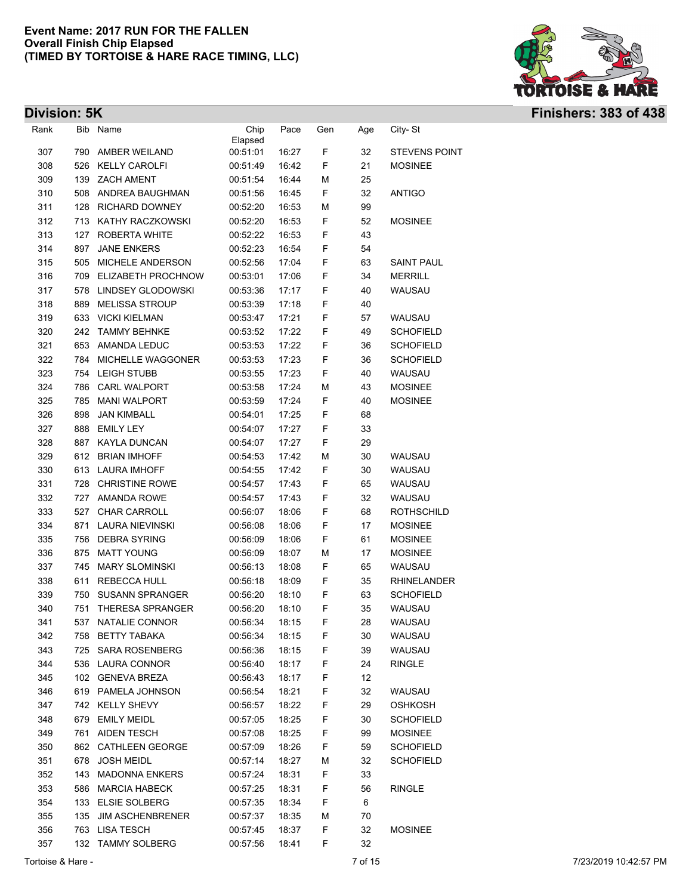**Event Name: 2017 RUN FOR THE FALLEN**
**Overall Finish Chip Elapsed**
**(TIMED BY TORTOISE & HARE RACE TIMING, LLC)**

## Division: 5K

**Finishers: 383 of 438**

| Rank | Bib | Name | Chip Elapsed | Pace | Gen | Age | City- St |
|---|---|---|---|---|---|---|---|
| 307 | 790 | AMBER WEILAND | 00:51:01 | 16:27 | F | 32 | STEVENS POINT |
| 308 | 526 | KELLY CAROLFI | 00:51:49 | 16:42 | F | 21 | MOSINEE |
| 309 | 139 | ZACH AMENT | 00:51:54 | 16:44 | M | 25 | |
| 310 | 508 | ANDREA BAUGHMAN | 00:51:56 | 16:45 | F | 32 | ANTIGO |
| 311 | 128 | RICHARD DOWNEY | 00:52:20 | 16:53 | M | 99 | |
| 312 | 713 | KATHY RACZKOWSKI | 00:52:20 | 16:53 | F | 52 | MOSINEE |
| 313 | 127 | ROBERTA WHITE | 00:52:22 | 16:53 | F | 43 | |
| 314 | 897 | JANE ENKERS | 00:52:23 | 16:54 | F | 54 | |
| 315 | 505 | MICHELE ANDERSON | 00:52:56 | 17:04 | F | 63 | SAINT PAUL |
| 316 | 709 | ELIZABETH PROCHNOW | 00:53:01 | 17:06 | F | 34 | MERRILL |
| 317 | 578 | LINDSEY GLODOWSKI | 00:53:36 | 17:17 | F | 40 | WAUSAU |
| 318 | 889 | MELISSA STROUP | 00:53:39 | 17:18 | F | 40 | |
| 319 | 633 | VICKI KIELMAN | 00:53:47 | 17:21 | F | 57 | WAUSAU |
| 320 | 242 | TAMMY BEHNKE | 00:53:52 | 17:22 | F | 49 | SCHOFIELD |
| 321 | 653 | AMANDA LEDUC | 00:53:53 | 17:22 | F | 36 | SCHOFIELD |
| 322 | 784 | MICHELLE WAGGONER | 00:53:53 | 17:23 | F | 36 | SCHOFIELD |
| 323 | 754 | LEIGH STUBB | 00:53:55 | 17:23 | F | 40 | WAUSAU |
| 324 | 786 | CARL WALPORT | 00:53:58 | 17:24 | M | 43 | MOSINEE |
| 325 | 785 | MANI WALPORT | 00:53:59 | 17:24 | F | 40 | MOSINEE |
| 326 | 898 | JAN KIMBALL | 00:54:01 | 17:25 | F | 68 | |
| 327 | 888 | EMILY LEY | 00:54:07 | 17:27 | F | 33 | |
| 328 | 887 | KAYLA DUNCAN | 00:54:07 | 17:27 | F | 29 | |
| 329 | 612 | BRIAN IMHOFF | 00:54:53 | 17:42 | M | 30 | WAUSAU |
| 330 | 613 | LAURA IMHOFF | 00:54:55 | 17:42 | F | 30 | WAUSAU |
| 331 | 728 | CHRISTINE ROWE | 00:54:57 | 17:43 | F | 65 | WAUSAU |
| 332 | 727 | AMANDA ROWE | 00:54:57 | 17:43 | F | 32 | WAUSAU |
| 333 | 527 | CHAR CARROLL | 00:56:07 | 18:06 | F | 68 | ROTHSCHILD |
| 334 | 871 | LAURA NIEVINSKI | 00:56:08 | 18:06 | F | 17 | MOSINEE |
| 335 | 756 | DEBRA SYRING | 00:56:09 | 18:06 | F | 61 | MOSINEE |
| 336 | 875 | MATT YOUNG | 00:56:09 | 18:07 | M | 17 | MOSINEE |
| 337 | 745 | MARY SLOMINSKI | 00:56:13 | 18:08 | F | 65 | WAUSAU |
| 338 | 611 | REBECCA HULL | 00:56:18 | 18:09 | F | 35 | RHINELANDER |
| 339 | 750 | SUSANN SPRANGER | 00:56:20 | 18:10 | F | 63 | SCHOFIELD |
| 340 | 751 | THERESA SPRANGER | 00:56:20 | 18:10 | F | 35 | WAUSAU |
| 341 | 537 | NATALIE CONNOR | 00:56:34 | 18:15 | F | 28 | WAUSAU |
| 342 | 758 | BETTY TABAKA | 00:56:34 | 18:15 | F | 30 | WAUSAU |
| 343 | 725 | SARA ROSENBERG | 00:56:36 | 18:15 | F | 39 | WAUSAU |
| 344 | 536 | LAURA CONNOR | 00:56:40 | 18:17 | F | 24 | RINGLE |
| 345 | 102 | GENEVA BREZA | 00:56:43 | 18:17 | F | 12 | |
| 346 | 619 | PAMELA JOHNSON | 00:56:54 | 18:21 | F | 32 | WAUSAU |
| 347 | 742 | KELLY SHEVY | 00:56:57 | 18:22 | F | 29 | OSHKOSH |
| 348 | 679 | EMILY MEIDL | 00:57:05 | 18:25 | F | 30 | SCHOFIELD |
| 349 | 761 | AIDEN TESCH | 00:57:08 | 18:25 | F | 99 | MOSINEE |
| 350 | 862 | CATHLEEN GEORGE | 00:57:09 | 18:26 | F | 59 | SCHOFIELD |
| 351 | 678 | JOSH MEIDL | 00:57:14 | 18:27 | M | 32 | SCHOFIELD |
| 352 | 143 | MADONNA ENKERS | 00:57:24 | 18:31 | F | 33 | |
| 353 | 586 | MARCIA HABECK | 00:57:25 | 18:31 | F | 56 | RINGLE |
| 354 | 133 | ELSIE SOLBERG | 00:57:35 | 18:34 | F | 6 | |
| 355 | 135 | JIM ASCHENBRENER | 00:57:37 | 18:35 | M | 70 | |
| 356 | 763 | LISA TESCH | 00:57:45 | 18:37 | F | 32 | MOSINEE |
| 357 | 132 | TAMMY SOLBERG | 00:57:56 | 18:41 | F | 32 | |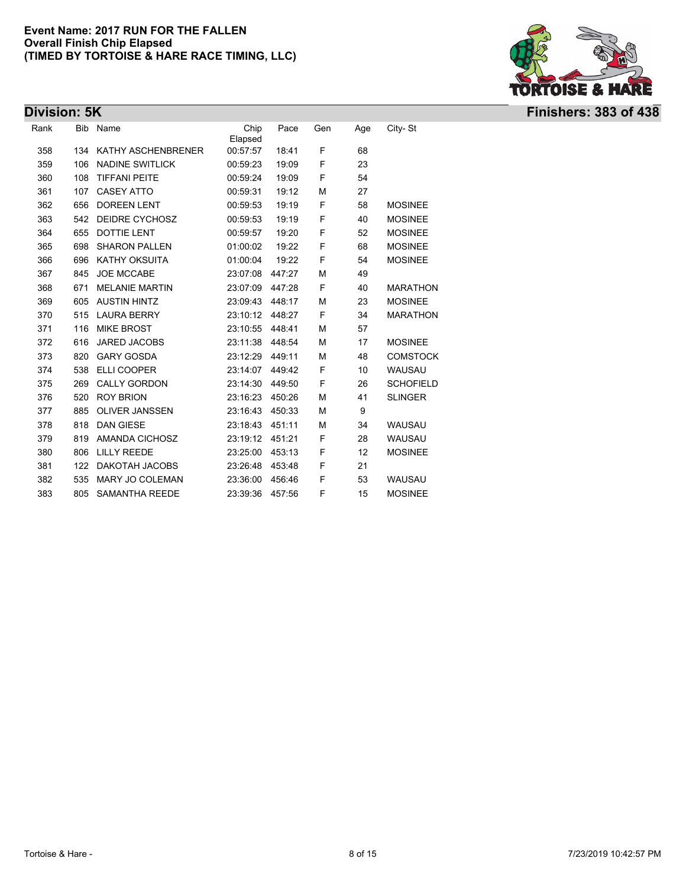**Event Name: 2017 RUN FOR THE FALLEN**
**Overall Finish Chip Elapsed**
**(TIMED BY TORTOISE & HARE RACE TIMING, LLC)**

## Division: 5K

**Finishers: 383 of 438**

| Rank | Bib | Name | Chip Elapsed | Pace | Gen | Age | City- St |
|---|---|---|---|---|---|---|---|
| 358 | 134 | KATHY ASCHENBRENER | 00:57:57 | 18:41 | F | 68 | |
| 359 | 106 | NADINE SWITLICK | 00:59:23 | 19:09 | F | 23 | |
| 360 | 108 | TIFFANI PEITE | 00:59:24 | 19:09 | F | 54 | |
| 361 | 107 | CASEY ATTO | 00:59:31 | 19:12 | M | 27 | |
| 362 | 656 | DOREEN LENT | 00:59:53 | 19:19 | F | 58 | MOSINEE |
| 363 | 542 | DEIDRE CYCHOSZ | 00:59:53 | 19:19 | F | 40 | MOSINEE |
| 364 | 655 | DOTTIE LENT | 00:59:57 | 19:20 | F | 52 | MOSINEE |
| 365 | 698 | SHARON PALLEN | 01:00:02 | 19:22 | F | 68 | MOSINEE |
| 366 | 696 | KATHY OKSUITA | 01:00:04 | 19:22 | F | 54 | MOSINEE |
| 367 | 845 | JOE MCCABE | 23:07:08 | 447:27 | M | 49 | |
| 368 | 671 | MELANIE MARTIN | 23:07:09 | 447:28 | F | 40 | MARATHON |
| 369 | 605 | AUSTIN HINTZ | 23:09:43 | 448:17 | M | 23 | MOSINEE |
| 370 | 515 | LAURA BERRY | 23:10:12 | 448:27 | F | 34 | MARATHON |
| 371 | 116 | MIKE BROST | 23:10:55 | 448:41 | M | 57 | |
| 372 | 616 | JARED JACOBS | 23:11:38 | 448:54 | M | 17 | MOSINEE |
| 373 | 820 | GARY GOSDA | 23:12:29 | 449:11 | M | 48 | COMSTOCK |
| 374 | 538 | ELLI COOPER | 23:14:07 | 449:42 | F | 10 | WAUSAU |
| 375 | 269 | CALLY GORDON | 23:14:30 | 449:50 | F | 26 | SCHOFIELD |
| 376 | 520 | ROY BRION | 23:16:23 | 450:26 | M | 41 | SLINGER |
| 377 | 885 | OLIVER JANSSEN | 23:16:43 | 450:33 | M | 9 | |
| 378 | 818 | DAN GIESE | 23:18:43 | 451:11 | M | 34 | WAUSAU |
| 379 | 819 | AMANDA CICHOSZ | 23:19:12 | 451:21 | F | 28 | WAUSAU |
| 380 | 806 | LILLY REEDE | 23:25:00 | 453:13 | F | 12 | MOSINEE |
| 381 | 122 | DAKOTAH JACOBS | 23:26:48 | 453:48 | F | 21 | |
| 382 | 535 | MARY JO COLEMAN | 23:36:00 | 456:46 | F | 53 | WAUSAU |
| 383 | 805 | SAMANTHA REEDE | 23:39:36 | 457:56 | F | 15 | MOSINEE |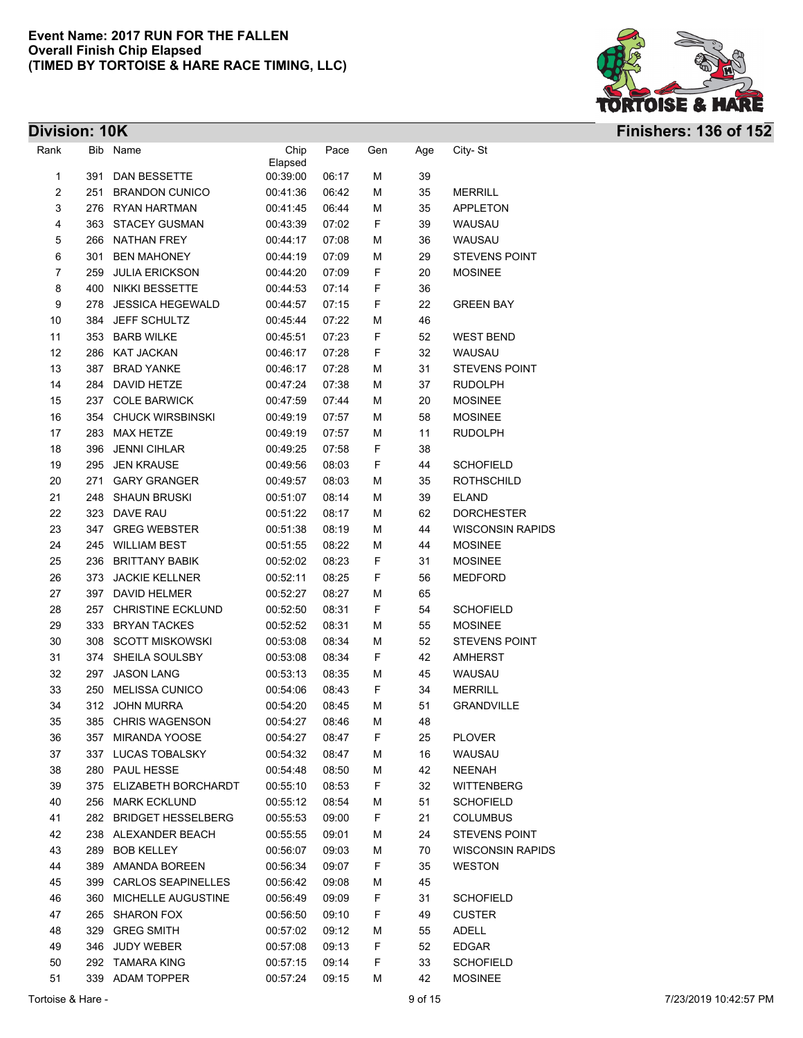**Event Name: 2017 RUN FOR THE FALLEN**
**Overall Finish Chip Elapsed**
**(TIMED BY TORTOISE & HARE RACE TIMING, LLC)**

## Division: 10K

**Finishers: 136 of 152**

| Rank | Bib | Name | Chip Elapsed | Pace | Gen | Age | City- St |
|---|---|---|---|---|---|---|---|
| 1 | 391 | DAN BESSETTE | 00:39:00 | 06:17 | M | 39 | |
| 2 | 251 | BRANDON CUNICO | 00:41:36 | 06:42 | M | 35 | MERRILL |
| 3 | 276 | RYAN HARTMAN | 00:41:45 | 06:44 | M | 35 | APPLETON |
| 4 | 363 | STACEY GUSMAN | 00:43:39 | 07:02 | F | 39 | WAUSAU |
| 5 | 266 | NATHAN FREY | 00:44:17 | 07:08 | M | 36 | WAUSAU |
| 6 | 301 | BEN MAHONEY | 00:44:19 | 07:09 | M | 29 | STEVENS POINT |
| 7 | 259 | JULIA ERICKSON | 00:44:20 | 07:09 | F | 20 | MOSINEE |
| 8 | 400 | NIKKI BESSETTE | 00:44:53 | 07:14 | F | 36 | |
| 9 | 278 | JESSICA HEGEWALD | 00:44:57 | 07:15 | F | 22 | GREEN BAY |
| 10 | 384 | JEFF SCHULTZ | 00:45:44 | 07:22 | M | 46 | |
| 11 | 353 | BARB WILKE | 00:45:51 | 07:23 | F | 52 | WEST BEND |
| 12 | 286 | KAT JACKAN | 00:46:17 | 07:28 | F | 32 | WAUSAU |
| 13 | 387 | BRAD YANKE | 00:46:17 | 07:28 | M | 31 | STEVENS POINT |
| 14 | 284 | DAVID HETZE | 00:47:24 | 07:38 | M | 37 | RUDOLPH |
| 15 | 237 | COLE BARWICK | 00:47:59 | 07:44 | M | 20 | MOSINEE |
| 16 | 354 | CHUCK WIRSBINSKI | 00:49:19 | 07:57 | M | 58 | MOSINEE |
| 17 | 283 | MAX HETZE | 00:49:19 | 07:57 | M | 11 | RUDOLPH |
| 18 | 396 | JENNI CIHLAR | 00:49:25 | 07:58 | F | 38 | |
| 19 | 295 | JEN KRAUSE | 00:49:56 | 08:03 | F | 44 | SCHOFIELD |
| 20 | 271 | GARY GRANGER | 00:49:57 | 08:03 | M | 35 | ROTHSCHILD |
| 21 | 248 | SHAUN BRUSKI | 00:51:07 | 08:14 | M | 39 | ELAND |
| 22 | 323 | DAVE RAU | 00:51:22 | 08:17 | M | 62 | DORCHESTER |
| 23 | 347 | GREG WEBSTER | 00:51:38 | 08:19 | M | 44 | WISCONSIN RAPIDS |
| 24 | 245 | WILLIAM BEST | 00:51:55 | 08:22 | M | 44 | MOSINEE |
| 25 | 236 | BRITTANY BABIK | 00:52:02 | 08:23 | F | 31 | MOSINEE |
| 26 | 373 | JACKIE KELLNER | 00:52:11 | 08:25 | F | 56 | MEDFORD |
| 27 | 397 | DAVID HELMER | 00:52:27 | 08:27 | M | 65 | |
| 28 | 257 | CHRISTINE ECKLUND | 00:52:50 | 08:31 | F | 54 | SCHOFIELD |
| 29 | 333 | BRYAN TACKES | 00:52:52 | 08:31 | M | 55 | MOSINEE |
| 30 | 308 | SCOTT MISKOWSKI | 00:53:08 | 08:34 | M | 52 | STEVENS POINT |
| 31 | 374 | SHEILA SOULSBY | 00:53:08 | 08:34 | F | 42 | AMHERST |
| 32 | 297 | JASON LANG | 00:53:13 | 08:35 | M | 45 | WAUSAU |
| 33 | 250 | MELISSA CUNICO | 00:54:06 | 08:43 | F | 34 | MERRILL |
| 34 | 312 | JOHN MURRA | 00:54:20 | 08:45 | M | 51 | GRANDVILLE |
| 35 | 385 | CHRIS WAGENSON | 00:54:27 | 08:46 | M | 48 | |
| 36 | 357 | MIRANDA YOOSE | 00:54:27 | 08:47 | F | 25 | PLOVER |
| 37 | 337 | LUCAS TOBALSKY | 00:54:32 | 08:47 | M | 16 | WAUSAU |
| 38 | 280 | PAUL HESSE | 00:54:48 | 08:50 | M | 42 | NEENAH |
| 39 | 375 | ELIZABETH BORCHARDT | 00:55:10 | 08:53 | F | 32 | WITTENBERG |
| 40 | 256 | MARK ECKLUND | 00:55:12 | 08:54 | M | 51 | SCHOFIELD |
| 41 | 282 | BRIDGET HESSELBERG | 00:55:53 | 09:00 | F | 21 | COLUMBUS |
| 42 | 238 | ALEXANDER BEACH | 00:55:55 | 09:01 | M | 24 | STEVENS POINT |
| 43 | 289 | BOB KELLEY | 00:56:07 | 09:03 | M | 70 | WISCONSIN RAPIDS |
| 44 | 389 | AMANDA BOREEN | 00:56:34 | 09:07 | F | 35 | WESTON |
| 45 | 399 | CARLOS SEAPINELLES | 00:56:42 | 09:08 | M | 45 | |
| 46 | 360 | MICHELLE AUGUSTINE | 00:56:49 | 09:09 | F | 31 | SCHOFIELD |
| 47 | 265 | SHARON FOX | 00:56:50 | 09:10 | F | 49 | CUSTER |
| 48 | 329 | GREG SMITH | 00:57:02 | 09:12 | M | 55 | ADELL |
| 49 | 346 | JUDY WEBER | 00:57:08 | 09:13 | F | 52 | EDGAR |
| 50 | 292 | TAMARA KING | 00:57:15 | 09:14 | F | 33 | SCHOFIELD |
| 51 | 339 | ADAM TOPPER | 00:57:24 | 09:15 | M | 42 | MOSINEE |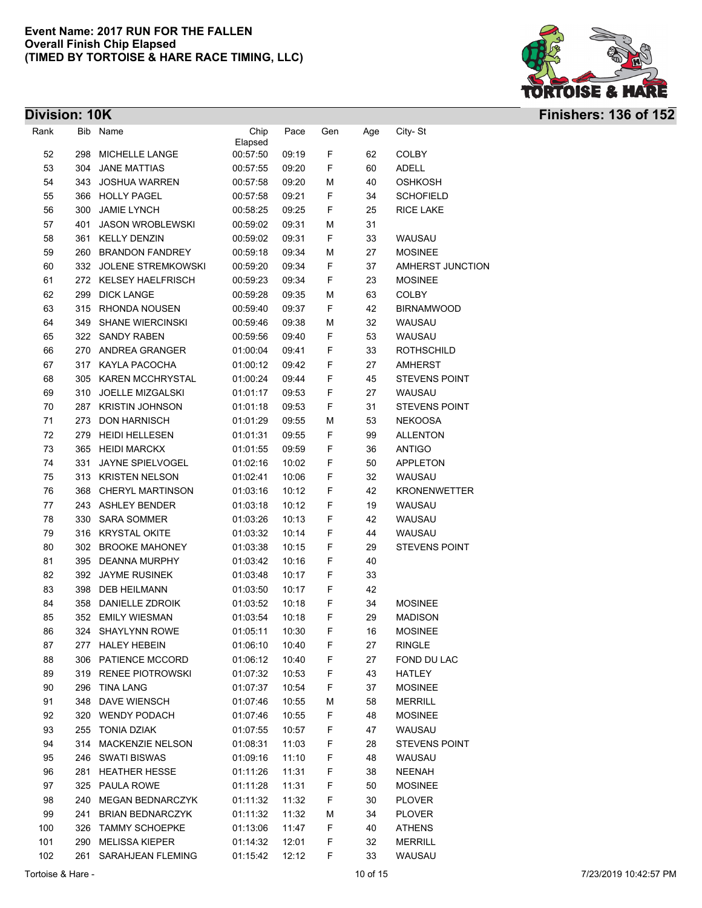**Event Name: 2017 RUN FOR THE FALLEN**
**Overall Finish Chip Elapsed**
**(TIMED BY TORTOISE & HARE RACE TIMING, LLC)**

## Division: 10K

**Finishers: 136 of 152**

| Rank | Bib | Name | Chip Elapsed | Pace | Gen | Age | City- St |
|---|---|---|---|---|---|---|---|
| 52 | 298 | MICHELLE LANGE | 00:57:50 | 09:19 | F | 62 | COLBY |
| 53 | 304 | JANE MATTIAS | 00:57:55 | 09:20 | F | 60 | ADELL |
| 54 | 343 | JOSHUA WARREN | 00:57:58 | 09:20 | M | 40 | OSHKOSH |
| 55 | 366 | HOLLY PAGEL | 00:57:58 | 09:21 | F | 34 | SCHOFIELD |
| 56 | 300 | JAMIE LYNCH | 00:58:25 | 09:25 | F | 25 | RICE LAKE |
| 57 | 401 | JASON WROBLEWSKI | 00:59:02 | 09:31 | M | 31 | |
| 58 | 361 | KELLY DENZIN | 00:59:02 | 09:31 | F | 33 | WAUSAU |
| 59 | 260 | BRANDON FANDREY | 00:59:18 | 09:34 | M | 27 | MOSINEE |
| 60 | 332 | JOLENE STREMKOWSKI | 00:59:20 | 09:34 | F | 37 | AMHERST JUNCTION |
| 61 | 272 | KELSEY HAELFRISCH | 00:59:23 | 09:34 | F | 23 | MOSINEE |
| 62 | 299 | DICK LANGE | 00:59:28 | 09:35 | M | 63 | COLBY |
| 63 | 315 | RHONDA NOUSEN | 00:59:40 | 09:37 | F | 42 | BIRNAMWOOD |
| 64 | 349 | SHANE WIERCINSKI | 00:59:46 | 09:38 | M | 32 | WAUSAU |
| 65 | 322 | SANDY RABEN | 00:59:56 | 09:40 | F | 53 | WAUSAU |
| 66 | 270 | ANDREA GRANGER | 01:00:04 | 09:41 | F | 33 | ROTHSCHILD |
| 67 | 317 | KAYLA PACOCHA | 01:00:12 | 09:42 | F | 27 | AMHERST |
| 68 | 305 | KAREN MCCHRYSTAL | 01:00:24 | 09:44 | F | 45 | STEVENS POINT |
| 69 | 310 | JOELLE MIZGALSKI | 01:01:17 | 09:53 | F | 27 | WAUSAU |
| 70 | 287 | KRISTIN JOHNSON | 01:01:18 | 09:53 | F | 31 | STEVENS POINT |
| 71 | 273 | DON HARNISCH | 01:01:29 | 09:55 | M | 53 | NEKOOSA |
| 72 | 279 | HEIDI HELLESEN | 01:01:31 | 09:55 | F | 99 | ALLENTON |
| 73 | 365 | HEIDI MARCKX | 01:01:55 | 09:59 | F | 36 | ANTIGO |
| 74 | 331 | JAYNE SPIELVOGEL | 01:02:16 | 10:02 | F | 50 | APPLETON |
| 75 | 313 | KRISTEN NELSON | 01:02:41 | 10:06 | F | 32 | WAUSAU |
| 76 | 368 | CHERYL MARTINSON | 01:03:16 | 10:12 | F | 42 | KRONENWETTER |
| 77 | 243 | ASHLEY BENDER | 01:03:18 | 10:12 | F | 19 | WAUSAU |
| 78 | 330 | SARA SOMMER | 01:03:26 | 10:13 | F | 42 | WAUSAU |
| 79 | 316 | KRYSTAL OKITE | 01:03:32 | 10:14 | F | 44 | WAUSAU |
| 80 | 302 | BROOKE MAHONEY | 01:03:38 | 10:15 | F | 29 | STEVENS POINT |
| 81 | 395 | DEANNA MURPHY | 01:03:42 | 10:16 | F | 40 | |
| 82 | 392 | JAYME RUSINEK | 01:03:48 | 10:17 | F | 33 | |
| 83 | 398 | DEB HEILMANN | 01:03:50 | 10:17 | F | 42 | |
| 84 | 358 | DANIELLE ZDROIK | 01:03:52 | 10:18 | F | 34 | MOSINEE |
| 85 | 352 | EMILY WIESMAN | 01:03:54 | 10:18 | F | 29 | MADISON |
| 86 | 324 | SHAYLYNN ROWE | 01:05:11 | 10:30 | F | 16 | MOSINEE |
| 87 | 277 | HALEY HEBEIN | 01:06:10 | 10:40 | F | 27 | RINGLE |
| 88 | 306 | PATIENCE MCCORD | 01:06:12 | 10:40 | F | 27 | FOND DU LAC |
| 89 | 319 | RENEE PIOTROWSKI | 01:07:32 | 10:53 | F | 43 | HATLEY |
| 90 | 296 | TINA LANG | 01:07:37 | 10:54 | F | 37 | MOSINEE |
| 91 | 348 | DAVE WIENSCH | 01:07:46 | 10:55 | M | 58 | MERRILL |
| 92 | 320 | WENDY PODACH | 01:07:46 | 10:55 | F | 48 | MOSINEE |
| 93 | 255 | TONIA DZIAK | 01:07:55 | 10:57 | F | 47 | WAUSAU |
| 94 | 314 | MACKENZIE NELSON | 01:08:31 | 11:03 | F | 28 | STEVENS POINT |
| 95 | 246 | SWATI BISWAS | 01:09:16 | 11:10 | F | 48 | WAUSAU |
| 96 | 281 | HEATHER HESSE | 01:11:26 | 11:31 | F | 38 | NEENAH |
| 97 | 325 | PAULA ROWE | 01:11:28 | 11:31 | F | 50 | MOSINEE |
| 98 | 240 | MEGAN BEDNARCZYK | 01:11:32 | 11:32 | F | 30 | PLOVER |
| 99 | 241 | BRIAN BEDNARCZYK | 01:11:32 | 11:32 | M | 34 | PLOVER |
| 100 | 326 | TAMMY SCHOEPKE | 01:13:06 | 11:47 | F | 40 | ATHENS |
| 101 | 290 | MELISSA KIEPER | 01:14:32 | 12:01 | F | 32 | MERRILL |
| 102 | 261 | SARAHJEAN FLEMING | 01:15:42 | 12:12 | F | 33 | WAUSAU |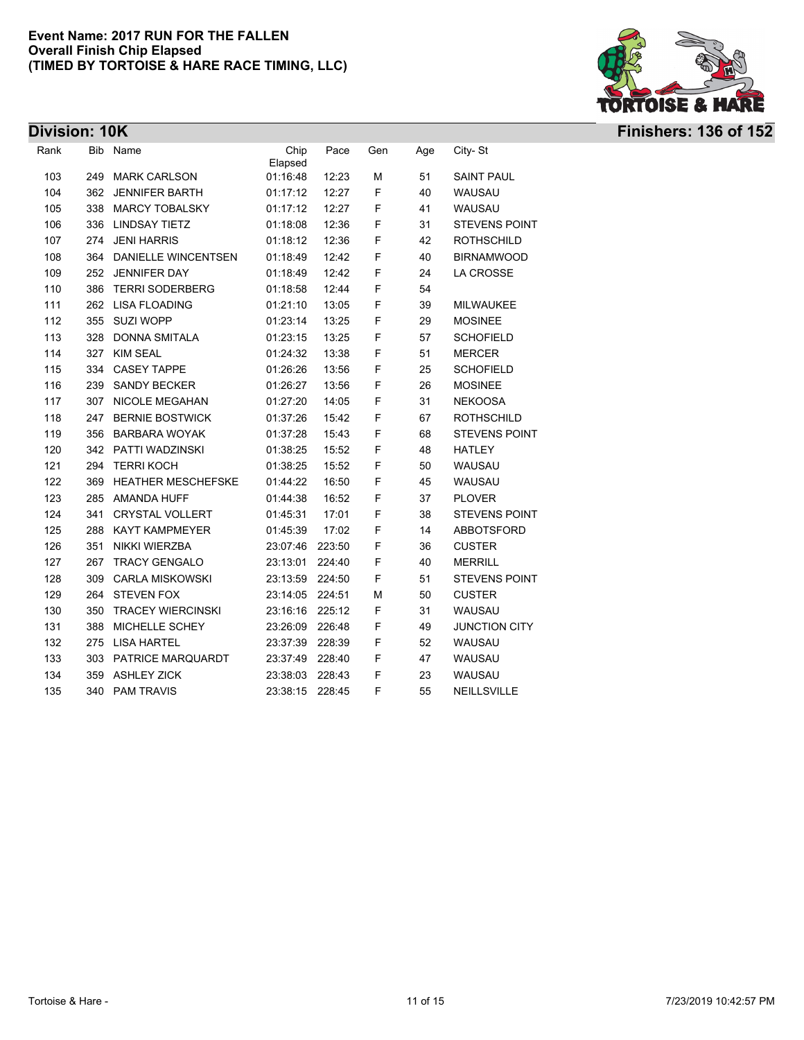**Event Name: 2017 RUN FOR THE FALLEN**
**Overall Finish Chip Elapsed**
**(TIMED BY TORTOISE & HARE RACE TIMING, LLC)**

## Division: 10K

**Finishers: 136 of 152**

| Rank | Bib | Name | Chip Elapsed | Pace | Gen | Age | City- St |
|---|---|---|---|---|---|---|---|
| 103 | 249 | MARK CARLSON | 01:16:48 | 12:23 | M | 51 | SAINT PAUL |
| 104 | 362 | JENNIFER BARTH | 01:17:12 | 12:27 | F | 40 | WAUSAU |
| 105 | 338 | MARCY TOBALSKY | 01:17:12 | 12:27 | F | 41 | WAUSAU |
| 106 | 336 | LINDSAY TIETZ | 01:18:08 | 12:36 | F | 31 | STEVENS POINT |
| 107 | 274 | JENI HARRIS | 01:18:12 | 12:36 | F | 42 | ROTHSCHILD |
| 108 | 364 | DANIELLE WINCENTSEN | 01:18:49 | 12:42 | F | 40 | BIRNAMWOOD |
| 109 | 252 | JENNIFER DAY | 01:18:49 | 12:42 | F | 24 | LA CROSSE |
| 110 | 386 | TERRI SODERBERG | 01:18:58 | 12:44 | F | 54 | |
| 111 | 262 | LISA FLOADING | 01:21:10 | 13:05 | F | 39 | MILWAUKEE |
| 112 | 355 | SUZI WOPP | 01:23:14 | 13:25 | F | 29 | MOSINEE |
| 113 | 328 | DONNA SMITALA | 01:23:15 | 13:25 | F | 57 | SCHOFIELD |
| 114 | 327 | KIM SEAL | 01:24:32 | 13:38 | F | 51 | MERCER |
| 115 | 334 | CASEY TAPPE | 01:26:26 | 13:56 | F | 25 | SCHOFIELD |
| 116 | 239 | SANDY BECKER | 01:26:27 | 13:56 | F | 26 | MOSINEE |
| 117 | 307 | NICOLE MEGAHAN | 01:27:20 | 14:05 | F | 31 | NEKOOSA |
| 118 | 247 | BERNIE BOSTWICK | 01:37:26 | 15:42 | F | 67 | ROTHSCHILD |
| 119 | 356 | BARBARA WOYAK | 01:37:28 | 15:43 | F | 68 | STEVENS POINT |
| 120 | 342 | PATTI WADZINSKI | 01:38:25 | 15:52 | F | 48 | HATLEY |
| 121 | 294 | TERRI KOCH | 01:38:25 | 15:52 | F | 50 | WAUSAU |
| 122 | 369 | HEATHER MESCHEFSKE | 01:44:22 | 16:50 | F | 45 | WAUSAU |
| 123 | 285 | AMANDA HUFF | 01:44:38 | 16:52 | F | 37 | PLOVER |
| 124 | 341 | CRYSTAL VOLLERT | 01:45:31 | 17:01 | F | 38 | STEVENS POINT |
| 125 | 288 | KAYT KAMPMEYER | 01:45:39 | 17:02 | F | 14 | ABBOTSFORD |
| 126 | 351 | NIKKI WIERZBA | 23:07:46 | 223:50 | F | 36 | CUSTER |
| 127 | 267 | TRACY GENGALO | 23:13:01 | 224:40 | F | 40 | MERRILL |
| 128 | 309 | CARLA MISKOWSKI | 23:13:59 | 224:50 | F | 51 | STEVENS POINT |
| 129 | 264 | STEVEN FOX | 23:14:05 | 224:51 | M | 50 | CUSTER |
| 130 | 350 | TRACEY WIERCINSKI | 23:16:16 | 225:12 | F | 31 | WAUSAU |
| 131 | 388 | MICHELLE SCHEY | 23:26:09 | 226:48 | F | 49 | JUNCTION CITY |
| 132 | 275 | LISA HARTEL | 23:37:39 | 228:39 | F | 52 | WAUSAU |
| 133 | 303 | PATRICE MARQUARDT | 23:37:49 | 228:40 | F | 47 | WAUSAU |
| 134 | 359 | ASHLEY ZICK | 23:38:03 | 228:43 | F | 23 | WAUSAU |
| 135 | 340 | PAM TRAVIS | 23:38:15 | 228:45 | F | 55 | NEILLSVILLE |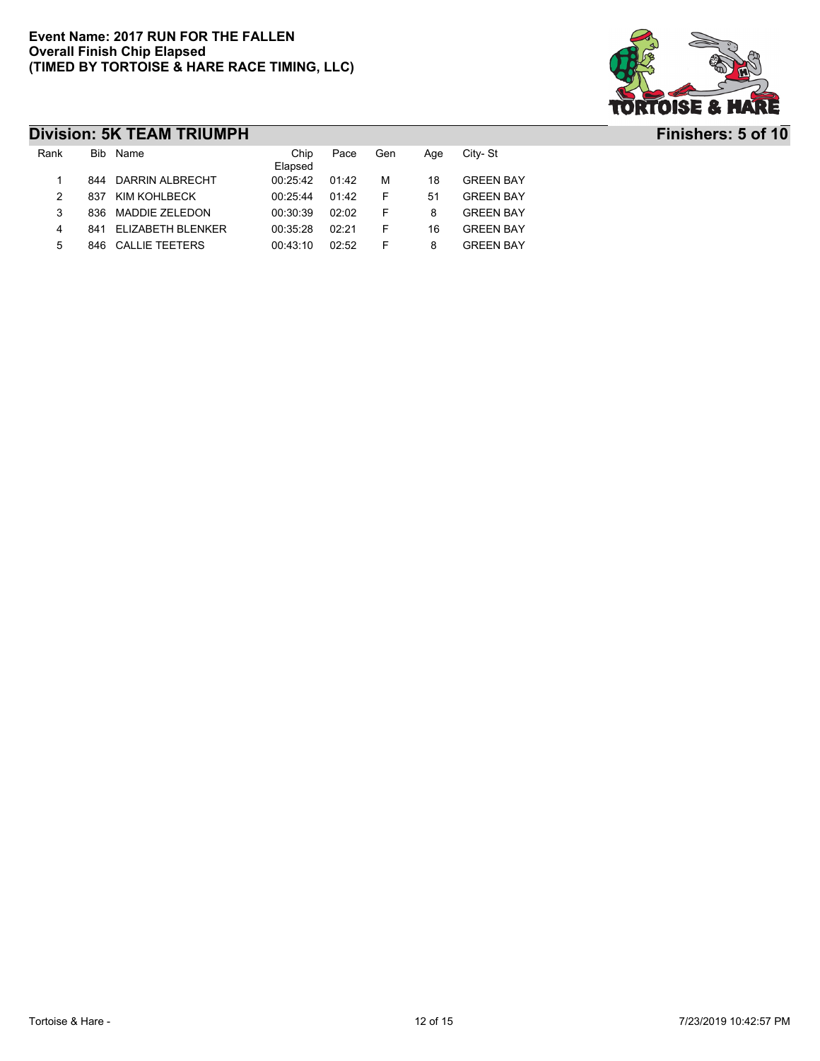**Event Name: 2017 RUN FOR THE FALLEN**
**Overall Finish Chip Elapsed**
**(TIMED BY TORTOISE & HARE RACE TIMING, LLC)**

## Division: 5K TEAM TRIUMPH — Finishers: 5 of 10

| Rank | Bib | Name | Chip Elapsed | Pace | Gen | Age | City- St |
|---|---|---|---|---|---|---|---|
| 1 | 844 | DARRIN ALBRECHT | 00:25:42 | 01:42 | M | 18 | GREEN BAY |
| 2 | 837 | KIM KOHLBECK | 00:25:44 | 01:42 | F | 51 | GREEN BAY |
| 3 | 836 | MADDIE ZELEDON | 00:30:39 | 02:02 | F | 8 | GREEN BAY |
| 4 | 841 | ELIZABETH BLENKER | 00:35:28 | 02:21 | F | 16 | GREEN BAY |
| 5 | 846 | CALLIE TEETERS | 00:43:10 | 02:52 | F | 8 | GREEN BAY |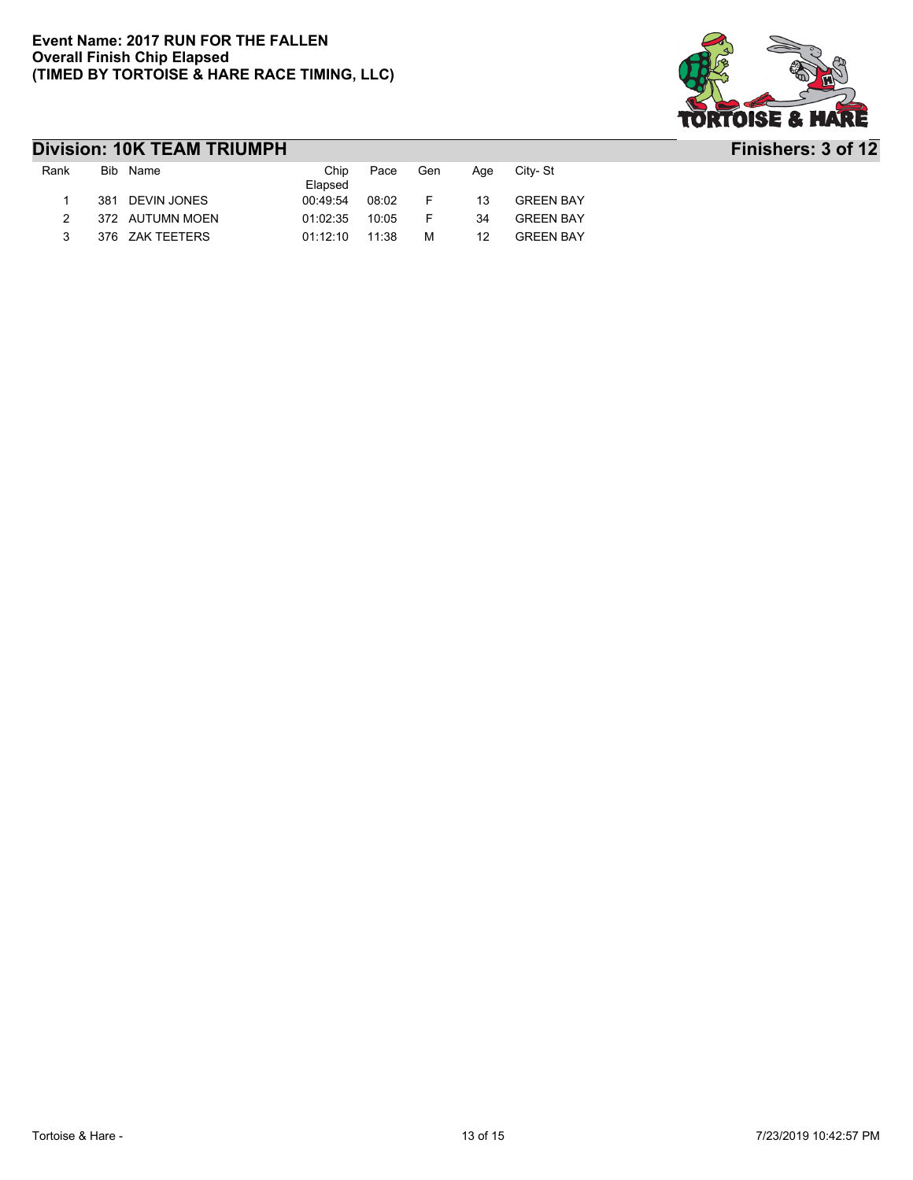**Event Name: 2017 RUN FOR THE FALLEN**
**Overall Finish Chip Elapsed**
**(TIMED BY TORTOISE & HARE RACE TIMING, LLC)**

## Division: 10K TEAM TRIUMPH

**Finishers: 3 of 12**

| Rank | Bib | Name | Chip Elapsed | Pace | Gen | Age | City- St |
|---|---|---|---|---|---|---|---|
| 1 | 381 | DEVIN JONES | 00:49:54 | 08:02 | F | 13 | GREEN BAY |
| 2 | 372 | AUTUMN MOEN | 01:02:35 | 10:05 | F | 34 | GREEN BAY |
| 3 | 376 | ZAK TEETERS | 01:12:10 | 11:38 | M | 12 | GREEN BAY |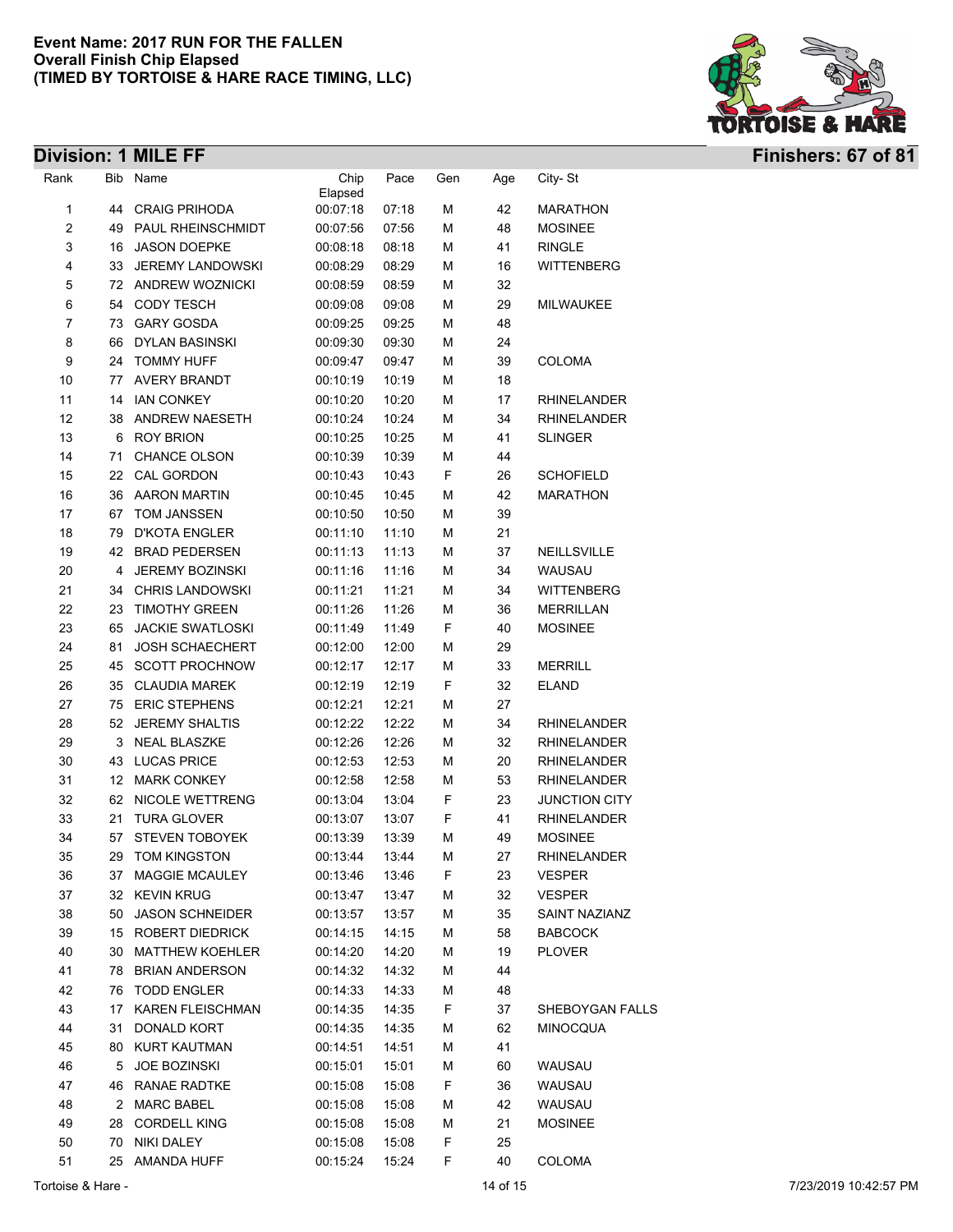**Event Name: 2017 RUN FOR THE FALLEN**
**Overall Finish Chip Elapsed**
**(TIMED BY TORTOISE & HARE RACE TIMING, LLC)**

## Division: 1 MILE FF

**Finishers: 67 of 81**

| Rank | Bib | Name | Chip Elapsed | Pace | Gen | Age | City- St |
|---|---|---|---|---|---|---|---|
| 1 | 44 | CRAIG PRIHODA | 00:07:18 | 07:18 | M | 42 | MARATHON |
| 2 | 49 | PAUL RHEINSCHMIDT | 00:07:56 | 07:56 | M | 48 | MOSINEE |
| 3 | 16 | JASON DOEPKE | 00:08:18 | 08:18 | M | 41 | RINGLE |
| 4 | 33 | JEREMY LANDOWSKI | 00:08:29 | 08:29 | M | 16 | WITTENBERG |
| 5 | 72 | ANDREW WOZNICKI | 00:08:59 | 08:59 | M | 32 | |
| 6 | 54 | CODY TESCH | 00:09:08 | 09:08 | M | 29 | MILWAUKEE |
| 7 | 73 | GARY GOSDA | 00:09:25 | 09:25 | M | 48 | |
| 8 | 66 | DYLAN BASINSKI | 00:09:30 | 09:30 | M | 24 | |
| 9 | 24 | TOMMY HUFF | 00:09:47 | 09:47 | M | 39 | COLOMA |
| 10 | 77 | AVERY BRANDT | 00:10:19 | 10:19 | M | 18 | |
| 11 | 14 | IAN CONKEY | 00:10:20 | 10:20 | M | 17 | RHINELANDER |
| 12 | 38 | ANDREW NAESETH | 00:10:24 | 10:24 | M | 34 | RHINELANDER |
| 13 | 6 | ROY BRION | 00:10:25 | 10:25 | M | 41 | SLINGER |
| 14 | 71 | CHANCE OLSON | 00:10:39 | 10:39 | M | 44 | |
| 15 | 22 | CAL GORDON | 00:10:43 | 10:43 | F | 26 | SCHOFIELD |
| 16 | 36 | AARON MARTIN | 00:10:45 | 10:45 | M | 42 | MARATHON |
| 17 | 67 | TOM JANSSEN | 00:10:50 | 10:50 | M | 39 | |
| 18 | 79 | D'KOTA ENGLER | 00:11:10 | 11:10 | M | 21 | |
| 19 | 42 | BRAD PEDERSEN | 00:11:13 | 11:13 | M | 37 | NEILLSVILLE |
| 20 | 4 | JEREMY BOZINSKI | 00:11:16 | 11:16 | M | 34 | WAUSAU |
| 21 | 34 | CHRIS LANDOWSKI | 00:11:21 | 11:21 | M | 34 | WITTENBERG |
| 22 | 23 | TIMOTHY GREEN | 00:11:26 | 11:26 | M | 36 | MERRILLAN |
| 23 | 65 | JACKIE SWATLOSKI | 00:11:49 | 11:49 | F | 40 | MOSINEE |
| 24 | 81 | JOSH SCHAECHERT | 00:12:00 | 12:00 | M | 29 | |
| 25 | 45 | SCOTT PROCHNOW | 00:12:17 | 12:17 | M | 33 | MERRILL |
| 26 | 35 | CLAUDIA MAREK | 00:12:19 | 12:19 | F | 32 | ELAND |
| 27 | 75 | ERIC STEPHENS | 00:12:21 | 12:21 | M | 27 | |
| 28 | 52 | JEREMY SHALTIS | 00:12:22 | 12:22 | M | 34 | RHINELANDER |
| 29 | 3 | NEAL BLASZKE | 00:12:26 | 12:26 | M | 32 | RHINELANDER |
| 30 | 43 | LUCAS PRICE | 00:12:53 | 12:53 | M | 20 | RHINELANDER |
| 31 | 12 | MARK CONKEY | 00:12:58 | 12:58 | M | 53 | RHINELANDER |
| 32 | 62 | NICOLE WETTRENG | 00:13:04 | 13:04 | F | 23 | JUNCTION CITY |
| 33 | 21 | TURA GLOVER | 00:13:07 | 13:07 | F | 41 | RHINELANDER |
| 34 | 57 | STEVEN TOBOYEK | 00:13:39 | 13:39 | M | 49 | MOSINEE |
| 35 | 29 | TOM KINGSTON | 00:13:44 | 13:44 | M | 27 | RHINELANDER |
| 36 | 37 | MAGGIE MCAULEY | 00:13:46 | 13:46 | F | 23 | VESPER |
| 37 | 32 | KEVIN KRUG | 00:13:47 | 13:47 | M | 32 | VESPER |
| 38 | 50 | JASON SCHNEIDER | 00:13:57 | 13:57 | M | 35 | SAINT NAZIANZ |
| 39 | 15 | ROBERT DIEDRICK | 00:14:15 | 14:15 | M | 58 | BABCOCK |
| 40 | 30 | MATTHEW KOEHLER | 00:14:20 | 14:20 | M | 19 | PLOVER |
| 41 | 78 | BRIAN ANDERSON | 00:14:32 | 14:32 | M | 44 | |
| 42 | 76 | TODD ENGLER | 00:14:33 | 14:33 | M | 48 | |
| 43 | 17 | KAREN FLEISCHMAN | 00:14:35 | 14:35 | F | 37 | SHEBOYGAN FALLS |
| 44 | 31 | DONALD KORT | 00:14:35 | 14:35 | M | 62 | MINOCQUA |
| 45 | 80 | KURT KAUTMAN | 00:14:51 | 14:51 | M | 41 | |
| 46 | 5 | JOE BOZINSKI | 00:15:01 | 15:01 | M | 60 | WAUSAU |
| 47 | 46 | RANAE RADTKE | 00:15:08 | 15:08 | F | 36 | WAUSAU |
| 48 | 2 | MARC BABEL | 00:15:08 | 15:08 | M | 42 | WAUSAU |
| 49 | 28 | CORDELL KING | 00:15:08 | 15:08 | M | 21 | MOSINEE |
| 50 | 70 | NIKI DALEY | 00:15:08 | 15:08 | F | 25 | |
| 51 | 25 | AMANDA HUFF | 00:15:24 | 15:24 | F | 40 | COLOMA |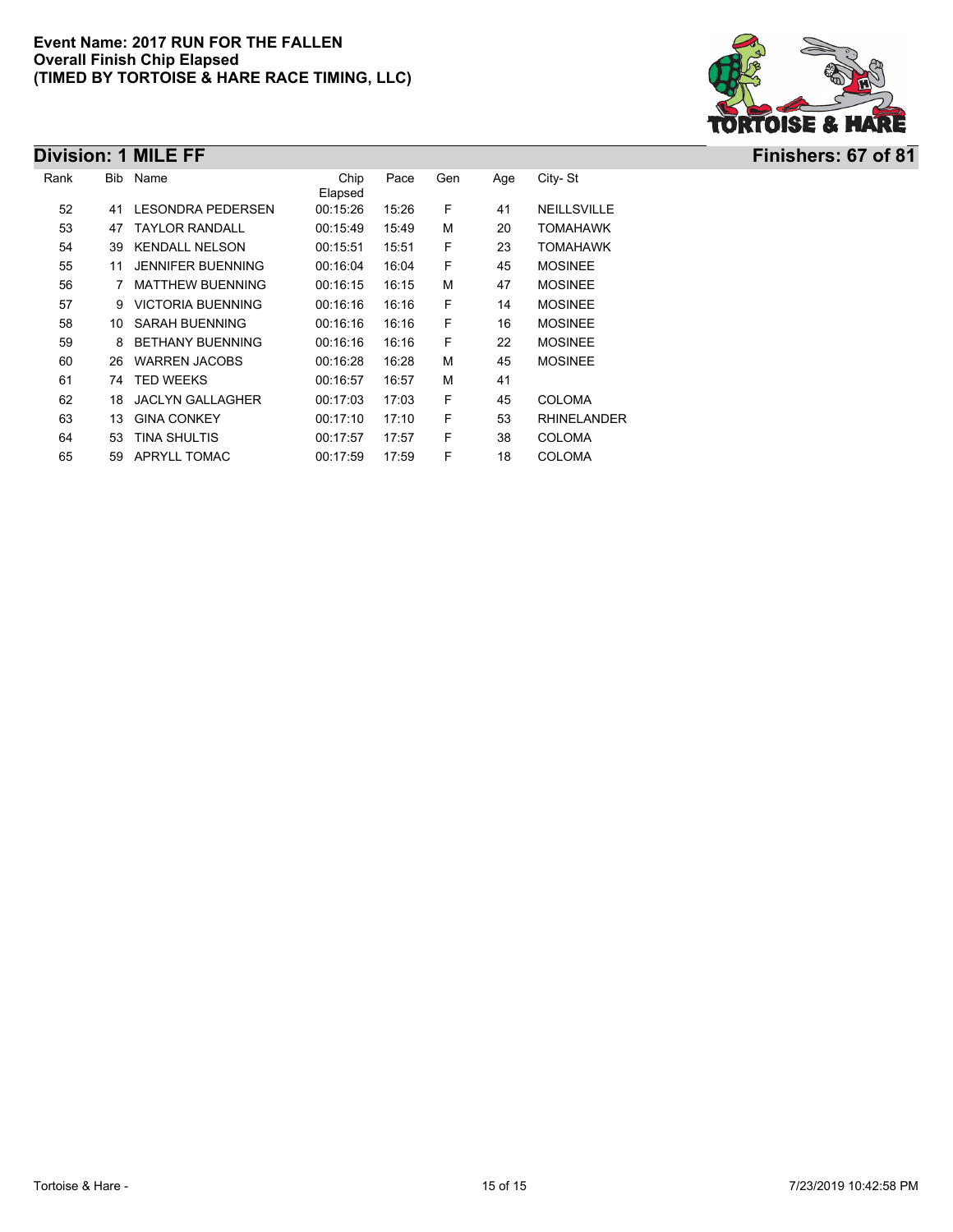**Event Name: 2017 RUN FOR THE FALLEN**
**Overall Finish Chip Elapsed**
**(TIMED BY TORTOISE & HARE RACE TIMING, LLC)**

## Division: 1 MILE FF

**Finishers: 67 of 81**

| Rank | Bib | Name | Chip Elapsed | Pace | Gen | Age | City- St |
|---|---|---|---|---|---|---|---|
| 52 | 41 | LESONDRA PEDERSEN | 00:15:26 | 15:26 | F | 41 | NEILLSVILLE |
| 53 | 47 | TAYLOR RANDALL | 00:15:49 | 15:49 | M | 20 | TOMAHAWK |
| 54 | 39 | KENDALL NELSON | 00:15:51 | 15:51 | F | 23 | TOMAHAWK |
| 55 | 11 | JENNIFER BUENNING | 00:16:04 | 16:04 | F | 45 | MOSINEE |
| 56 | 7 | MATTHEW BUENNING | 00:16:15 | 16:15 | M | 47 | MOSINEE |
| 57 | 9 | VICTORIA BUENNING | 00:16:16 | 16:16 | F | 14 | MOSINEE |
| 58 | 10 | SARAH BUENNING | 00:16:16 | 16:16 | F | 16 | MOSINEE |
| 59 | 8 | BETHANY BUENNING | 00:16:16 | 16:16 | F | 22 | MOSINEE |
| 60 | 26 | WARREN JACOBS | 00:16:28 | 16:28 | M | 45 | MOSINEE |
| 61 | 74 | TED WEEKS | 00:16:57 | 16:57 | M | 41 | |
| 62 | 18 | JACLYN GALLAGHER | 00:17:03 | 17:03 | F | 45 | COLOMA |
| 63 | 13 | GINA CONKEY | 00:17:10 | 17:10 | F | 53 | RHINELANDER |
| 64 | 53 | TINA SHULTIS | 00:17:57 | 17:57 | F | 38 | COLOMA |
| 65 | 59 | APRYLL TOMAC | 00:17:59 | 17:59 | F | 18 | COLOMA |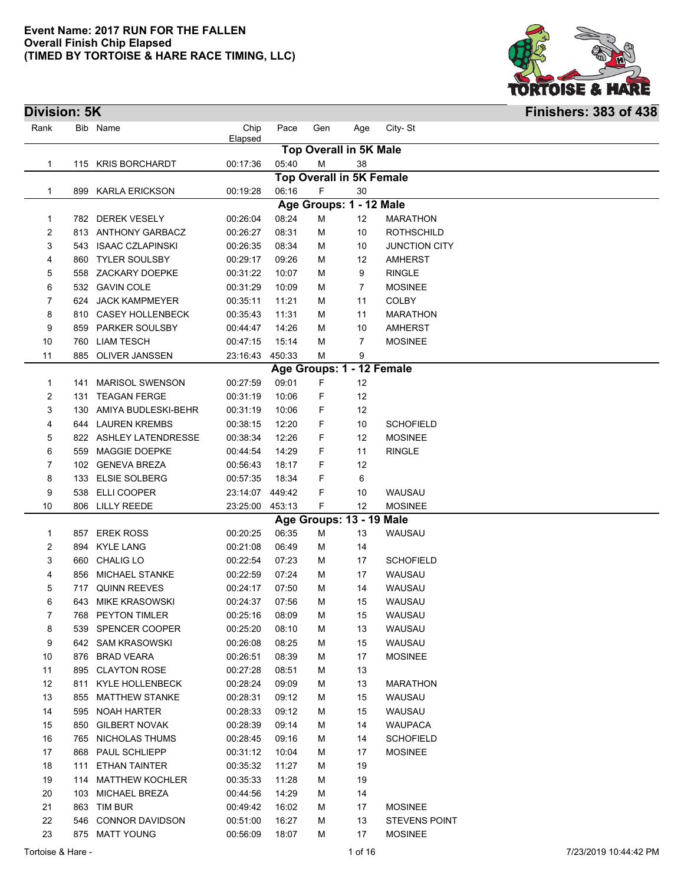**Event Name: 2017 RUN FOR THE FALLEN**
**Overall Finish Chip Elapsed**
**(TIMED BY TORTOISE & HARE RACE TIMING, LLC)**

## Division: 5K

**Finishers: 383 of 438**

| Rank | Bib | Name | Chip Elapsed | Pace | Gen | Age | City- St |
|---|---|---|---|---|---|---|---|
| **Top Overall in 5K Male** | | | | | | | |
| 1 | 115 | KRIS BORCHARDT | 00:17:36 | 05:40 | M | 38 | |
| **Top Overall in 5K Female** | | | | | | | |
| 1 | 899 | KARLA ERICKSON | 00:19:28 | 06:16 | F | 30 | |
| **Age Groups: 1 - 12 Male** | | | | | | | |
| 1 | 782 | DEREK VESELY | 00:26:04 | 08:24 | M | 12 | MARATHON |
| 2 | 813 | ANTHONY GARBACZ | 00:26:27 | 08:31 | M | 10 | ROTHSCHILD |
| 3 | 543 | ISAAC CZLAPINSKI | 00:26:35 | 08:34 | M | 10 | JUNCTION CITY |
| 4 | 860 | TYLER SOULSBY | 00:29:17 | 09:26 | M | 12 | AMHERST |
| 5 | 558 | ZACKARY DOEPKE | 00:31:22 | 10:07 | M | 9 | RINGLE |
| 6 | 532 | GAVIN COLE | 00:31:29 | 10:09 | M | 7 | MOSINEE |
| 7 | 624 | JACK KAMPMEYER | 00:35:11 | 11:21 | M | 11 | COLBY |
| 8 | 810 | CASEY HOLLENBECK | 00:35:43 | 11:31 | M | 11 | MARATHON |
| 9 | 859 | PARKER SOULSBY | 00:44:47 | 14:26 | M | 10 | AMHERST |
| 10 | 760 | LIAM TESCH | 00:47:15 | 15:14 | M | 7 | MOSINEE |
| 11 | 885 | OLIVER JANSSEN | 23:16:43 | 450:33 | M | 9 | |
| **Age Groups: 1 - 12 Female** | | | | | | | |
| 1 | 141 | MARISOL SWENSON | 00:27:59 | 09:01 | F | 12 | |
| 2 | 131 | TEAGAN FERGE | 00:31:19 | 10:06 | F | 12 | |
| 3 | 130 | AMIYA BUDLESKI-BEHR | 00:31:19 | 10:06 | F | 12 | |
| 4 | 644 | LAUREN KREMBS | 00:38:15 | 12:20 | F | 10 | SCHOFIELD |
| 5 | 822 | ASHLEY LATENDRESSE | 00:38:34 | 12:26 | F | 12 | MOSINEE |
| 6 | 559 | MAGGIE DOEPKE | 00:44:54 | 14:29 | F | 11 | RINGLE |
| 7 | 102 | GENEVA BREZA | 00:56:43 | 18:17 | F | 12 | |
| 8 | 133 | ELSIE SOLBERG | 00:57:35 | 18:34 | F | 6 | |
| 9 | 538 | ELLI COOPER | 23:14:07 | 449:42 | F | 10 | WAUSAU |
| 10 | 806 | LILLY REEDE | 23:25:00 | 453:13 | F | 12 | MOSINEE |
| **Age Groups: 13 - 19 Male** | | | | | | | |
| 1 | 857 | EREK ROSS | 00:20:25 | 06:35 | M | 13 | WAUSAU |
| 2 | 894 | KYLE LANG | 00:21:08 | 06:49 | M | 14 | |
| 3 | 660 | CHALIG LO | 00:22:54 | 07:23 | M | 17 | SCHOFIELD |
| 4 | 856 | MICHAEL STANKE | 00:22:59 | 07:24 | M | 17 | WAUSAU |
| 5 | 717 | QUINN REEVES | 00:24:17 | 07:50 | M | 14 | WAUSAU |
| 6 | 643 | MIKE KRASOWSKI | 00:24:37 | 07:56 | M | 15 | WAUSAU |
| 7 | 768 | PEYTON TIMLER | 00:25:16 | 08:09 | M | 15 | WAUSAU |
| 8 | 539 | SPENCER COOPER | 00:25:20 | 08:10 | M | 13 | WAUSAU |
| 9 | 642 | SAM KRASOWSKI | 00:26:08 | 08:25 | M | 15 | WAUSAU |
| 10 | 876 | BRAD VEARA | 00:26:51 | 08:39 | M | 17 | MOSINEE |
| 11 | 895 | CLAYTON ROSE | 00:27:28 | 08:51 | M | 13 | |
| 12 | 811 | KYLE HOLLENBECK | 00:28:24 | 09:09 | M | 13 | MARATHON |
| 13 | 855 | MATTHEW STANKE | 00:28:31 | 09:12 | M | 15 | WAUSAU |
| 14 | 595 | NOAH HARTER | 00:28:33 | 09:12 | M | 15 | WAUSAU |
| 15 | 850 | GILBERT NOVAK | 00:28:39 | 09:14 | M | 14 | WAUPACA |
| 16 | 765 | NICHOLAS THUMS | 00:28:45 | 09:16 | M | 14 | SCHOFIELD |
| 17 | 868 | PAUL SCHLIEPP | 00:31:12 | 10:04 | M | 17 | MOSINEE |
| 18 | 111 | ETHAN TAINTER | 00:35:32 | 11:27 | M | 19 | |
| 19 | 114 | MATTHEW KOCHLER | 00:35:33 | 11:28 | M | 19 | |
| 20 | 103 | MICHAEL BREZA | 00:44:56 | 14:29 | M | 14 | |
| 21 | 863 | TIM BUR | 00:49:42 | 16:02 | M | 17 | MOSINEE |
| 22 | 546 | CONNOR DAVIDSON | 00:51:00 | 16:27 | M | 13 | STEVENS POINT |
| 23 | 875 | MATT YOUNG | 00:56:09 | 18:07 | M | 17 | MOSINEE |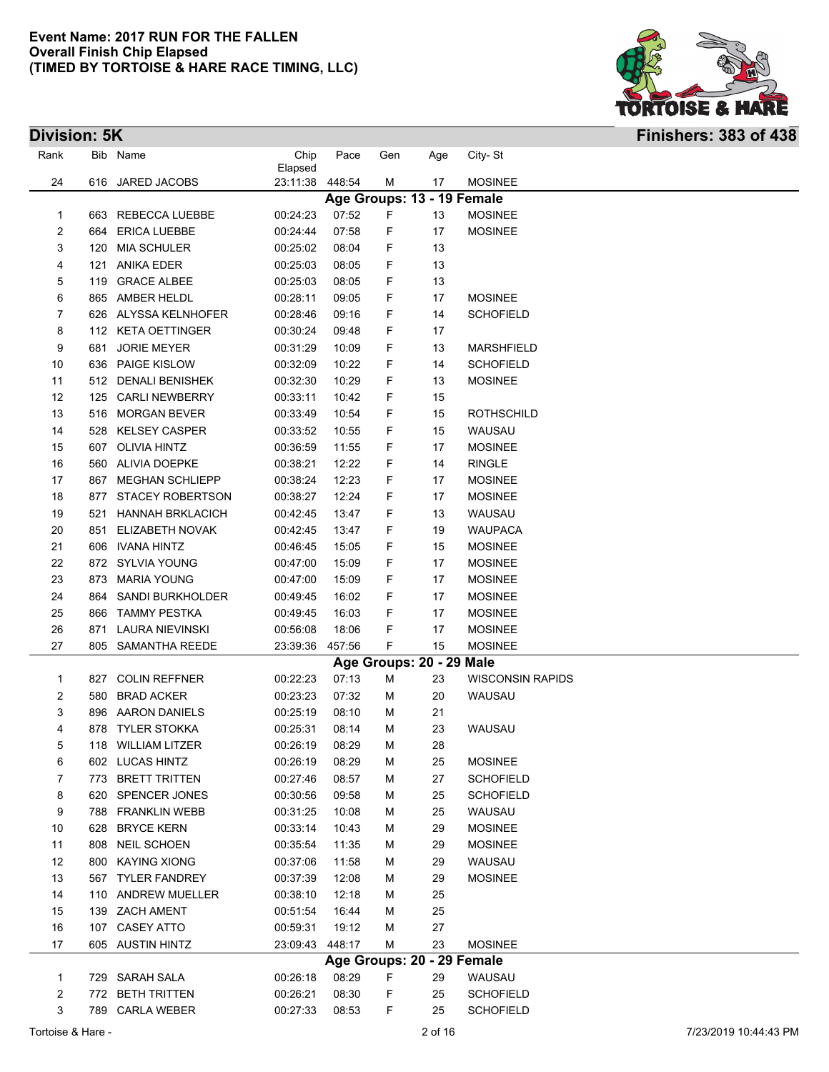**Event Name: 2017 RUN FOR THE FALLEN**
**Overall Finish Chip Elapsed**
**(TIMED BY TORTOISE & HARE RACE TIMING, LLC)**

## Division: 5K

**Finishers: 383 of 438**

| Rank | Bib | Name | Chip Elapsed | Pace | Gen | Age | City- St |
|---|---|---|---|---|---|---|---|
| 24 | 616 | JARED JACOBS | 23:11:38 | 448:54 | M | 17 | MOSINEE |
| **Age Groups: 13 - 19 Female** | | | | | | | |
| 1 | 663 | REBECCA LUEBBE | 00:24:23 | 07:52 | F | 13 | MOSINEE |
| 2 | 664 | ERICA LUEBBE | 00:24:44 | 07:58 | F | 17 | MOSINEE |
| 3 | 120 | MIA SCHULER | 00:25:02 | 08:04 | F | 13 | |
| 4 | 121 | ANIKA EDER | 00:25:03 | 08:05 | F | 13 | |
| 5 | 119 | GRACE ALBEE | 00:25:03 | 08:05 | F | 13 | |
| 6 | 865 | AMBER HELDL | 00:28:11 | 09:05 | F | 17 | MOSINEE |
| 7 | 626 | ALYSSA KELNHOFER | 00:28:46 | 09:16 | F | 14 | SCHOFIELD |
| 8 | 112 | KETA OETTINGER | 00:30:24 | 09:48 | F | 17 | |
| 9 | 681 | JORIE MEYER | 00:31:29 | 10:09 | F | 13 | MARSHFIELD |
| 10 | 636 | PAIGE KISLOW | 00:32:09 | 10:22 | F | 14 | SCHOFIELD |
| 11 | 512 | DENALI BENISHEK | 00:32:30 | 10:29 | F | 13 | MOSINEE |
| 12 | 125 | CARLI NEWBERRY | 00:33:11 | 10:42 | F | 15 | |
| 13 | 516 | MORGAN BEVER | 00:33:49 | 10:54 | F | 15 | ROTHSCHILD |
| 14 | 528 | KELSEY CASPER | 00:33:52 | 10:55 | F | 15 | WAUSAU |
| 15 | 607 | OLIVIA HINTZ | 00:36:59 | 11:55 | F | 17 | MOSINEE |
| 16 | 560 | ALIVIA DOEPKE | 00:38:21 | 12:22 | F | 14 | RINGLE |
| 17 | 867 | MEGHAN SCHLIEPP | 00:38:24 | 12:23 | F | 17 | MOSINEE |
| 18 | 877 | STACEY ROBERTSON | 00:38:27 | 12:24 | F | 17 | MOSINEE |
| 19 | 521 | HANNAH BRKLACICH | 00:42:45 | 13:47 | F | 13 | WAUSAU |
| 20 | 851 | ELIZABETH NOVAK | 00:42:45 | 13:47 | F | 19 | WAUPACA |
| 21 | 606 | IVANA HINTZ | 00:46:45 | 15:05 | F | 15 | MOSINEE |
| 22 | 872 | SYLVIA YOUNG | 00:47:00 | 15:09 | F | 17 | MOSINEE |
| 23 | 873 | MARIA YOUNG | 00:47:00 | 15:09 | F | 17 | MOSINEE |
| 24 | 864 | SANDI BURKHOLDER | 00:49:45 | 16:02 | F | 17 | MOSINEE |
| 25 | 866 | TAMMY PESTKA | 00:49:45 | 16:03 | F | 17 | MOSINEE |
| 26 | 871 | LAURA NIEVINSKI | 00:56:08 | 18:06 | F | 17 | MOSINEE |
| 27 | 805 | SAMANTHA REEDE | 23:39:36 | 457:56 | F | 15 | MOSINEE |
| **Age Groups: 20 - 29 Male** | | | | | | | |
| 1 | 827 | COLIN REFFNER | 00:22:23 | 07:13 | M | 23 | WISCONSIN RAPIDS |
| 2 | 580 | BRAD ACKER | 00:23:23 | 07:32 | M | 20 | WAUSAU |
| 3 | 896 | AARON DANIELS | 00:25:19 | 08:10 | M | 21 | |
| 4 | 878 | TYLER STOKKA | 00:25:31 | 08:14 | M | 23 | WAUSAU |
| 5 | 118 | WILLIAM LITZER | 00:26:19 | 08:29 | M | 28 | |
| 6 | 602 | LUCAS HINTZ | 00:26:19 | 08:29 | M | 25 | MOSINEE |
| 7 | 773 | BRETT TRITTEN | 00:27:46 | 08:57 | M | 27 | SCHOFIELD |
| 8 | 620 | SPENCER JONES | 00:30:56 | 09:58 | M | 25 | SCHOFIELD |
| 9 | 788 | FRANKLIN WEBB | 00:31:25 | 10:08 | M | 25 | WAUSAU |
| 10 | 628 | BRYCE KERN | 00:33:14 | 10:43 | M | 29 | MOSINEE |
| 11 | 808 | NEIL SCHOEN | 00:35:54 | 11:35 | M | 29 | MOSINEE |
| 12 | 800 | KAYING XIONG | 00:37:06 | 11:58 | M | 29 | WAUSAU |
| 13 | 567 | TYLER FANDREY | 00:37:39 | 12:08 | M | 29 | MOSINEE |
| 14 | 110 | ANDREW MUELLER | 00:38:10 | 12:18 | M | 25 | |
| 15 | 139 | ZACH AMENT | 00:51:54 | 16:44 | M | 25 | |
| 16 | 107 | CASEY ATTO | 00:59:31 | 19:12 | M | 27 | |
| 17 | 605 | AUSTIN HINTZ | 23:09:43 | 448:17 | M | 23 | MOSINEE |
| **Age Groups: 20 - 29 Female** | | | | | | | |
| 1 | 729 | SARAH SALA | 00:26:18 | 08:29 | F | 29 | WAUSAU |
| 2 | 772 | BETH TRITTEN | 00:26:21 | 08:30 | F | 25 | SCHOFIELD |
| 3 | 789 | CARLA WEBER | 00:27:33 | 08:53 | F | 25 | SCHOFIELD |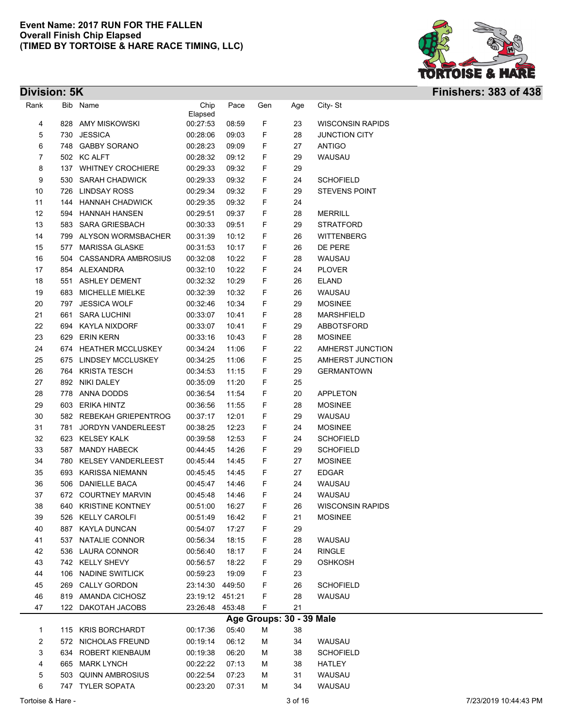**Event Name: 2017 RUN FOR THE FALLEN**
**Overall Finish Chip Elapsed**
**(TIMED BY TORTOISE & HARE RACE TIMING, LLC)**

## Division: 5K

**Finishers: 383 of 438**

| Rank | Bib | Name | Chip Elapsed | Pace | Gen | Age | City- St |
|---|---|---|---|---|---|---|---|
| 4 | 828 | AMY MISKOWSKI | 00:27:53 | 08:59 | F | 23 | WISCONSIN RAPIDS |
| 5 | 730 | JESSICA | 00:28:06 | 09:03 | F | 28 | JUNCTION CITY |
| 6 | 748 | GABBY SORANO | 00:28:23 | 09:09 | F | 27 | ANTIGO |
| 7 | 502 | KC ALFT | 00:28:32 | 09:12 | F | 29 | WAUSAU |
| 8 | 137 | WHITNEY CROCHIERE | 00:29:33 | 09:32 | F | 29 | |
| 9 | 530 | SARAH CHADWICK | 00:29:33 | 09:32 | F | 24 | SCHOFIELD |
| 10 | 726 | LINDSAY ROSS | 00:29:34 | 09:32 | F | 29 | STEVENS POINT |
| 11 | 144 | HANNAH CHADWICK | 00:29:35 | 09:32 | F | 24 | |
| 12 | 594 | HANNAH HANSEN | 00:29:51 | 09:37 | F | 28 | MERRILL |
| 13 | 583 | SARA GRIESBACH | 00:30:33 | 09:51 | F | 29 | STRATFORD |
| 14 | 799 | ALYSON WORMSBACHER | 00:31:39 | 10:12 | F | 26 | WITTENBERG |
| 15 | 577 | MARISSA GLASKE | 00:31:53 | 10:17 | F | 26 | DE PERE |
| 16 | 504 | CASSANDRA AMBROSIUS | 00:32:08 | 10:22 | F | 28 | WAUSAU |
| 17 | 854 | ALEXANDRA | 00:32:10 | 10:22 | F | 24 | PLOVER |
| 18 | 551 | ASHLEY DEMENT | 00:32:32 | 10:29 | F | 26 | ELAND |
| 19 | 683 | MICHELLE MIELKE | 00:32:39 | 10:32 | F | 26 | WAUSAU |
| 20 | 797 | JESSICA WOLF | 00:32:46 | 10:34 | F | 29 | MOSINEE |
| 21 | 661 | SARA LUCHINI | 00:33:07 | 10:41 | F | 28 | MARSHFIELD |
| 22 | 694 | KAYLA NIXDORF | 00:33:07 | 10:41 | F | 29 | ABBOTSFORD |
| 23 | 629 | ERIN KERN | 00:33:16 | 10:43 | F | 28 | MOSINEE |
| 24 | 674 | HEATHER MCCLUSKEY | 00:34:24 | 11:06 | F | 22 | AMHERST JUNCTION |
| 25 | 675 | LINDSEY MCCLUSKEY | 00:34:25 | 11:06 | F | 25 | AMHERST JUNCTION |
| 26 | 764 | KRISTA TESCH | 00:34:53 | 11:15 | F | 29 | GERMANTOWN |
| 27 | 892 | NIKI DALEY | 00:35:09 | 11:20 | F | 25 | |
| 28 | 778 | ANNA DODDS | 00:36:54 | 11:54 | F | 20 | APPLETON |
| 29 | 603 | ERIKA HINTZ | 00:36:56 | 11:55 | F | 28 | MOSINEE |
| 30 | 582 | REBEKAH GRIEPENTROG | 00:37:17 | 12:01 | F | 29 | WAUSAU |
| 31 | 781 | JORDYN VANDERLEEST | 00:38:25 | 12:23 | F | 24 | MOSINEE |
| 32 | 623 | KELSEY KALK | 00:39:58 | 12:53 | F | 24 | SCHOFIELD |
| 33 | 587 | MANDY HABECK | 00:44:45 | 14:26 | F | 29 | SCHOFIELD |
| 34 | 780 | KELSEY VANDERLEEST | 00:45:44 | 14:45 | F | 27 | MOSINEE |
| 35 | 693 | KARISSA NIEMANN | 00:45:45 | 14:45 | F | 27 | EDGAR |
| 36 | 506 | DANIELLE BACA | 00:45:47 | 14:46 | F | 24 | WAUSAU |
| 37 | 672 | COURTNEY MARVIN | 00:45:48 | 14:46 | F | 24 | WAUSAU |
| 38 | 640 | KRISTINE KONTNEY | 00:51:00 | 16:27 | F | 26 | WISCONSIN RAPIDS |
| 39 | 526 | KELLY CAROLFI | 00:51:49 | 16:42 | F | 21 | MOSINEE |
| 40 | 887 | KAYLA DUNCAN | 00:54:07 | 17:27 | F | 29 | |
| 41 | 537 | NATALIE CONNOR | 00:56:34 | 18:15 | F | 28 | WAUSAU |
| 42 | 536 | LAURA CONNOR | 00:56:40 | 18:17 | F | 24 | RINGLE |
| 43 | 742 | KELLY SHEVY | 00:56:57 | 18:22 | F | 29 | OSHKOSH |
| 44 | 106 | NADINE SWITLICK | 00:59:23 | 19:09 | F | 23 | |
| 45 | 269 | CALLY GORDON | 23:14:30 | 449:50 | F | 26 | SCHOFIELD |
| 46 | 819 | AMANDA CICHOSZ | 23:19:12 | 451:21 | F | 28 | WAUSAU |
| 47 | 122 | DAKOTAH JACOBS | 23:26:48 | 453:48 | F | 21 | |

### Age Groups: 30 - 39 Male

| Rank | Bib | Name | Chip Elapsed | Pace | Gen | Age | City- St |
|---|---|---|---|---|---|---|---|
| 1 | 115 | KRIS BORCHARDT | 00:17:36 | 05:40 | M | 38 | |
| 2 | 572 | NICHOLAS FREUND | 00:19:14 | 06:12 | M | 34 | WAUSAU |
| 3 | 634 | ROBERT KIENBAUM | 00:19:38 | 06:20 | M | 38 | SCHOFIELD |
| 4 | 665 | MARK LYNCH | 00:22:22 | 07:13 | M | 38 | HATLEY |
| 5 | 503 | QUINN AMBROSIUS | 00:22:54 | 07:23 | M | 31 | WAUSAU |
| 6 | 747 | TYLER SOPATA | 00:23:20 | 07:31 | M | 34 | WAUSAU |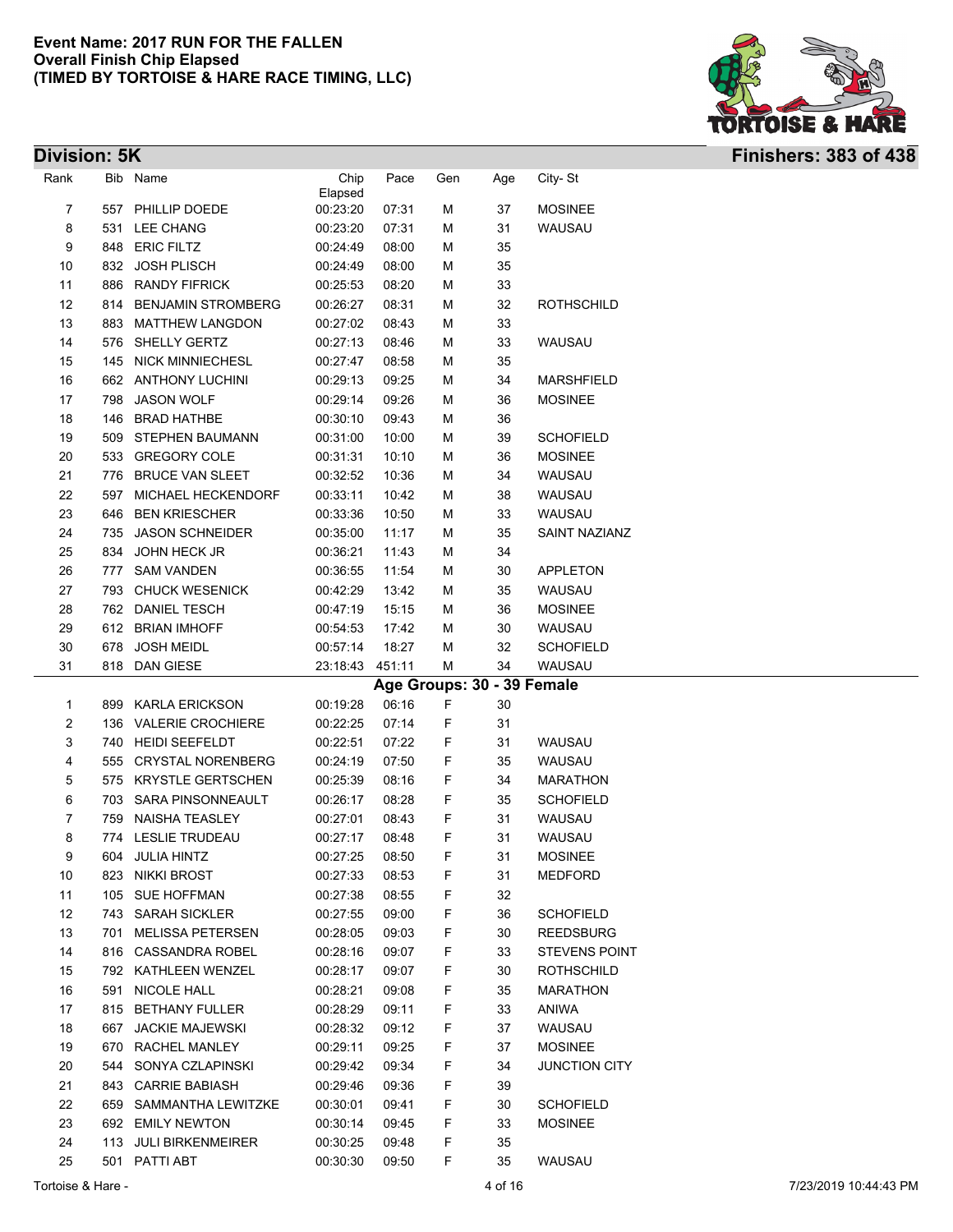**Event Name: 2017 RUN FOR THE FALLEN**
**Overall Finish Chip Elapsed**
**(TIMED BY TORTOISE & HARE RACE TIMING, LLC)**

## Division: 5K

**Finishers: 383 of 438**

| Rank | Bib | Name | Chip Elapsed | Pace | Gen | Age | City- St |
|---|---|---|---|---|---|---|---|
| 7 | 557 | PHILLIP DOEDE | 00:23:20 | 07:31 | M | 37 | MOSINEE |
| 8 | 531 | LEE CHANG | 00:23:20 | 07:31 | M | 31 | WAUSAU |
| 9 | 848 | ERIC FILTZ | 00:24:49 | 08:00 | M | 35 | |
| 10 | 832 | JOSH PLISCH | 00:24:49 | 08:00 | M | 35 | |
| 11 | 886 | RANDY FIFRICK | 00:25:53 | 08:20 | M | 33 | |
| 12 | 814 | BENJAMIN STROMBERG | 00:26:27 | 08:31 | M | 32 | ROTHSCHILD |
| 13 | 883 | MATTHEW LANGDON | 00:27:02 | 08:43 | M | 33 | |
| 14 | 576 | SHELLY GERTZ | 00:27:13 | 08:46 | M | 33 | WAUSAU |
| 15 | 145 | NICK MINNIECHESL | 00:27:47 | 08:58 | M | 35 | |
| 16 | 662 | ANTHONY LUCHINI | 00:29:13 | 09:25 | M | 34 | MARSHFIELD |
| 17 | 798 | JASON WOLF | 00:29:14 | 09:26 | M | 36 | MOSINEE |
| 18 | 146 | BRAD HATHBE | 00:30:10 | 09:43 | M | 36 | |
| 19 | 509 | STEPHEN BAUMANN | 00:31:00 | 10:00 | M | 39 | SCHOFIELD |
| 20 | 533 | GREGORY COLE | 00:31:31 | 10:10 | M | 36 | MOSINEE |
| 21 | 776 | BRUCE VAN SLEET | 00:32:52 | 10:36 | M | 34 | WAUSAU |
| 22 | 597 | MICHAEL HECKENDORF | 00:33:11 | 10:42 | M | 38 | WAUSAU |
| 23 | 646 | BEN KRIESCHER | 00:33:36 | 10:50 | M | 33 | WAUSAU |
| 24 | 735 | JASON SCHNEIDER | 00:35:00 | 11:17 | M | 35 | SAINT NAZIANZ |
| 25 | 834 | JOHN HECK JR | 00:36:21 | 11:43 | M | 34 | |
| 26 | 777 | SAM VANDEN | 00:36:55 | 11:54 | M | 30 | APPLETON |
| 27 | 793 | CHUCK WESENICK | 00:42:29 | 13:42 | M | 35 | WAUSAU |
| 28 | 762 | DANIEL TESCH | 00:47:19 | 15:15 | M | 36 | MOSINEE |
| 29 | 612 | BRIAN IMHOFF | 00:54:53 | 17:42 | M | 30 | WAUSAU |
| 30 | 678 | JOSH MEIDL | 00:57:14 | 18:27 | M | 32 | SCHOFIELD |
| 31 | 818 | DAN GIESE | 23:18:43 | 451:11 | M | 34 | WAUSAU |

### Age Groups: 30 - 39 Female

| Rank | Bib | Name | Chip Elapsed | Pace | Gen | Age | City- St |
|---|---|---|---|---|---|---|---|
| 1 | 899 | KARLA ERICKSON | 00:19:28 | 06:16 | F | 30 | |
| 2 | 136 | VALERIE CROCHIERE | 00:22:25 | 07:14 | F | 31 | |
| 3 | 740 | HEIDI SEEFELDT | 00:22:51 | 07:22 | F | 31 | WAUSAU |
| 4 | 555 | CRYSTAL NORENBERG | 00:24:19 | 07:50 | F | 35 | WAUSAU |
| 5 | 575 | KRYSTLE GERTSCHEN | 00:25:39 | 08:16 | F | 34 | MARATHON |
| 6 | 703 | SARA PINSONNEAULT | 00:26:17 | 08:28 | F | 35 | SCHOFIELD |
| 7 | 759 | NAISHA TEASLEY | 00:27:01 | 08:43 | F | 31 | WAUSAU |
| 8 | 774 | LESLIE TRUDEAU | 00:27:17 | 08:48 | F | 31 | WAUSAU |
| 9 | 604 | JULIA HINTZ | 00:27:25 | 08:50 | F | 31 | MOSINEE |
| 10 | 823 | NIKKI BROST | 00:27:33 | 08:53 | F | 31 | MEDFORD |
| 11 | 105 | SUE HOFFMAN | 00:27:38 | 08:55 | F | 32 | |
| 12 | 743 | SARAH SICKLER | 00:27:55 | 09:00 | F | 36 | SCHOFIELD |
| 13 | 701 | MELISSA PETERSEN | 00:28:05 | 09:03 | F | 30 | REEDSBURG |
| 14 | 816 | CASSANDRA ROBEL | 00:28:16 | 09:07 | F | 33 | STEVENS POINT |
| 15 | 792 | KATHLEEN WENZEL | 00:28:17 | 09:07 | F | 30 | ROTHSCHILD |
| 16 | 591 | NICOLE HALL | 00:28:21 | 09:08 | F | 35 | MARATHON |
| 17 | 815 | BETHANY FULLER | 00:28:29 | 09:11 | F | 33 | ANIWA |
| 18 | 667 | JACKIE MAJEWSKI | 00:28:32 | 09:12 | F | 37 | WAUSAU |
| 19 | 670 | RACHEL MANLEY | 00:29:11 | 09:25 | F | 37 | MOSINEE |
| 20 | 544 | SONYA CZLAPINSKI | 00:29:42 | 09:34 | F | 34 | JUNCTION CITY |
| 21 | 843 | CARRIE BABIASH | 00:29:46 | 09:36 | F | 39 | |
| 22 | 659 | SAMMANTHA LEWITZKE | 00:30:01 | 09:41 | F | 30 | SCHOFIELD |
| 23 | 692 | EMILY NEWTON | 00:30:14 | 09:45 | F | 33 | MOSINEE |
| 24 | 113 | JULI BIRKENMEIER | 00:30:25 | 09:48 | F | 35 | |
| 25 | 501 | PATTI ABT | 00:30:30 | 09:50 | F | 35 | WAUSAU |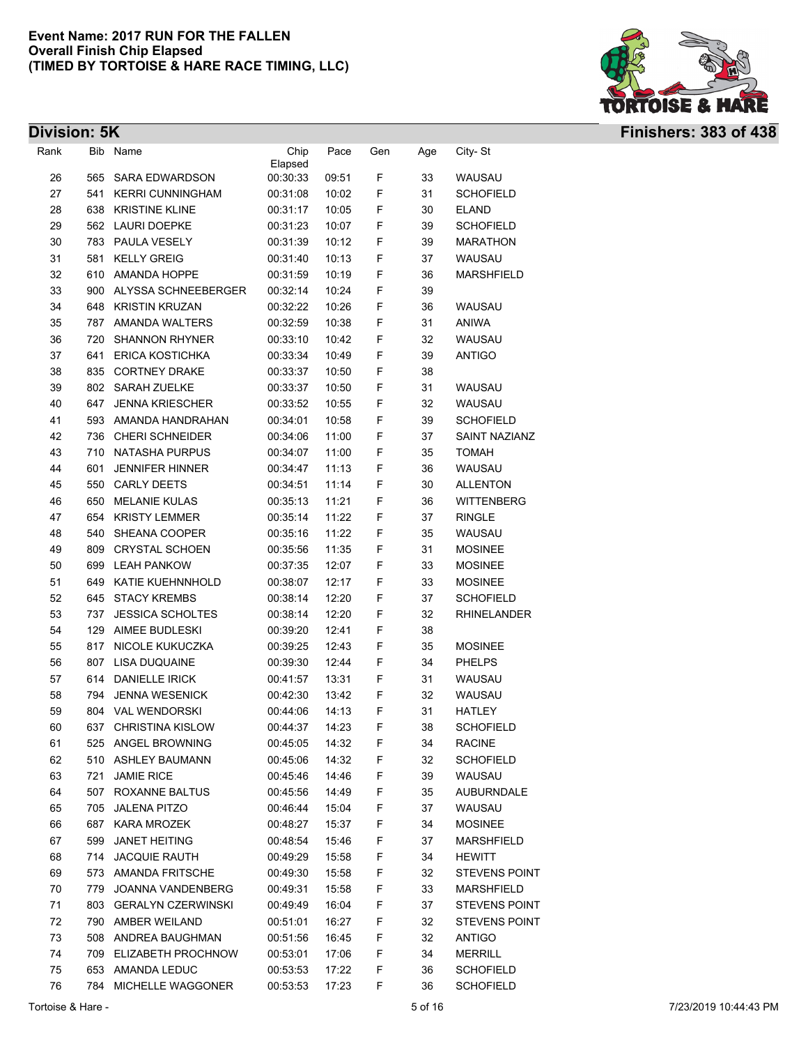**Event Name: 2017 RUN FOR THE FALLEN**
**Overall Finish Chip Elapsed**
**(TIMED BY TORTOISE & HARE RACE TIMING, LLC)**

## Division: 5K

**Finishers: 383 of 438**

| Rank | Bib | Name | Chip Elapsed | Pace | Gen | Age | City- St |
|---|---|---|---|---|---|---|---|
| 26 | 565 | SARA EDWARDSON | 00:30:33 | 09:51 | F | 33 | WAUSAU |
| 27 | 541 | KERRI CUNNINGHAM | 00:31:08 | 10:02 | F | 31 | SCHOFIELD |
| 28 | 638 | KRISTINE KLINE | 00:31:17 | 10:05 | F | 30 | ELAND |
| 29 | 562 | LAURI DOEPKE | 00:31:23 | 10:07 | F | 39 | SCHOFIELD |
| 30 | 783 | PAULA VESELY | 00:31:39 | 10:12 | F | 39 | MARATHON |
| 31 | 581 | KELLY GREIG | 00:31:40 | 10:13 | F | 37 | WAUSAU |
| 32 | 610 | AMANDA HOPPE | 00:31:59 | 10:19 | F | 36 | MARSHFIELD |
| 33 | 900 | ALYSSA SCHNEEBERGER | 00:32:14 | 10:24 | F | 39 | |
| 34 | 648 | KRISTIN KRUZAN | 00:32:22 | 10:26 | F | 36 | WAUSAU |
| 35 | 787 | AMANDA WALTERS | 00:32:59 | 10:38 | F | 31 | ANIWA |
| 36 | 720 | SHANNON RHYNER | 00:33:10 | 10:42 | F | 32 | WAUSAU |
| 37 | 641 | ERICA KOSTICHKA | 00:33:34 | 10:49 | F | 39 | ANTIGO |
| 38 | 835 | CORTNEY DRAKE | 00:33:37 | 10:50 | F | 38 | |
| 39 | 802 | SARAH ZUELKE | 00:33:37 | 10:50 | F | 31 | WAUSAU |
| 40 | 647 | JENNA KRIESCHER | 00:33:52 | 10:55 | F | 32 | WAUSAU |
| 41 | 593 | AMANDA HANDRAHAN | 00:34:01 | 10:58 | F | 39 | SCHOFIELD |
| 42 | 736 | CHERI SCHNEIDER | 00:34:06 | 11:00 | F | 37 | SAINT NAZIANZ |
| 43 | 710 | NATASHA PURPUS | 00:34:07 | 11:00 | F | 35 | TOMAH |
| 44 | 601 | JENNIFER HINNER | 00:34:47 | 11:13 | F | 36 | WAUSAU |
| 45 | 550 | CARLY DEETS | 00:34:51 | 11:14 | F | 30 | ALLENTON |
| 46 | 650 | MELANIE KULAS | 00:35:13 | 11:21 | F | 36 | WITTENBERG |
| 47 | 654 | KRISTY LEMMER | 00:35:14 | 11:22 | F | 37 | RINGLE |
| 48 | 540 | SHEANA COOPER | 00:35:16 | 11:22 | F | 35 | WAUSAU |
| 49 | 809 | CRYSTAL SCHOEN | 00:35:56 | 11:35 | F | 31 | MOSINEE |
| 50 | 699 | LEAH PANKOW | 00:37:35 | 12:07 | F | 33 | MOSINEE |
| 51 | 649 | KATIE KUEHNNHOLD | 00:38:07 | 12:17 | F | 33 | MOSINEE |
| 52 | 645 | STACY KREMBS | 00:38:14 | 12:20 | F | 37 | SCHOFIELD |
| 53 | 737 | JESSICA SCHOLTES | 00:38:14 | 12:20 | F | 32 | RHINELANDER |
| 54 | 129 | AIMEE BUDLESKI | 00:39:20 | 12:41 | F | 38 | |
| 55 | 817 | NICOLE KUKUCZKA | 00:39:25 | 12:43 | F | 35 | MOSINEE |
| 56 | 807 | LISA DUQUAINE | 00:39:30 | 12:44 | F | 34 | PHELPS |
| 57 | 614 | DANIELLE IRICK | 00:41:57 | 13:31 | F | 31 | WAUSAU |
| 58 | 794 | JENNA WESENICK | 00:42:30 | 13:42 | F | 32 | WAUSAU |
| 59 | 804 | VAL WENDORSKI | 00:44:06 | 14:13 | F | 31 | HATLEY |
| 60 | 637 | CHRISTINA KISLOW | 00:44:37 | 14:23 | F | 38 | SCHOFIELD |
| 61 | 525 | ANGEL BROWNING | 00:45:05 | 14:32 | F | 34 | RACINE |
| 62 | 510 | ASHLEY BAUMANN | 00:45:06 | 14:32 | F | 32 | SCHOFIELD |
| 63 | 721 | JAMIE RICE | 00:45:46 | 14:46 | F | 39 | WAUSAU |
| 64 | 507 | ROXANNE BALTUS | 00:45:56 | 14:49 | F | 35 | AUBURNDALE |
| 65 | 705 | JALENA PITZO | 00:46:44 | 15:04 | F | 37 | WAUSAU |
| 66 | 687 | KARA MROZEK | 00:48:27 | 15:37 | F | 34 | MOSINEE |
| 67 | 599 | JANET HEITING | 00:48:54 | 15:46 | F | 37 | MARSHFIELD |
| 68 | 714 | JACQUIE RAUTH | 00:49:29 | 15:58 | F | 34 | HEWITT |
| 69 | 573 | AMANDA FRITSCHE | 00:49:30 | 15:58 | F | 32 | STEVENS POINT |
| 70 | 779 | JOANNA VANDENBERG | 00:49:31 | 15:58 | F | 33 | MARSHFIELD |
| 71 | 803 | GERALYN CZERWINSKI | 00:49:49 | 16:04 | F | 37 | STEVENS POINT |
| 72 | 790 | AMBER WEILAND | 00:51:01 | 16:27 | F | 32 | STEVENS POINT |
| 73 | 508 | ANDREA BAUGHMAN | 00:51:56 | 16:45 | F | 32 | ANTIGO |
| 74 | 709 | ELIZABETH PROCHNOW | 00:53:01 | 17:06 | F | 34 | MERRILL |
| 75 | 653 | AMANDA LEDUC | 00:53:53 | 17:22 | F | 36 | SCHOFIELD |
| 76 | 784 | MICHELLE WAGGONER | 00:53:53 | 17:23 | F | 36 | SCHOFIELD |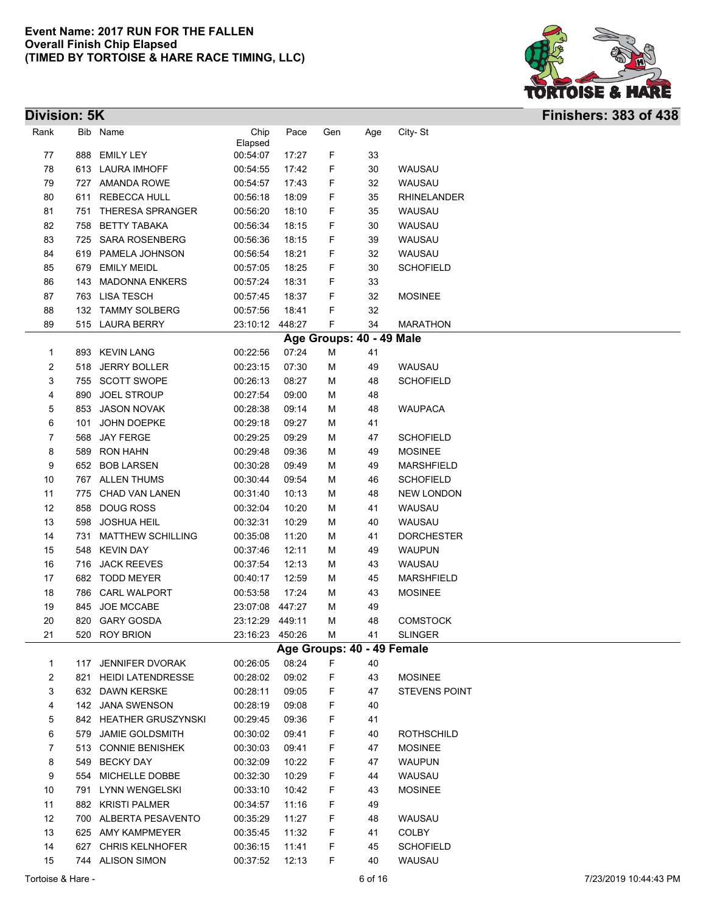**Event Name: 2017 RUN FOR THE FALLEN**
**Overall Finish Chip Elapsed**
**(TIMED BY TORTOISE & HARE RACE TIMING, LLC)**

## Division: 5K

**Finishers: 383 of 438**

| Rank | Bib | Name | Chip Elapsed | Pace | Gen | Age | City- St |
|---|---|---|---|---|---|---|---|
| 77 | 888 | EMILY LEY | 00:54:07 | 17:27 | F | 33 | |
| 78 | 613 | LAURA IMHOFF | 00:54:55 | 17:42 | F | 30 | WAUSAU |
| 79 | 727 | AMANDA ROWE | 00:54:57 | 17:43 | F | 32 | WAUSAU |
| 80 | 611 | REBECCA HULL | 00:56:18 | 18:09 | F | 35 | RHINELANDER |
| 81 | 751 | THERESA SPRANGER | 00:56:20 | 18:10 | F | 35 | WAUSAU |
| 82 | 758 | BETTY TABAKA | 00:56:34 | 18:15 | F | 30 | WAUSAU |
| 83 | 725 | SARA ROSENBERG | 00:56:36 | 18:15 | F | 39 | WAUSAU |
| 84 | 619 | PAMELA JOHNSON | 00:56:54 | 18:21 | F | 32 | WAUSAU |
| 85 | 679 | EMILY MEIDL | 00:57:05 | 18:25 | F | 30 | SCHOFIELD |
| 86 | 143 | MADONNA ENKERS | 00:57:24 | 18:31 | F | 33 | |
| 87 | 763 | LISA TESCH | 00:57:45 | 18:37 | F | 32 | MOSINEE |
| 88 | 132 | TAMMY SOLBERG | 00:57:56 | 18:41 | F | 32 | |
| 89 | 515 | LAURA BERRY | 23:10:12 | 448:27 | F | 34 | MARATHON |

### Age Groups: 40 - 49 Male

| Rank | Bib | Name | Chip Elapsed | Pace | Gen | Age | City- St |
|---|---|---|---|---|---|---|---|
| 1 | 893 | KEVIN LANG | 00:22:56 | 07:24 | M | 41 | |
| 2 | 518 | JERRY BOLLER | 00:23:15 | 07:30 | M | 49 | WAUSAU |
| 3 | 755 | SCOTT SWOPE | 00:26:13 | 08:27 | M | 48 | SCHOFIELD |
| 4 | 890 | JOEL STROUP | 00:27:54 | 09:00 | M | 48 | |
| 5 | 853 | JASON NOVAK | 00:28:38 | 09:14 | M | 48 | WAUPACA |
| 6 | 101 | JOHN DOEPKE | 00:29:18 | 09:27 | M | 41 | |
| 7 | 568 | JAY FERGE | 00:29:25 | 09:29 | M | 47 | SCHOFIELD |
| 8 | 589 | RON HAHN | 00:29:48 | 09:36 | M | 49 | MOSINEE |
| 9 | 652 | BOB LARSEN | 00:30:28 | 09:49 | M | 49 | MARSHFIELD |
| 10 | 767 | ALLEN THUMS | 00:30:44 | 09:54 | M | 46 | SCHOFIELD |
| 11 | 775 | CHAD VAN LANEN | 00:31:40 | 10:13 | M | 48 | NEW LONDON |
| 12 | 858 | DOUG ROSS | 00:32:04 | 10:20 | M | 41 | WAUSAU |
| 13 | 598 | JOSHUA HEIL | 00:32:31 | 10:29 | M | 40 | WAUSAU |
| 14 | 731 | MATTHEW SCHILLING | 00:35:08 | 11:20 | M | 41 | DORCHESTER |
| 15 | 548 | KEVIN DAY | 00:37:46 | 12:11 | M | 49 | WAUPUN |
| 16 | 716 | JACK REEVES | 00:37:54 | 12:13 | M | 43 | WAUSAU |
| 17 | 682 | TODD MEYER | 00:40:17 | 12:59 | M | 45 | MARSHFIELD |
| 18 | 786 | CARL WALPORT | 00:53:58 | 17:24 | M | 43 | MOSINEE |
| 19 | 845 | JOE MCCABE | 23:07:08 | 447:27 | M | 49 | |
| 20 | 820 | GARY GOSDA | 23:12:29 | 449:11 | M | 48 | COMSTOCK |
| 21 | 520 | ROY BRION | 23:16:23 | 450:26 | M | 41 | SLINGER |

### Age Groups: 40 - 49 Female

| Rank | Bib | Name | Chip Elapsed | Pace | Gen | Age | City- St |
|---|---|---|---|---|---|---|---|
| 1 | 117 | JENNIFER DVORAK | 00:26:05 | 08:24 | F | 40 | |
| 2 | 821 | HEIDI LATENDRESSE | 00:28:02 | 09:02 | F | 43 | MOSINEE |
| 3 | 632 | DAWN KERSKE | 00:28:11 | 09:05 | F | 47 | STEVENS POINT |
| 4 | 142 | JANA SWENSON | 00:28:19 | 09:08 | F | 40 | |
| 5 | 842 | HEATHER GRUSZYNSKI | 00:29:45 | 09:36 | F | 41 | |
| 6 | 579 | JAMIE GOLDSMITH | 00:30:02 | 09:41 | F | 40 | ROTHSCHILD |
| 7 | 513 | CONNIE BENISHEK | 00:30:03 | 09:41 | F | 47 | MOSINEE |
| 8 | 549 | BECKY DAY | 00:32:09 | 10:22 | F | 47 | WAUPUN |
| 9 | 554 | MICHELLE DOBBE | 00:32:30 | 10:29 | F | 44 | WAUSAU |
| 10 | 791 | LYNN WENGELSKI | 00:33:10 | 10:42 | F | 43 | MOSINEE |
| 11 | 882 | KRISTI PALMER | 00:34:57 | 11:16 | F | 49 | |
| 12 | 700 | ALBERTA PESAVENTO | 00:35:29 | 11:27 | F | 48 | WAUSAU |
| 13 | 625 | AMY KAMPMEYER | 00:35:45 | 11:32 | F | 41 | COLBY |
| 14 | 627 | CHRIS KELNHOFER | 00:36:15 | 11:41 | F | 45 | SCHOFIELD |
| 15 | 744 | ALISON SIMON | 00:37:52 | 12:13 | F | 40 | WAUSAU |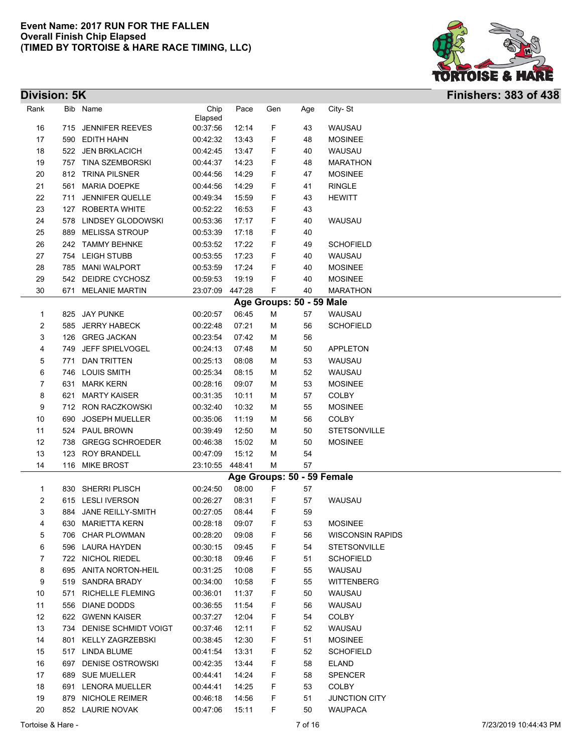**Event Name: 2017 RUN FOR THE FALLEN**
**Overall Finish Chip Elapsed**
**(TIMED BY TORTOISE & HARE RACE TIMING, LLC)**

## Division: 5K

**Finishers: 383 of 438**

| Rank | Bib | Name | Chip Elapsed | Pace | Gen | Age | City- St |
|---|---|---|---|---|---|---|---|
| 16 | 715 | JENNIFER REEVES | 00:37:56 | 12:14 | F | 43 | WAUSAU |
| 17 | 590 | EDITH HAHN | 00:42:32 | 13:43 | F | 48 | MOSINEE |
| 18 | 522 | JEN BRKLACICH | 00:42:45 | 13:47 | F | 40 | WAUSAU |
| 19 | 757 | TINA SZEMBORSKI | 00:44:37 | 14:23 | F | 48 | MARATHON |
| 20 | 812 | TRINA PILSNER | 00:44:56 | 14:29 | F | 47 | MOSINEE |
| 21 | 561 | MARIA DOEPKE | 00:44:56 | 14:29 | F | 41 | RINGLE |
| 22 | 711 | JENNIFER QUELLE | 00:49:34 | 15:59 | F | 43 | HEWITT |
| 23 | 127 | ROBERTA WHITE | 00:52:22 | 16:53 | F | 43 | |
| 24 | 578 | LINDSEY GLODOWSKI | 00:53:36 | 17:17 | F | 40 | WAUSAU |
| 25 | 889 | MELISSA STROUP | 00:53:39 | 17:18 | F | 40 | |
| 26 | 242 | TAMMY BEHNKE | 00:53:52 | 17:22 | F | 49 | SCHOFIELD |
| 27 | 754 | LEIGH STUBB | 00:53:55 | 17:23 | F | 40 | WAUSAU |
| 28 | 785 | MANI WALPORT | 00:53:59 | 17:24 | F | 40 | MOSINEE |
| 29 | 542 | DEIDRE CYCHOSZ | 00:59:53 | 19:19 | F | 40 | MOSINEE |
| 30 | 671 | MELANIE MARTIN | 23:07:09 | 447:28 | F | 40 | MARATHON |

### Age Groups: 50 - 59 Male

| Rank | Bib | Name | Chip Elapsed | Pace | Gen | Age | City- St |
|---|---|---|---|---|---|---|---|
| 1 | 825 | JAY PUNKE | 00:20:57 | 06:45 | M | 57 | WAUSAU |
| 2 | 585 | JERRY HABECK | 00:22:48 | 07:21 | M | 56 | SCHOFIELD |
| 3 | 126 | GREG JACKAN | 00:23:54 | 07:42 | M | 56 | |
| 4 | 749 | JEFF SPIELVOGEL | 00:24:13 | 07:48 | M | 50 | APPLETON |
| 5 | 771 | DAN TRITTEN | 00:25:13 | 08:08 | M | 53 | WAUSAU |
| 6 | 746 | LOUIS SMITH | 00:25:34 | 08:15 | M | 52 | WAUSAU |
| 7 | 631 | MARK KERN | 00:28:16 | 09:07 | M | 53 | MOSINEE |
| 8 | 621 | MARTY KAISER | 00:31:35 | 10:11 | M | 57 | COLBY |
| 9 | 712 | RON RACZKOWSKI | 00:32:40 | 10:32 | M | 55 | MOSINEE |
| 10 | 690 | JOSEPH MUELLER | 00:35:06 | 11:19 | M | 56 | COLBY |
| 11 | 524 | PAUL BROWN | 00:39:49 | 12:50 | M | 50 | STETSONVILLE |
| 12 | 738 | GREGG SCHROEDER | 00:46:38 | 15:02 | M | 50 | MOSINEE |
| 13 | 123 | ROY BRANDELL | 00:47:09 | 15:12 | M | 54 | |
| 14 | 116 | MIKE BROST | 23:10:55 | 448:41 | M | 57 | |

### Age Groups: 50 - 59 Female

| Rank | Bib | Name | Chip Elapsed | Pace | Gen | Age | City- St |
|---|---|---|---|---|---|---|---|
| 1 | 830 | SHERRI PLISCH | 00:24:50 | 08:00 | F | 57 | |
| 2 | 615 | LESLI IVERSON | 00:26:27 | 08:31 | F | 57 | WAUSAU |
| 3 | 884 | JANE REILLY-SMITH | 00:27:05 | 08:44 | F | 59 | |
| 4 | 630 | MARIETTA KERN | 00:28:18 | 09:07 | F | 53 | MOSINEE |
| 5 | 706 | CHAR PLOWMAN | 00:28:20 | 09:08 | F | 56 | WISCONSIN RAPIDS |
| 6 | 596 | LAURA HAYDEN | 00:30:15 | 09:45 | F | 54 | STETSONVILLE |
| 7 | 722 | NICHOL RIEDEL | 00:30:18 | 09:46 | F | 51 | SCHOFIELD |
| 8 | 695 | ANITA NORTON-HEIL | 00:31:25 | 10:08 | F | 55 | WAUSAU |
| 9 | 519 | SANDRA BRADY | 00:34:00 | 10:58 | F | 55 | WITTENBERG |
| 10 | 571 | RICHELLE FLEMING | 00:36:01 | 11:37 | F | 50 | WAUSAU |
| 11 | 556 | DIANE DODDS | 00:36:55 | 11:54 | F | 56 | WAUSAU |
| 12 | 622 | GWENN KAISER | 00:37:27 | 12:04 | F | 54 | COLBY |
| 13 | 734 | DENISE SCHMIDT VOIGT | 00:37:46 | 12:11 | F | 52 | WAUSAU |
| 14 | 801 | KELLY ZAGRZEBSKI | 00:38:45 | 12:30 | F | 51 | MOSINEE |
| 15 | 517 | LINDA BLUME | 00:41:54 | 13:31 | F | 52 | SCHOFIELD |
| 16 | 697 | DENISE OSTROWSKI | 00:42:35 | 13:44 | F | 58 | ELAND |
| 17 | 689 | SUE MUELLER | 00:44:41 | 14:24 | F | 58 | SPENCER |
| 18 | 691 | LENORA MUELLER | 00:44:41 | 14:25 | F | 53 | COLBY |
| 19 | 879 | NICHOLE REIMER | 00:46:18 | 14:56 | F | 51 | JUNCTION CITY |
| 20 | 852 | LAURIE NOVAK | 00:47:06 | 15:11 | F | 50 | WAUPACA |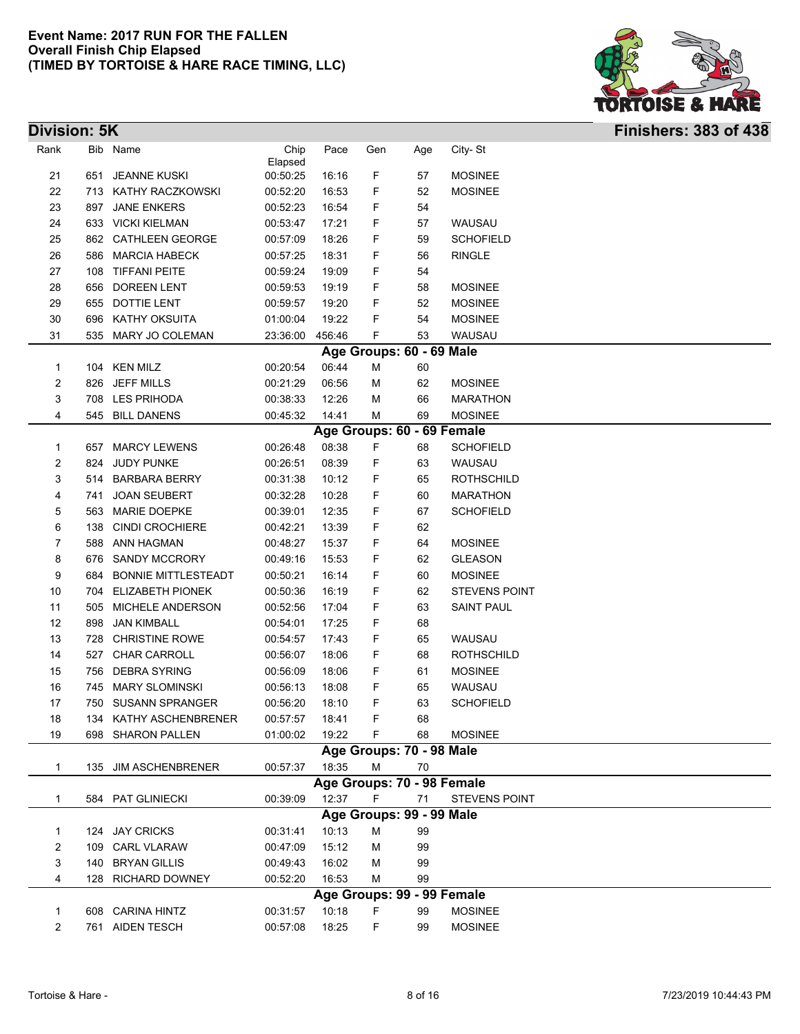**Event Name: 2017 RUN FOR THE FALLEN**
**Overall Finish Chip Elapsed**
**(TIMED BY TORTOISE & HARE RACE TIMING, LLC)**

## Division: 5K

**Finishers: 383 of 438**

| Rank | Bib | Name | Chip Elapsed | Pace | Gen | Age | City- St |
|---|---|---|---|---|---|---|---|
| 21 | 651 | JEANNE KUSKI | 00:50:25 | 16:16 | F | 57 | MOSINEE |
| 22 | 713 | KATHY RACZKOWSKI | 00:52:20 | 16:53 | F | 52 | MOSINEE |
| 23 | 897 | JANE ENKERS | 00:52:23 | 16:54 | F | 54 | |
| 24 | 633 | VICKI KIELMAN | 00:53:47 | 17:21 | F | 57 | WAUSAU |
| 25 | 862 | CATHLEEN GEORGE | 00:57:09 | 18:26 | F | 59 | SCHOFIELD |
| 26 | 586 | MARCIA HABECK | 00:57:25 | 18:31 | F | 56 | RINGLE |
| 27 | 108 | TIFFANI PEITE | 00:59:24 | 19:09 | F | 54 | |
| 28 | 656 | DOREEN LENT | 00:59:53 | 19:19 | F | 58 | MOSINEE |
| 29 | 655 | DOTTIE LENT | 00:59:57 | 19:20 | F | 52 | MOSINEE |
| 30 | 696 | KATHY OKSUITA | 01:00:04 | 19:22 | F | 54 | MOSINEE |
| 31 | 535 | MARY JO COLEMAN | 23:36:00 | 456:46 | F | 53 | WAUSAU |

### Age Groups: 60 - 69 Male

| Rank | Bib | Name | Chip Elapsed | Pace | Gen | Age | City- St |
|---|---|---|---|---|---|---|---|
| 1 | 104 | KEN MILZ | 00:20:54 | 06:44 | M | 60 | |
| 2 | 826 | JEFF MILLS | 00:21:29 | 06:56 | M | 62 | MOSINEE |
| 3 | 708 | LES PRIHODA | 00:38:33 | 12:26 | M | 66 | MARATHON |
| 4 | 545 | BILL DANENS | 00:45:32 | 14:41 | M | 69 | MOSINEE |

### Age Groups: 60 - 69 Female

| Rank | Bib | Name | Chip Elapsed | Pace | Gen | Age | City- St |
|---|---|---|---|---|---|---|---|
| 1 | 657 | MARCY LEWENS | 00:26:48 | 08:38 | F | 68 | SCHOFIELD |
| 2 | 824 | JUDY PUNKE | 00:26:51 | 08:39 | F | 63 | WAUSAU |
| 3 | 514 | BARBARA BERRY | 00:31:38 | 10:12 | F | 65 | ROTHSCHILD |
| 4 | 741 | JOAN SEUBERT | 00:32:28 | 10:28 | F | 60 | MARATHON |
| 5 | 563 | MARIE DOEPKE | 00:39:01 | 12:35 | F | 67 | SCHOFIELD |
| 6 | 138 | CINDI CROCHIERE | 00:42:21 | 13:39 | F | 62 | |
| 7 | 588 | ANN HAGMAN | 00:48:27 | 15:37 | F | 64 | MOSINEE |
| 8 | 676 | SANDY MCCRORY | 00:49:16 | 15:53 | F | 62 | GLEASON |
| 9 | 684 | BONNIE MITTLESTEADT | 00:50:21 | 16:14 | F | 60 | MOSINEE |
| 10 | 704 | ELIZABETH PIONEK | 00:50:36 | 16:19 | F | 62 | STEVENS POINT |
| 11 | 505 | MICHELE ANDERSON | 00:52:56 | 17:04 | F | 63 | SAINT PAUL |
| 12 | 898 | JAN KIMBALL | 00:54:01 | 17:25 | F | 68 | |
| 13 | 728 | CHRISTINE ROWE | 00:54:57 | 17:43 | F | 65 | WAUSAU |
| 14 | 527 | CHAR CARROLL | 00:56:07 | 18:06 | F | 68 | ROTHSCHILD |
| 15 | 756 | DEBRA SYRING | 00:56:09 | 18:06 | F | 61 | MOSINEE |
| 16 | 745 | MARY SLOMINSKI | 00:56:13 | 18:08 | F | 65 | WAUSAU |
| 17 | 750 | SUSANN SPRANGER | 00:56:20 | 18:10 | F | 63 | SCHOFIELD |
| 18 | 134 | KATHY ASCHENBRENER | 00:57:57 | 18:41 | F | 68 | |
| 19 | 698 | SHARON PALLEN | 01:00:02 | 19:22 | F | 68 | MOSINEE |

### Age Groups: 70 - 98 Male

| Rank | Bib | Name | Chip Elapsed | Pace | Gen | Age | City- St |
|---|---|---|---|---|---|---|---|
| 1 | 135 | JIM ASCHENBRENER | 00:57:37 | 18:35 | M | 70 | |

### Age Groups: 70 - 98 Female

| Rank | Bib | Name | Chip Elapsed | Pace | Gen | Age | City- St |
|---|---|---|---|---|---|---|---|
| 1 | 584 | PAT GLINIECKI | 00:39:09 | 12:37 | F | 71 | STEVENS POINT |

### Age Groups: 99 - 99 Male

| Rank | Bib | Name | Chip Elapsed | Pace | Gen | Age | City- St |
|---|---|---|---|---|---|---|---|
| 1 | 124 | JAY CRICKS | 00:31:41 | 10:13 | M | 99 | |
| 2 | 109 | CARL VLARAW | 00:47:09 | 15:12 | M | 99 | |
| 3 | 140 | BRYAN GILLIS | 00:49:43 | 16:02 | M | 99 | |
| 4 | 128 | RICHARD DOWNEY | 00:52:20 | 16:53 | M | 99 | |

### Age Groups: 99 - 99 Female

| Rank | Bib | Name | Chip Elapsed | Pace | Gen | Age | City- St |
|---|---|---|---|---|---|---|---|
| 1 | 608 | CARINA HINTZ | 00:31:57 | 10:18 | F | 99 | MOSINEE |
| 2 | 761 | AIDEN TESCH | 00:57:08 | 18:25 | F | 99 | MOSINEE |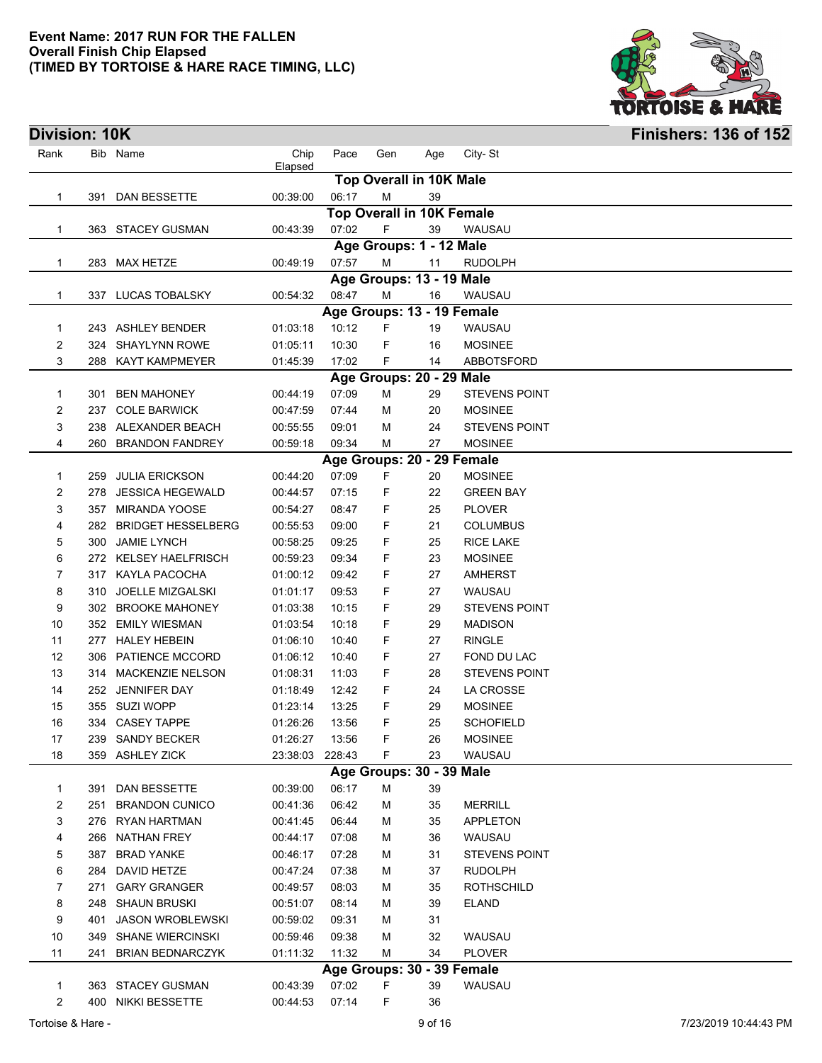**Event Name: 2017 RUN FOR THE FALLEN**
**Overall Finish Chip Elapsed**
**(TIMED BY TORTOISE & HARE RACE TIMING, LLC)**

## Division: 10K

**Finishers: 136 of 152**

| Rank | Bib | Name | Chip Elapsed | Pace | Gen | Age | City- St |
|---|---|---|---|---|---|---|---|
| | | **Top Overall in 10K Male** | | | | | |
| 1 | 391 | DAN BESSETTE | 00:39:00 | 06:17 | M | 39 | |
| | | **Top Overall in 10K Female** | | | | | |
| 1 | 363 | STACEY GUSMAN | 00:43:39 | 07:02 | F | 39 | WAUSAU |
| | | **Age Groups: 1 - 12 Male** | | | | | |
| 1 | 283 | MAX HETZE | 00:49:19 | 07:57 | M | 11 | RUDOLPH |
| | | **Age Groups: 13 - 19 Male** | | | | | |
| 1 | 337 | LUCAS TOBALSKY | 00:54:32 | 08:47 | M | 16 | WAUSAU |
| | | **Age Groups: 13 - 19 Female** | | | | | |
| 1 | 243 | ASHLEY BENDER | 01:03:18 | 10:12 | F | 19 | WAUSAU |
| 2 | 324 | SHAYLYNN ROWE | 01:05:11 | 10:30 | F | 16 | MOSINEE |
| 3 | 288 | KAYT KAMPMEYER | 01:45:39 | 17:02 | F | 14 | ABBOTSFORD |
| | | **Age Groups: 20 - 29 Male** | | | | | |
| 1 | 301 | BEN MAHONEY | 00:44:19 | 07:09 | M | 29 | STEVENS POINT |
| 2 | 237 | COLE BARWICK | 00:47:59 | 07:44 | M | 20 | MOSINEE |
| 3 | 238 | ALEXANDER BEACH | 00:55:55 | 09:01 | M | 24 | STEVENS POINT |
| 4 | 260 | BRANDON FANDREY | 00:59:18 | 09:34 | M | 27 | MOSINEE |
| | | **Age Groups: 20 - 29 Female** | | | | | |
| 1 | 259 | JULIA ERICKSON | 00:44:20 | 07:09 | F | 20 | MOSINEE |
| 2 | 278 | JESSICA HEGEWALD | 00:44:57 | 07:15 | F | 22 | GREEN BAY |
| 3 | 357 | MIRANDA YOOSE | 00:54:27 | 08:47 | F | 25 | PLOVER |
| 4 | 282 | BRIDGET HESSELBERG | 00:55:53 | 09:00 | F | 21 | COLUMBUS |
| 5 | 300 | JAMIE LYNCH | 00:58:25 | 09:25 | F | 25 | RICE LAKE |
| 6 | 272 | KELSEY HAELFRISCH | 00:59:23 | 09:34 | F | 23 | MOSINEE |
| 7 | 317 | KAYLA PACOCHA | 01:00:12 | 09:42 | F | 27 | AMHERST |
| 8 | 310 | JOELLE MIZGALSKI | 01:01:17 | 09:53 | F | 27 | WAUSAU |
| 9 | 302 | BROOKE MAHONEY | 01:03:38 | 10:15 | F | 29 | STEVENS POINT |
| 10 | 352 | EMILY WIESMAN | 01:03:54 | 10:18 | F | 29 | MADISON |
| 11 | 277 | HALEY HEBEIN | 01:06:10 | 10:40 | F | 27 | RINGLE |
| 12 | 306 | PATIENCE MCCORD | 01:06:12 | 10:40 | F | 27 | FOND DU LAC |
| 13 | 314 | MACKENZIE NELSON | 01:08:31 | 11:03 | F | 28 | STEVENS POINT |
| 14 | 252 | JENNIFER DAY | 01:18:49 | 12:42 | F | 24 | LA CROSSE |
| 15 | 355 | SUZI WOPP | 01:23:14 | 13:25 | F | 29 | MOSINEE |
| 16 | 334 | CASEY TAPPE | 01:26:26 | 13:56 | F | 25 | SCHOFIELD |
| 17 | 239 | SANDY BECKER | 01:26:27 | 13:56 | F | 26 | MOSINEE |
| 18 | 359 | ASHLEY ZICK | 23:38:03 | 228:43 | F | 23 | WAUSAU |
| | | **Age Groups: 30 - 39 Male** | | | | | |
| 1 | 391 | DAN BESSETTE | 00:39:00 | 06:17 | M | 39 | |
| 2 | 251 | BRANDON CUNICO | 00:41:36 | 06:42 | M | 35 | MERRILL |
| 3 | 276 | RYAN HARTMAN | 00:41:45 | 06:44 | M | 35 | APPLETON |
| 4 | 266 | NATHAN FREY | 00:44:17 | 07:08 | M | 36 | WAUSAU |
| 5 | 387 | BRAD YANKE | 00:46:17 | 07:28 | M | 31 | STEVENS POINT |
| 6 | 284 | DAVID HETZE | 00:47:24 | 07:38 | M | 37 | RUDOLPH |
| 7 | 271 | GARY GRANGER | 00:49:57 | 08:03 | M | 35 | ROTHSCHILD |
| 8 | 248 | SHAUN BRUSKI | 00:51:07 | 08:14 | M | 39 | ELAND |
| 9 | 401 | JASON WROBLEWSKI | 00:59:02 | 09:31 | M | 31 | |
| 10 | 349 | SHANE WIERCINSKI | 00:59:46 | 09:38 | M | 32 | WAUSAU |
| 11 | 241 | BRIAN BEDNARCZYK | 01:11:32 | 11:32 | M | 34 | PLOVER |
| | | **Age Groups: 30 - 39 Female** | | | | | |
| 1 | 363 | STACEY GUSMAN | 00:43:39 | 07:02 | F | 39 | WAUSAU |
| 2 | 400 | NIKKI BESSETTE | 00:44:53 | 07:14 | F | 36 | |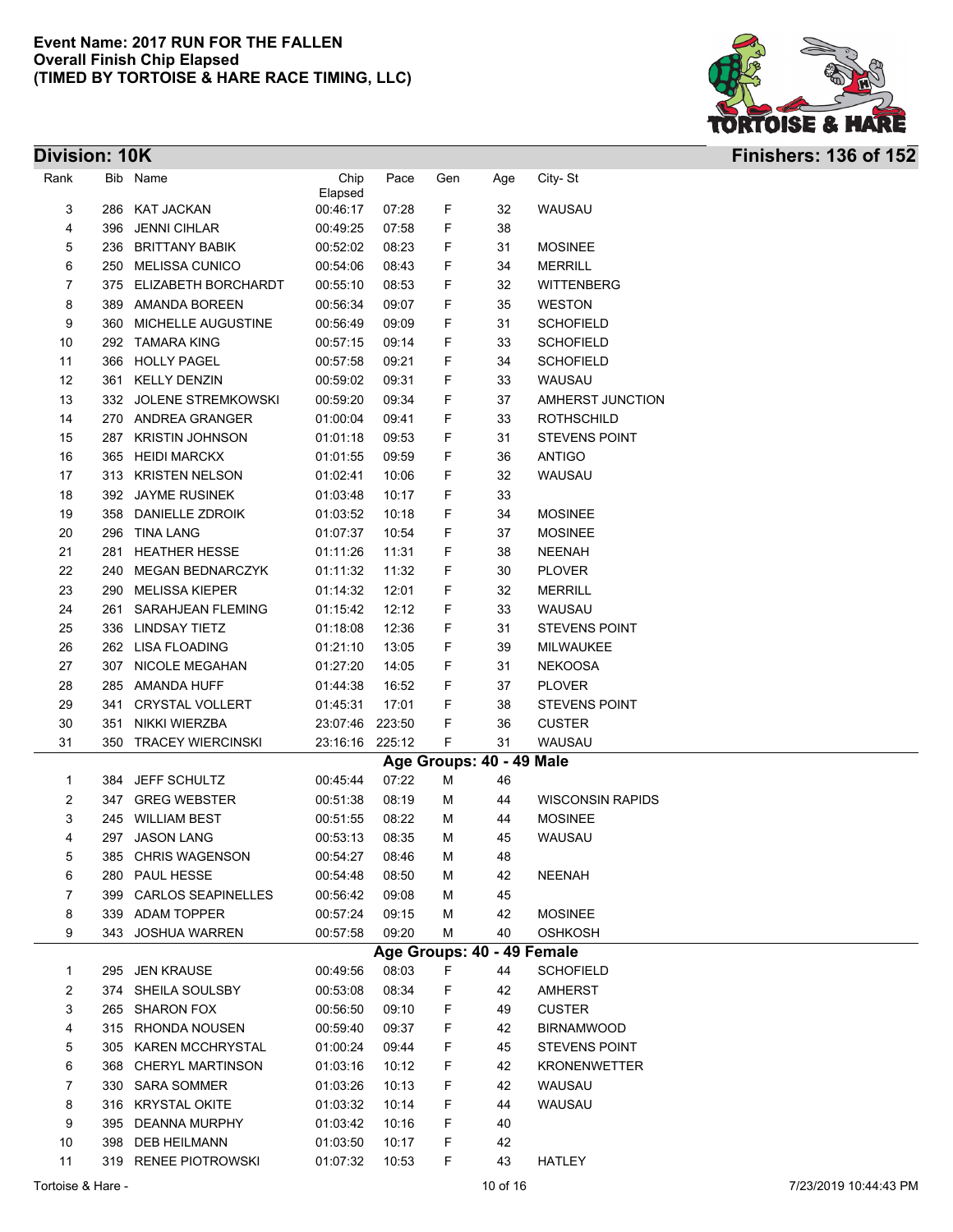**Event Name: 2017 RUN FOR THE FALLEN**
**Overall Finish Chip Elapsed**
**(TIMED BY TORTOISE & HARE RACE TIMING, LLC)**

## Division: 10K

**Finishers: 136 of 152**

| Rank | Bib | Name | Chip Elapsed | Pace | Gen | Age | City- St |
|---|---|---|---|---|---|---|---|
| 3 | 286 | KAT JACKAN | 00:46:17 | 07:28 | F | 32 | WAUSAU |
| 4 | 396 | JENNI CIHLAR | 00:49:25 | 07:58 | F | 38 | |
| 5 | 236 | BRITTANY BABIK | 00:52:02 | 08:23 | F | 31 | MOSINEE |
| 6 | 250 | MELISSA CUNICO | 00:54:06 | 08:43 | F | 34 | MERRILL |
| 7 | 375 | ELIZABETH BORCHARDT | 00:55:10 | 08:53 | F | 32 | WITTENBERG |
| 8 | 389 | AMANDA BOREEN | 00:56:34 | 09:07 | F | 35 | WESTON |
| 9 | 360 | MICHELLE AUGUSTINE | 00:56:49 | 09:09 | F | 31 | SCHOFIELD |
| 10 | 292 | TAMARA KING | 00:57:15 | 09:14 | F | 33 | SCHOFIELD |
| 11 | 366 | HOLLY PAGEL | 00:57:58 | 09:21 | F | 34 | SCHOFIELD |
| 12 | 361 | KELLY DENZIN | 00:59:02 | 09:31 | F | 33 | WAUSAU |
| 13 | 332 | JOLENE STREMKOWSKI | 00:59:20 | 09:34 | F | 37 | AMHERST JUNCTION |
| 14 | 270 | ANDREA GRANGER | 01:00:04 | 09:41 | F | 33 | ROTHSCHILD |
| 15 | 287 | KRISTIN JOHNSON | 01:01:18 | 09:53 | F | 31 | STEVENS POINT |
| 16 | 365 | HEIDI MARCKX | 01:01:55 | 09:59 | F | 36 | ANTIGO |
| 17 | 313 | KRISTEN NELSON | 01:02:41 | 10:06 | F | 32 | WAUSAU |
| 18 | 392 | JAYME RUSINEK | 01:03:48 | 10:17 | F | 33 | |
| 19 | 358 | DANIELLE ZDROIK | 01:03:52 | 10:18 | F | 34 | MOSINEE |
| 20 | 296 | TINA LANG | 01:07:37 | 10:54 | F | 37 | MOSINEE |
| 21 | 281 | HEATHER HESSE | 01:11:26 | 11:31 | F | 38 | NEENAH |
| 22 | 240 | MEGAN BEDNARCZYK | 01:11:32 | 11:32 | F | 30 | PLOVER |
| 23 | 290 | MELISSA KIEPER | 01:14:32 | 12:01 | F | 32 | MERRILL |
| 24 | 261 | SARAHJEAN FLEMING | 01:15:42 | 12:12 | F | 33 | WAUSAU |
| 25 | 336 | LINDSAY TIETZ | 01:18:08 | 12:36 | F | 31 | STEVENS POINT |
| 26 | 262 | LISA FLOADING | 01:21:10 | 13:05 | F | 39 | MILWAUKEE |
| 27 | 307 | NICOLE MEGAHAN | 01:27:20 | 14:05 | F | 31 | NEKOOSA |
| 28 | 285 | AMANDA HUFF | 01:44:38 | 16:52 | F | 37 | PLOVER |
| 29 | 341 | CRYSTAL VOLLERT | 01:45:31 | 17:01 | F | 38 | STEVENS POINT |
| 30 | 351 | NIKKI WIERZBA | 23:07:46 | 223:50 | F | 36 | CUSTER |
| 31 | 350 | TRACEY WIERCINSKI | 23:16:16 | 225:12 | F | 31 | WAUSAU |

### Age Groups: 40 - 49 Male

| Rank | Bib | Name | Chip Elapsed | Pace | Gen | Age | City- St |
|---|---|---|---|---|---|---|---|
| 1 | 384 | JEFF SCHULTZ | 00:45:44 | 07:22 | M | 46 | |
| 2 | 347 | GREG WEBSTER | 00:51:38 | 08:19 | M | 44 | WISCONSIN RAPIDS |
| 3 | 245 | WILLIAM BEST | 00:51:55 | 08:22 | M | 44 | MOSINEE |
| 4 | 297 | JASON LANG | 00:53:13 | 08:35 | M | 45 | WAUSAU |
| 5 | 385 | CHRIS WAGENSON | 00:54:27 | 08:46 | M | 48 | |
| 6 | 280 | PAUL HESSE | 00:54:48 | 08:50 | M | 42 | NEENAH |
| 7 | 399 | CARLOS SEAPINELLES | 00:56:42 | 09:08 | M | 45 | |
| 8 | 339 | ADAM TOPPER | 00:57:24 | 09:15 | M | 42 | MOSINEE |
| 9 | 343 | JOSHUA WARREN | 00:57:58 | 09:20 | M | 40 | OSHKOSH |

### Age Groups: 40 - 49 Female

| Rank | Bib | Name | Chip Elapsed | Pace | Gen | Age | City- St |
|---|---|---|---|---|---|---|---|
| 1 | 295 | JEN KRAUSE | 00:49:56 | 08:03 | F | 44 | SCHOFIELD |
| 2 | 374 | SHEILA SOULSBY | 00:53:08 | 08:34 | F | 42 | AMHERST |
| 3 | 265 | SHARON FOX | 00:56:50 | 09:10 | F | 49 | CUSTER |
| 4 | 315 | RHONDA NOUSEN | 00:59:40 | 09:37 | F | 42 | BIRNAMWOOD |
| 5 | 305 | KAREN MCCHRYSTAL | 01:00:24 | 09:44 | F | 45 | STEVENS POINT |
| 6 | 368 | CHERYL MARTINSON | 01:03:16 | 10:12 | F | 42 | KRONENWETTER |
| 7 | 330 | SARA SOMMER | 01:03:26 | 10:13 | F | 42 | WAUSAU |
| 8 | 316 | KRYSTAL OKITE | 01:03:32 | 10:14 | F | 44 | WAUSAU |
| 9 | 395 | DEANNA MURPHY | 01:03:42 | 10:16 | F | 40 | |
| 10 | 398 | DEB HEILMANN | 01:03:50 | 10:17 | F | 42 | |
| 11 | 319 | RENEE PIOTROWSKI | 01:07:32 | 10:53 | F | 43 | HATLEY |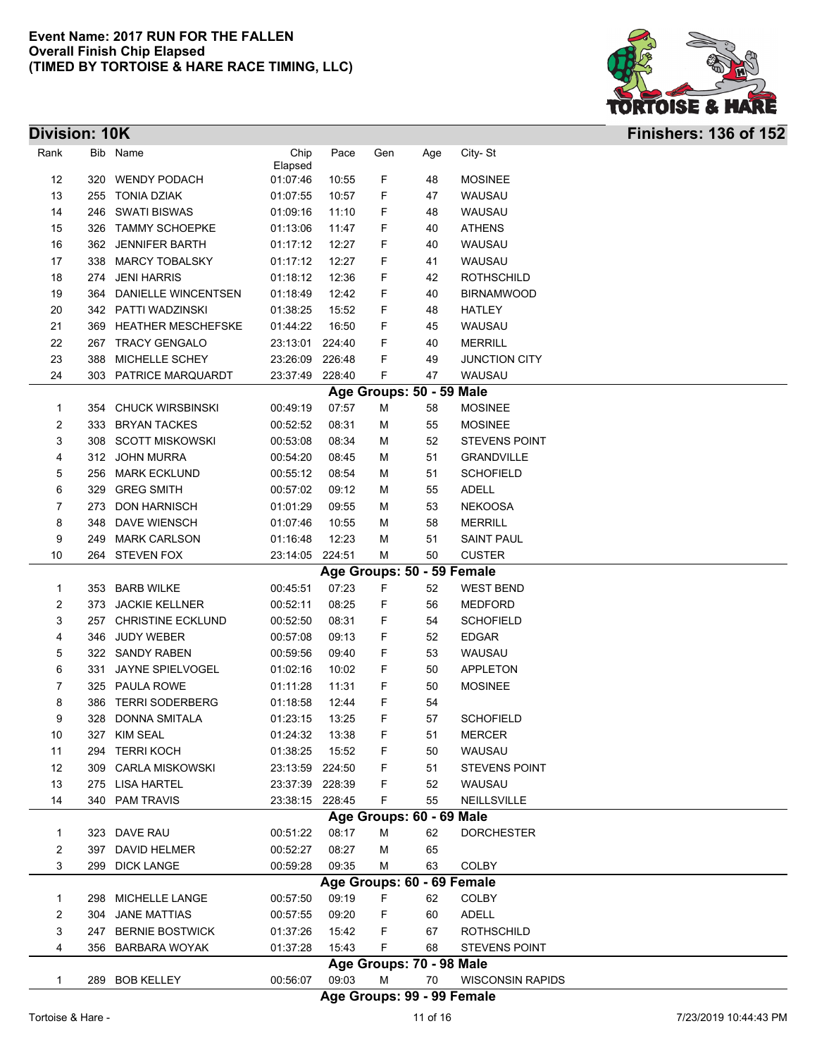**Event Name: 2017 RUN FOR THE FALLEN**
**Overall Finish Chip Elapsed**
**(TIMED BY TORTOISE & HARE RACE TIMING, LLC)**

## Division: 10K

**Finishers: 136 of 152**

| Rank | Bib | Name | Chip Elapsed | Pace | Gen | Age | City- St |
|---|---|---|---|---|---|---|---|
| 12 | 320 | WENDY PODACH | 01:07:46 | 10:55 | F | 48 | MOSINEE |
| 13 | 255 | TONIA DZIAK | 01:07:55 | 10:57 | F | 47 | WAUSAU |
| 14 | 246 | SWATI BISWAS | 01:09:16 | 11:10 | F | 48 | WAUSAU |
| 15 | 326 | TAMMY SCHOEPKE | 01:13:06 | 11:47 | F | 40 | ATHENS |
| 16 | 362 | JENNIFER BARTH | 01:17:12 | 12:27 | F | 40 | WAUSAU |
| 17 | 338 | MARCY TOBALSKY | 01:17:12 | 12:27 | F | 41 | WAUSAU |
| 18 | 274 | JENI HARRIS | 01:18:12 | 12:36 | F | 42 | ROTHSCHILD |
| 19 | 364 | DANIELLE WINCENTSEN | 01:18:49 | 12:42 | F | 40 | BIRNAMWOOD |
| 20 | 342 | PATTI WADZINSKI | 01:38:25 | 15:52 | F | 48 | HATLEY |
| 21 | 369 | HEATHER MESCHEFSKE | 01:44:22 | 16:50 | F | 45 | WAUSAU |
| 22 | 267 | TRACY GENGALO | 23:13:01 | 224:40 | F | 40 | MERRILL |
| 23 | 388 | MICHELLE SCHEY | 23:26:09 | 226:48 | F | 49 | JUNCTION CITY |
| 24 | 303 | PATRICE MARQUARDT | 23:37:49 | 228:40 | F | 47 | WAUSAU |

### Age Groups: 50 - 59 Male

| Rank | Bib | Name | Chip Elapsed | Pace | Gen | Age | City- St |
|---|---|---|---|---|---|---|---|
| 1 | 354 | CHUCK WIRSBINSKI | 00:49:19 | 07:57 | M | 58 | MOSINEE |
| 2 | 333 | BRYAN TACKES | 00:52:52 | 08:31 | M | 55 | MOSINEE |
| 3 | 308 | SCOTT MISKOWSKI | 00:53:08 | 08:34 | M | 52 | STEVENS POINT |
| 4 | 312 | JOHN MURRA | 00:54:20 | 08:45 | M | 51 | GRANDVILLE |
| 5 | 256 | MARK ECKLUND | 00:55:12 | 08:54 | M | 51 | SCHOFIELD |
| 6 | 329 | GREG SMITH | 00:57:02 | 09:12 | M | 55 | ADELL |
| 7 | 273 | DON HARNISCH | 01:01:29 | 09:55 | M | 53 | NEKOOSA |
| 8 | 348 | DAVE WIENSCH | 01:07:46 | 10:55 | M | 58 | MERRILL |
| 9 | 249 | MARK CARLSON | 01:16:48 | 12:23 | M | 51 | SAINT PAUL |
| 10 | 264 | STEVEN FOX | 23:14:05 | 224:51 | M | 50 | CUSTER |

### Age Groups: 50 - 59 Female

| Rank | Bib | Name | Chip Elapsed | Pace | Gen | Age | City- St |
|---|---|---|---|---|---|---|---|
| 1 | 353 | BARB WILKE | 00:45:51 | 07:23 | F | 52 | WEST BEND |
| 2 | 373 | JACKIE KELLNER | 00:52:11 | 08:25 | F | 56 | MEDFORD |
| 3 | 257 | CHRISTINE ECKLUND | 00:52:50 | 08:31 | F | 54 | SCHOFIELD |
| 4 | 346 | JUDY WEBER | 00:57:08 | 09:13 | F | 52 | EDGAR |
| 5 | 322 | SANDY RABEN | 00:59:56 | 09:40 | F | 53 | WAUSAU |
| 6 | 331 | JAYNE SPIELVOGEL | 01:02:16 | 10:02 | F | 50 | APPLETON |
| 7 | 325 | PAULA ROWE | 01:11:28 | 11:31 | F | 50 | MOSINEE |
| 8 | 386 | TERRI SODERBERG | 01:18:58 | 12:44 | F | 54 | |
| 9 | 328 | DONNA SMITALA | 01:23:15 | 13:25 | F | 57 | SCHOFIELD |
| 10 | 327 | KIM SEAL | 01:24:32 | 13:38 | F | 51 | MERCER |
| 11 | 294 | TERRI KOCH | 01:38:25 | 15:52 | F | 50 | WAUSAU |
| 12 | 309 | CARLA MISKOWSKI | 23:13:59 | 224:50 | F | 51 | STEVENS POINT |
| 13 | 275 | LISA HARTEL | 23:37:39 | 228:39 | F | 52 | WAUSAU |
| 14 | 340 | PAM TRAVIS | 23:38:15 | 228:45 | F | 55 | NEILLSVILLE |

### Age Groups: 60 - 69 Male

| Rank | Bib | Name | Chip Elapsed | Pace | Gen | Age | City- St |
|---|---|---|---|---|---|---|---|
| 1 | 323 | DAVE RAU | 00:51:22 | 08:17 | M | 62 | DORCHESTER |
| 2 | 397 | DAVID HELMER | 00:52:27 | 08:27 | M | 65 | |
| 3 | 299 | DICK LANGE | 00:59:28 | 09:35 | M | 63 | COLBY |

### Age Groups: 60 - 69 Female

| Rank | Bib | Name | Chip Elapsed | Pace | Gen | Age | City- St |
|---|---|---|---|---|---|---|---|
| 1 | 298 | MICHELLE LANGE | 00:57:50 | 09:19 | F | 62 | COLBY |
| 2 | 304 | JANE MATTIAS | 00:57:55 | 09:20 | F | 60 | ADELL |
| 3 | 247 | BERNIE BOSTWICK | 01:37:26 | 15:42 | F | 67 | ROTHSCHILD |
| 4 | 356 | BARBARA WOYAK | 01:37:28 | 15:43 | F | 68 | STEVENS POINT |

### Age Groups: 70 - 98 Male

| Rank | Bib | Name | Chip Elapsed | Pace | Gen | Age | City- St |
|---|---|---|---|---|---|---|---|
| 1 | 289 | BOB KELLEY | 00:56:07 | 09:03 | M | 70 | WISCONSIN RAPIDS |

### Age Groups: 99 - 99 Female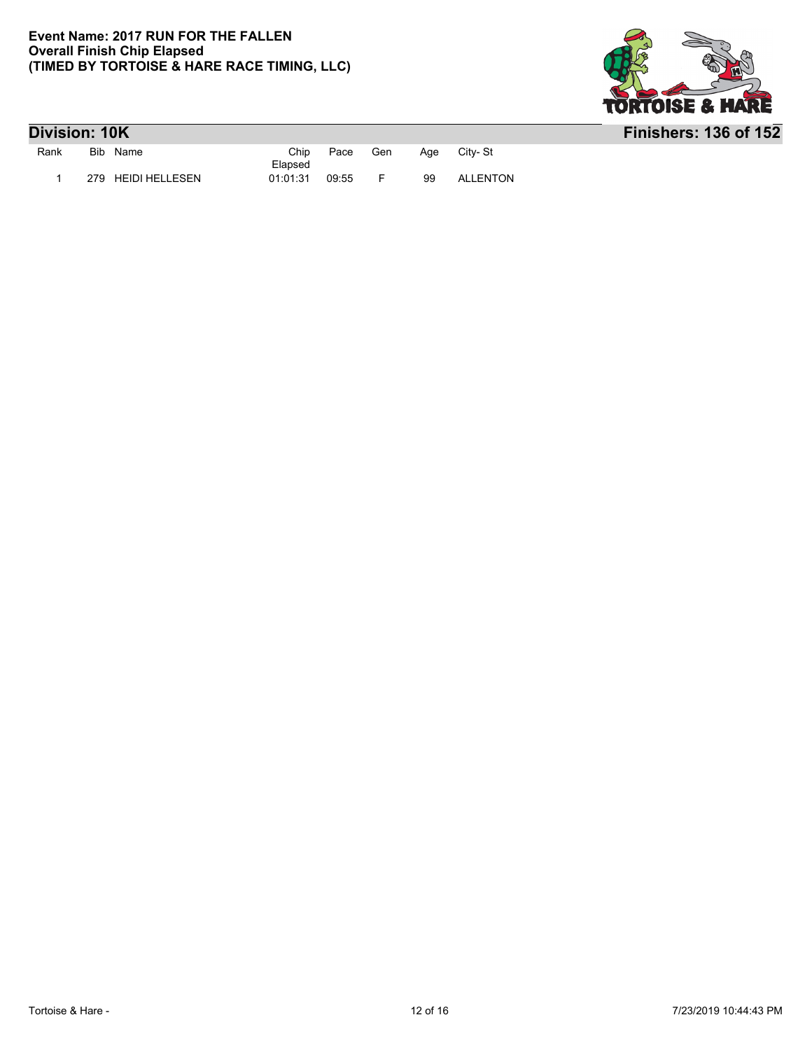**Event Name: 2017 RUN FOR THE FALLEN**
**Overall Finish Chip Elapsed**
**(TIMED BY TORTOISE & HARE RACE TIMING, LLC)**

## Division: 10K

**Finishers: 136 of 152**

| Rank | Bib | Name | Chip Elapsed | Pace | Gen | Age | City- St |
|---|---|---|---|---|---|---|---|
| 1 | 279 | HEIDI HELLESEN | 01:01:31 | 09:55 | F | 99 | ALLENTON |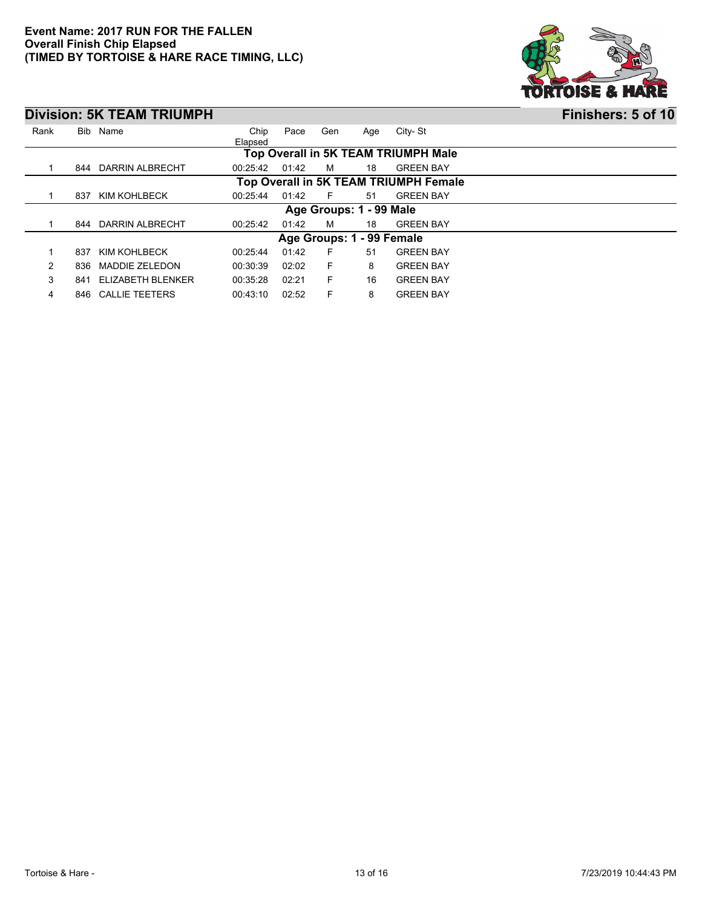**Event Name: 2017 RUN FOR THE FALLEN**
**Overall Finish Chip Elapsed**
**(TIMED BY TORTOISE & HARE RACE TIMING, LLC)**

## Division: 5K TEAM TRIUMPH

**Finishers: 5 of 10**

| Rank | Bib | Name | Chip Elapsed | Pace | Gen | Age | City- St |
|---|---|---|---|---|---|---|---|
| **Top Overall in 5K TEAM TRIUMPH Male** | | | | | | | |
| 1 | 844 | DARRIN ALBRECHT | 00:25:42 | 01:42 | M | 18 | GREEN BAY |
| **Top Overall in 5K TEAM TRIUMPH Female** | | | | | | | |
| 1 | 837 | KIM KOHLBECK | 00:25:44 | 01:42 | F | 51 | GREEN BAY |
| **Age Groups: 1 - 99 Male** | | | | | | | |
| 1 | 844 | DARRIN ALBRECHT | 00:25:42 | 01:42 | M | 18 | GREEN BAY |
| **Age Groups: 1 - 99 Female** | | | | | | | |
| 1 | 837 | KIM KOHLBECK | 00:25:44 | 01:42 | F | 51 | GREEN BAY |
| 2 | 836 | MADDIE ZELEDON | 00:30:39 | 02:02 | F | 8 | GREEN BAY |
| 3 | 841 | ELIZABETH BLENKER | 00:35:28 | 02:21 | F | 16 | GREEN BAY |
| 4 | 846 | CALLIE TEETERS | 00:43:10 | 02:52 | F | 8 | GREEN BAY |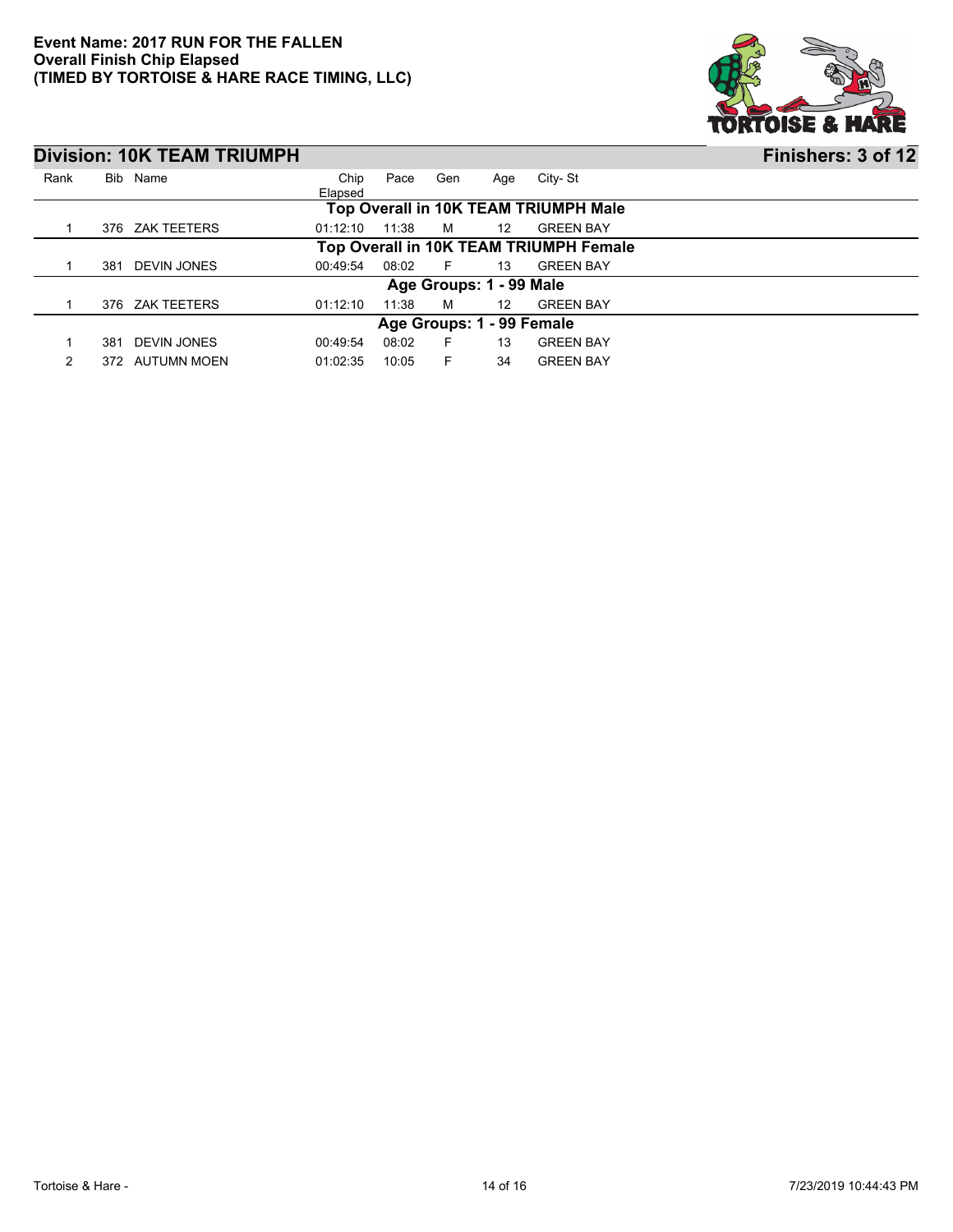**Event Name: 2017 RUN FOR THE FALLEN**
**Overall Finish Chip Elapsed**
**(TIMED BY TORTOISE & HARE RACE TIMING, LLC)**

## Division: 10K TEAM TRIUMPH

**Finishers: 3 of 12**

| Rank | Bib | Name | Chip Elapsed | Pace | Gen | Age | City- St |
|---|---|---|---|---|---|---|---|
| **Top Overall in 10K TEAM TRIUMPH Male** | | | | | | | |
| 1 | 376 | ZAK TEETERS | 01:12:10 | 11:38 | M | 12 | GREEN BAY |
| **Top Overall in 10K TEAM TRIUMPH Female** | | | | | | | |
| 1 | 381 | DEVIN JONES | 00:49:54 | 08:02 | F | 13 | GREEN BAY |
| **Age Groups: 1 - 99 Male** | | | | | | | |
| 1 | 376 | ZAK TEETERS | 01:12:10 | 11:38 | M | 12 | GREEN BAY |
| **Age Groups: 1 - 99 Female** | | | | | | | |
| 1 | 381 | DEVIN JONES | 00:49:54 | 08:02 | F | 13 | GREEN BAY |
| 2 | 372 | AUTUMN MOEN | 01:02:35 | 10:05 | F | 34 | GREEN BAY |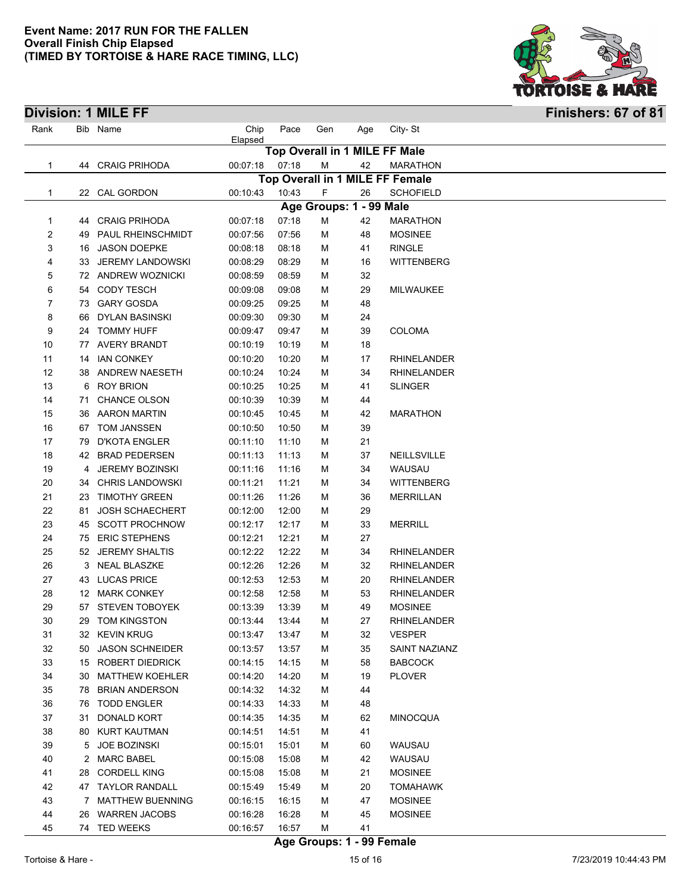**Event Name: 2017 RUN FOR THE FALLEN**
**Overall Finish Chip Elapsed**
**(TIMED BY TORTOISE & HARE RACE TIMING, LLC)**

## Division: 1 MILE FF

**Finishers: 67 of 81**

| Rank | Bib | Name | Chip Elapsed | Pace | Gen | Age | City- St |
|---|---|---|---|---|---|---|---|
| **Top Overall in 1 MILE FF Male** | | | | | | | |
| 1 | 44 | CRAIG PRIHODA | 00:07:18 | 07:18 | M | 42 | MARATHON |
| **Top Overall in 1 MILE FF Female** | | | | | | | |
| 1 | 22 | CAL GORDON | 00:10:43 | 10:43 | F | 26 | SCHOFIELD |
| **Age Groups: 1 - 99 Male** | | | | | | | |
| 1 | 44 | CRAIG PRIHODA | 00:07:18 | 07:18 | M | 42 | MARATHON |
| 2 | 49 | PAUL RHEINSCHMIDT | 00:07:56 | 07:56 | M | 48 | MOSINEE |
| 3 | 16 | JASON DOEPKE | 00:08:18 | 08:18 | M | 41 | RINGLE |
| 4 | 33 | JEREMY LANDOWSKI | 00:08:29 | 08:29 | M | 16 | WITTENBERG |
| 5 | 72 | ANDREW WOZNICKI | 00:08:59 | 08:59 | M | 32 | |
| 6 | 54 | CODY TESCH | 00:09:08 | 09:08 | M | 29 | MILWAUKEE |
| 7 | 73 | GARY GOSDA | 00:09:25 | 09:25 | M | 48 | |
| 8 | 66 | DYLAN BASINSKI | 00:09:30 | 09:30 | M | 24 | |
| 9 | 24 | TOMMY HUFF | 00:09:47 | 09:47 | M | 39 | COLOMA |
| 10 | 77 | AVERY BRANDT | 00:10:19 | 10:19 | M | 18 | |
| 11 | 14 | IAN CONKEY | 00:10:20 | 10:20 | M | 17 | RHINELANDER |
| 12 | 38 | ANDREW NAESETH | 00:10:24 | 10:24 | M | 34 | RHINELANDER |
| 13 | 6 | ROY BRION | 00:10:25 | 10:25 | M | 41 | SLINGER |
| 14 | 71 | CHANCE OLSON | 00:10:39 | 10:39 | M | 44 | |
| 15 | 36 | AARON MARTIN | 00:10:45 | 10:45 | M | 42 | MARATHON |
| 16 | 67 | TOM JANSSEN | 00:10:50 | 10:50 | M | 39 | |
| 17 | 79 | D'KOTA ENGLER | 00:11:10 | 11:10 | M | 21 | |
| 18 | 42 | BRAD PEDERSEN | 00:11:13 | 11:13 | M | 37 | NEILLSVILLE |
| 19 | 4 | JEREMY BOZINSKI | 00:11:16 | 11:16 | M | 34 | WAUSAU |
| 20 | 34 | CHRIS LANDOWSKI | 00:11:21 | 11:21 | M | 34 | WITTENBERG |
| 21 | 23 | TIMOTHY GREEN | 00:11:26 | 11:26 | M | 36 | MERRILLAN |
| 22 | 81 | JOSH SCHAECHERT | 00:12:00 | 12:00 | M | 29 | |
| 23 | 45 | SCOTT PROCHNOW | 00:12:17 | 12:17 | M | 33 | MERRILL |
| 24 | 75 | ERIC STEPHENS | 00:12:21 | 12:21 | M | 27 | |
| 25 | 52 | JEREMY SHALTIS | 00:12:22 | 12:22 | M | 34 | RHINELANDER |
| 26 | 3 | NEAL BLASZKE | 00:12:26 | 12:26 | M | 32 | RHINELANDER |
| 27 | 43 | LUCAS PRICE | 00:12:53 | 12:53 | M | 20 | RHINELANDER |
| 28 | 12 | MARK CONKEY | 00:12:58 | 12:58 | M | 53 | RHINELANDER |
| 29 | 57 | STEVEN TOBOYEK | 00:13:39 | 13:39 | M | 49 | MOSINEE |
| 30 | 29 | TOM KINGSTON | 00:13:44 | 13:44 | M | 27 | RHINELANDER |
| 31 | 32 | KEVIN KRUG | 00:13:47 | 13:47 | M | 32 | VESPER |
| 32 | 50 | JASON SCHNEIDER | 00:13:57 | 13:57 | M | 35 | SAINT NAZIANZ |
| 33 | 15 | ROBERT DIEDRICK | 00:14:15 | 14:15 | M | 58 | BABCOCK |
| 34 | 30 | MATTHEW KOEHLER | 00:14:20 | 14:20 | M | 19 | PLOVER |
| 35 | 78 | BRIAN ANDERSON | 00:14:32 | 14:32 | M | 44 | |
| 36 | 76 | TODD ENGLER | 00:14:33 | 14:33 | M | 48 | |
| 37 | 31 | DONALD KORT | 00:14:35 | 14:35 | M | 62 | MINOCQUA |
| 38 | 80 | KURT KAUTMAN | 00:14:51 | 14:51 | M | 41 | |
| 39 | 5 | JOE BOZINSKI | 00:15:01 | 15:01 | M | 60 | WAUSAU |
| 40 | 2 | MARC BABEL | 00:15:08 | 15:08 | M | 42 | WAUSAU |
| 41 | 28 | CORDELL KING | 00:15:08 | 15:08 | M | 21 | MOSINEE |
| 42 | 47 | TAYLOR RANDALL | 00:15:49 | 15:49 | M | 20 | TOMAHAWK |
| 43 | 7 | MATTHEW BUENNING | 00:16:15 | 16:15 | M | 47 | MOSINEE |
| 44 | 26 | WARREN JACOBS | 00:16:28 | 16:28 | M | 45 | MOSINEE |
| 45 | 74 | TED WEEKS | 00:16:57 | 16:57 | M | 41 | |

**Age Groups: 1 - 99 Female**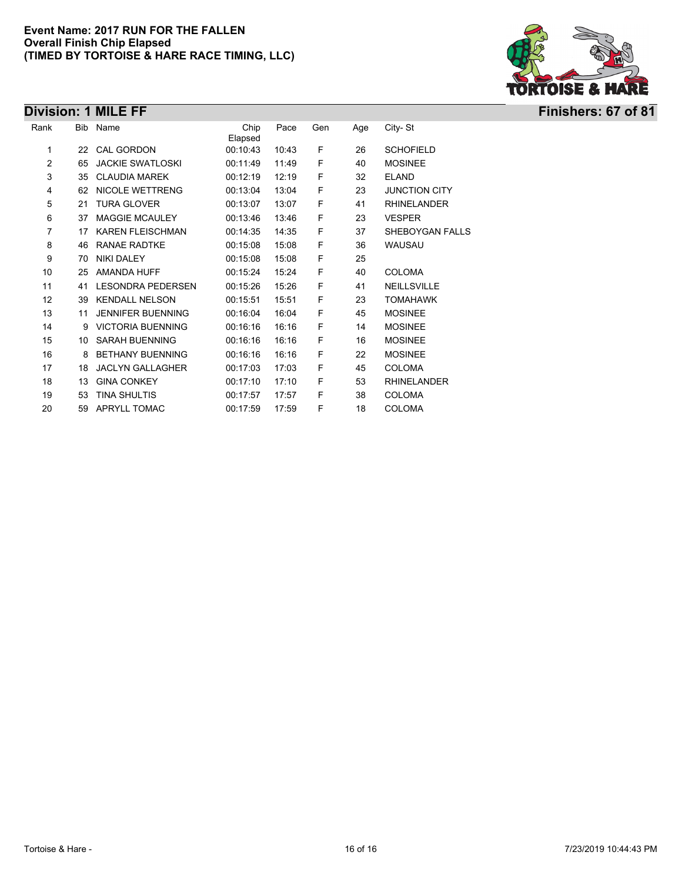**Event Name: 2017 RUN FOR THE FALLEN**
**Overall Finish Chip Elapsed**
**(TIMED BY TORTOISE & HARE RACE TIMING, LLC)**

## Division: 1 MILE FF

**Finishers: 67 of 81**

| Rank | Bib | Name | Chip Elapsed | Pace | Gen | Age | City- St |
|---|---|---|---|---|---|---|---|
| 1 | 22 | CAL GORDON | 00:10:43 | 10:43 | F | 26 | SCHOFIELD |
| 2 | 65 | JACKIE SWATLOSKI | 00:11:49 | 11:49 | F | 40 | MOSINEE |
| 3 | 35 | CLAUDIA MAREK | 00:12:19 | 12:19 | F | 32 | ELAND |
| 4 | 62 | NICOLE WETTRENG | 00:13:04 | 13:04 | F | 23 | JUNCTION CITY |
| 5 | 21 | TURA GLOVER | 00:13:07 | 13:07 | F | 41 | RHINELANDER |
| 6 | 37 | MAGGIE MCAULEY | 00:13:46 | 13:46 | F | 23 | VESPER |
| 7 | 17 | KAREN FLEISCHMAN | 00:14:35 | 14:35 | F | 37 | SHEBOYGAN FALLS |
| 8 | 46 | RANAE RADTKE | 00:15:08 | 15:08 | F | 36 | WAUSAU |
| 9 | 70 | NIKI DALEY | 00:15:08 | 15:08 | F | 25 | |
| 10 | 25 | AMANDA HUFF | 00:15:24 | 15:24 | F | 40 | COLOMA |
| 11 | 41 | LESONDRA PEDERSEN | 00:15:26 | 15:26 | F | 41 | NEILLSVILLE |
| 12 | 39 | KENDALL NELSON | 00:15:51 | 15:51 | F | 23 | TOMAHAWK |
| 13 | 11 | JENNIFER BUENNING | 00:16:04 | 16:04 | F | 45 | MOSINEE |
| 14 | 9 | VICTORIA BUENNING | 00:16:16 | 16:16 | F | 14 | MOSINEE |
| 15 | 10 | SARAH BUENNING | 00:16:16 | 16:16 | F | 16 | MOSINEE |
| 16 | 8 | BETHANY BUENNING | 00:16:16 | 16:16 | F | 22 | MOSINEE |
| 17 | 18 | JACLYN GALLAGHER | 00:17:03 | 17:03 | F | 45 | COLOMA |
| 18 | 13 | GINA CONKEY | 00:17:10 | 17:10 | F | 53 | RHINELANDER |
| 19 | 53 | TINA SHULTIS | 00:17:57 | 17:57 | F | 38 | COLOMA |
| 20 | 59 | APRYLL TOMAC | 00:17:59 | 17:59 | F | 18 | COLOMA |